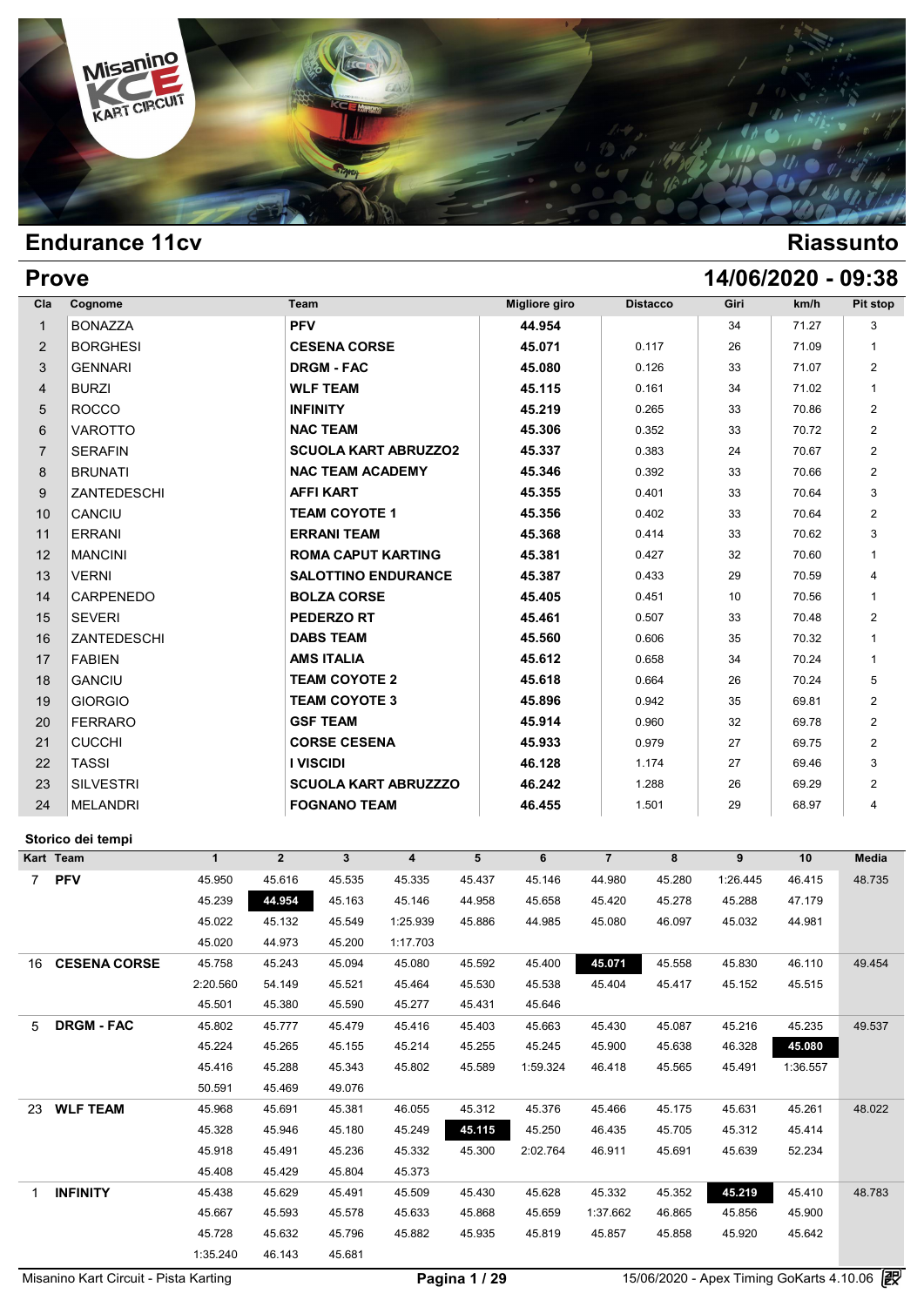# Endurance 11cv

# Riassunto

## Prove

## 14/06/2020 - 09:38

| Cla | Cognome | Team | Migliore giro | Distacco | Giri | km/h | Pit stop |
|---|---|---|---|---|---|---|---|
| 1 | BONAZZA | **PFV** | **44.954** | | 34 | 71.27 | 3 |
| 2 | BORGHESI | **CESENA CORSE** | **45.071** | 0.117 | 26 | 71.09 | 1 |
| 3 | GENNARI | **DRGM - FAC** | **45.080** | 0.126 | 33 | 71.07 | 2 |
| 4 | BURZI | **WLF TEAM** | **45.115** | 0.161 | 34 | 71.02 | 1 |
| 5 | ROCCO | **INFINITY** | **45.219** | 0.265 | 33 | 70.86 | 2 |
| 6 | VAROTTO | **NAC TEAM** | **45.306** | 0.352 | 33 | 70.72 | 2 |
| 7 | SERAFIN | **SCUOLA KART ABRUZZO2** | **45.337** | 0.383 | 24 | 70.67 | 2 |
| 8 | BRUNATI | **NAC TEAM ACADEMY** | **45.346** | 0.392 | 33 | 70.66 | 2 |
| 9 | ZANTEDESCHI | **AFFI KART** | **45.355** | 0.401 | 33 | 70.64 | 3 |
| 10 | CANCIU | **TEAM COYOTE 1** | **45.356** | 0.402 | 33 | 70.64 | 2 |
| 11 | ERRANI | **ERRANI TEAM** | **45.368** | 0.414 | 33 | 70.62 | 3 |
| 12 | MANCINI | **ROMA CAPUT KARTING** | **45.381** | 0.427 | 32 | 70.60 | 1 |
| 13 | VERNI | **SALOTTINO ENDURANCE** | **45.387** | 0.433 | 29 | 70.59 | 4 |
| 14 | CARPENEDO | **BOLZA CORSE** | **45.405** | 0.451 | 10 | 70.56 | 1 |
| 15 | SEVERI | **PEDERZO RT** | **45.461** | 0.507 | 33 | 70.48 | 2 |
| 16 | ZANTEDESCHI | **DABS TEAM** | **45.560** | 0.606 | 35 | 70.32 | 1 |
| 17 | FABIEN | **AMS ITALIA** | **45.612** | 0.658 | 34 | 70.24 | 1 |
| 18 | GANCIU | **TEAM COYOTE 2** | **45.618** | 0.664 | 26 | 70.24 | 5 |
| 19 | GIORGIO | **TEAM COYOTE 3** | **45.896** | 0.942 | 35 | 69.81 | 2 |
| 20 | FERRARO | **GSF TEAM** | **45.914** | 0.960 | 32 | 69.78 | 2 |
| 21 | CUCCHI | **CORSE CESENA** | **45.933** | 0.979 | 27 | 69.75 | 2 |
| 22 | TASSI | **I VISCIDI** | **46.128** | 1.174 | 27 | 69.46 | 3 |
| 23 | SILVESTRI | **SCUOLA KART ABRUZZZO** | **46.242** | 1.288 | 26 | 69.29 | 2 |
| 24 | MELANDRI | **FOGNANO TEAM** | **46.455** | 1.501 | 29 | 68.97 | 4 |

### Storico dei tempi

| Kart | Team | 1 | 2 | 3 | 4 | 5 | 6 | 7 | 8 | 9 | 10 | Media |
|---|---|---|---|---|---|---|---|---|---|---|---|---|
| 7 | **PFV** | 45.950 | 45.616 | 45.535 | 45.335 | 45.437 | 45.146 | 44.980 | 45.280 | 1:26.445 | 46.415 | 48.735 |
| | | 45.239 | **44.954** | 45.163 | 45.146 | 44.958 | 45.658 | 45.420 | 45.278 | 45.288 | 47.179 | |
| | | 45.022 | 45.132 | 45.549 | 1:25.939 | 45.886 | 44.985 | 45.080 | 46.097 | 45.032 | 44.981 | |
| | | 45.020 | 44.973 | 45.200 | 1:17.703 | | | | | | | |
| 16 | **CESENA CORSE** | 45.758 | 45.243 | 45.094 | 45.080 | 45.592 | 45.400 | **45.071** | 45.558 | 45.830 | 46.110 | 49.454 |
| | | 2:20.560 | 54.149 | 45.521 | 45.464 | 45.530 | 45.538 | 45.404 | 45.417 | 45.152 | 45.515 | |
| | | 45.501 | 45.380 | 45.590 | 45.277 | 45.431 | 45.646 | | | | | |
| 5 | **DRGM - FAC** | 45.802 | 45.777 | 45.479 | 45.416 | 45.403 | 45.663 | 45.430 | 45.087 | 45.216 | 45.235 | 49.537 |
| | | 45.224 | 45.265 | 45.155 | 45.214 | 45.255 | 45.245 | 45.900 | 45.638 | 46.328 | **45.080** | |
| | | 45.416 | 45.288 | 45.343 | 45.802 | 45.589 | 1:59.324 | 46.418 | 45.565 | 45.491 | 1:36.557 | |
| | | 50.591 | 45.469 | 49.076 | | | | | | | | |
| 23 | **WLF TEAM** | 45.968 | 45.691 | 45.381 | 46.055 | 45.312 | 45.376 | 45.466 | 45.175 | 45.631 | 45.261 | 48.022 |
| | | 45.328 | 45.946 | 45.180 | 45.249 | **45.115** | 45.250 | 46.435 | 45.705 | 45.312 | 45.414 | |
| | | 45.918 | 45.491 | 45.236 | 45.332 | 45.300 | 2:02.764 | 46.911 | 45.691 | 45.639 | 52.234 | |
| | | 45.408 | 45.429 | 45.804 | 45.373 | | | | | | | |
| 1 | **INFINITY** | 45.438 | 45.629 | 45.491 | 45.509 | 45.430 | 45.628 | 45.332 | 45.352 | **45.219** | 45.410 | 48.783 |
| | | 45.667 | 45.593 | 45.578 | 45.633 | 45.868 | 45.659 | 1:37.662 | 46.865 | 45.856 | 45.900 | |
| | | 45.728 | 45.632 | 45.796 | 45.882 | 45.935 | 45.819 | 45.857 | 45.858 | 45.920 | 45.642 | |
| | | 1:35.240 | 46.143 | 45.681 | | | | | | | | |

Misanino Kart Circuit - Pista Karting — 15/06/2020 - Apex Timing GoKarts 4.10.06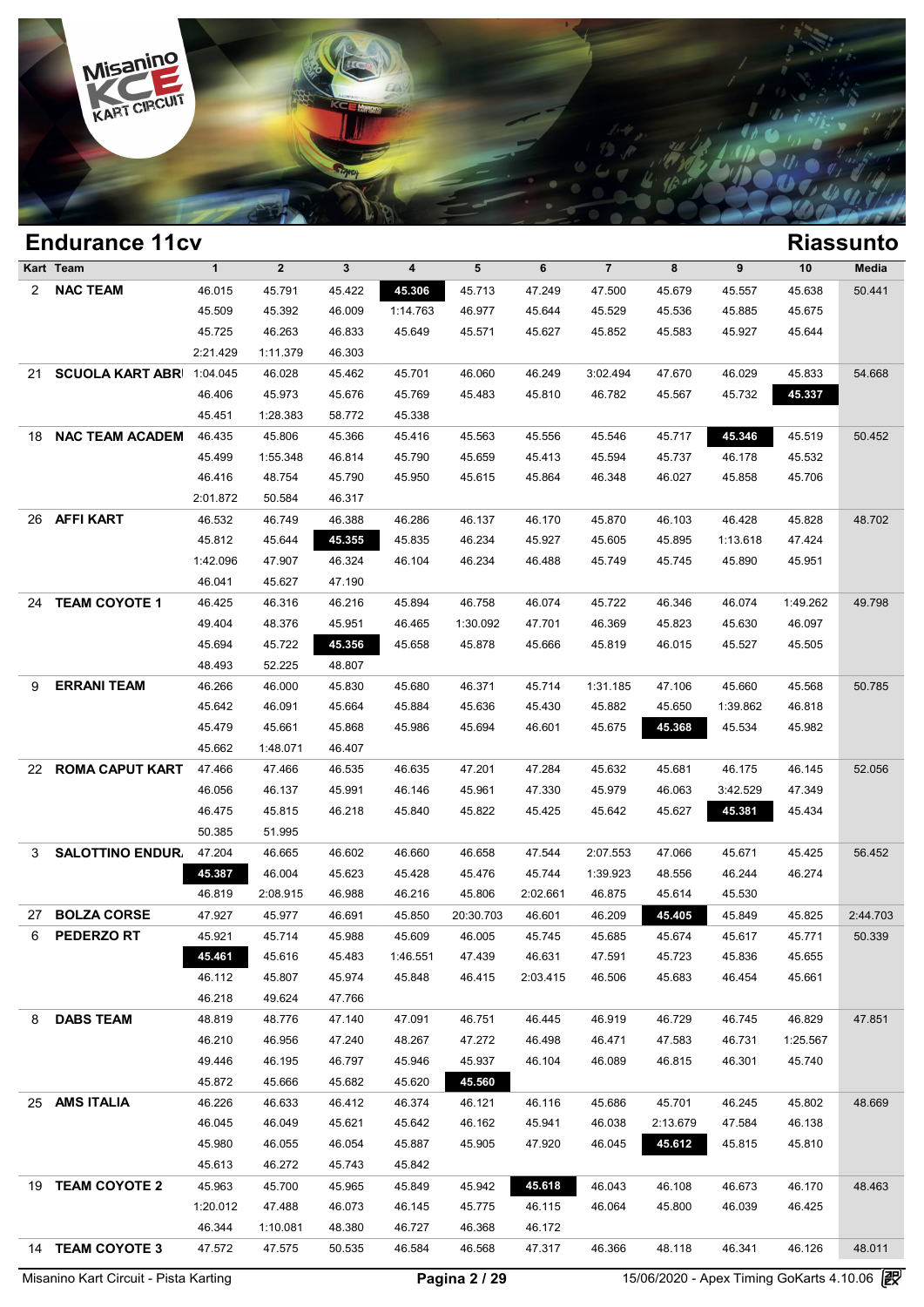## Endurance 11cv

## Riassunto

| Kart | Team | 1 | 2 | 3 | 4 | 5 | 6 | 7 | 8 | 9 | 10 | Media |
|---|---|---|---|---|---|---|---|---|---|---|---|---|
| 2 | **NAC TEAM** | 46.015 | 45.791 | 45.422 | **45.306** | 45.713 | 47.249 | 47.500 | 45.679 | 45.557 | 45.638 | 50.441 |
| | | 45.509 | 45.392 | 46.009 | 1:14.763 | 46.977 | 45.644 | 45.529 | 45.536 | 45.885 | 45.675 | |
| | | 45.725 | 46.263 | 46.833 | 45.649 | 45.571 | 45.627 | 45.852 | 45.583 | 45.927 | 45.644 | |
| | | 2:21.429 | 1:11.379 | 46.303 | | | | | | | | |
| 21 | **SCUOLA KART ABR** | 1:04.045 | 46.028 | 45.462 | 45.701 | 46.060 | 46.249 | 3:02.494 | 47.670 | 46.029 | 45.833 | 54.668 |
| | | 46.406 | 45.973 | 45.676 | 45.769 | 45.483 | 45.810 | 46.782 | 45.567 | 45.732 | **45.337** | |
| | | 45.451 | 1:28.383 | 58.772 | 45.338 | | | | | | | |
| 18 | **NAC TEAM ACADEM** | 46.435 | 45.806 | 45.366 | 45.416 | 45.563 | 45.556 | 45.546 | 45.717 | **45.346** | 45.519 | 50.452 |
| | | 45.499 | 1:55.348 | 46.814 | 45.790 | 45.659 | 45.413 | 45.594 | 45.737 | 46.178 | 45.532 | |
| | | 46.416 | 48.754 | 45.790 | 45.950 | 45.615 | 45.864 | 46.348 | 46.027 | 45.858 | 45.706 | |
| | | 2:01.872 | 50.584 | 46.317 | | | | | | | | |
| 26 | **AFFI KART** | 46.532 | 46.749 | 46.388 | 46.286 | 46.137 | 46.170 | 45.870 | 46.103 | 46.428 | 45.828 | 48.702 |
| | | 45.812 | 45.644 | **45.355** | 45.835 | 46.234 | 45.927 | 45.605 | 45.895 | 1:13.618 | 47.424 | |
| | | 1:42.096 | 47.907 | 46.324 | 46.104 | 46.234 | 46.488 | 45.749 | 45.745 | 45.890 | 45.951 | |
| | | 46.041 | 45.627 | 47.190 | | | | | | | | |
| 24 | **TEAM COYOTE 1** | 46.425 | 46.316 | 46.216 | 45.894 | 46.758 | 46.074 | 45.722 | 46.346 | 46.074 | 1:49.262 | 49.798 |
| | | 49.404 | 48.376 | 45.951 | 46.465 | 1:30.092 | 47.701 | 46.369 | 45.823 | 45.630 | 46.097 | |
| | | 45.694 | 45.722 | **45.356** | 45.658 | 45.878 | 45.666 | 45.819 | 46.015 | 45.527 | 45.505 | |
| | | 48.493 | 52.225 | 48.807 | | | | | | | | |
| 9 | **ERRANI TEAM** | 46.266 | 46.000 | 45.830 | 45.680 | 46.371 | 45.714 | 1:31.185 | 47.106 | 45.660 | 45.568 | 50.785 |
| | | 45.642 | 46.091 | 45.664 | 45.884 | 45.636 | 45.430 | 45.882 | 45.650 | 1:39.862 | 46.818 | |
| | | 45.479 | 45.661 | 45.868 | 45.986 | 45.694 | 46.601 | 45.675 | **45.368** | 45.534 | 45.982 | |
| | | 45.662 | 1:48.071 | 46.407 | | | | | | | | |
| 22 | **ROMA CAPUT KART** | 47.466 | 47.466 | 46.535 | 46.635 | 47.201 | 47.284 | 45.632 | 45.681 | 46.175 | 46.145 | 52.056 |
| | | 46.056 | 46.137 | 45.991 | 46.146 | 45.961 | 47.330 | 45.979 | 46.063 | 3:42.529 | 47.349 | |
| | | 46.475 | 45.815 | 46.218 | 45.840 | 45.822 | 45.425 | 45.642 | 45.627 | **45.381** | 45.434 | |
| | | 50.385 | 51.995 | | | | | | | | | |
| 3 | **SALOTTINO ENDUR** | 47.204 | 46.665 | 46.602 | 46.660 | 46.658 | 47.544 | 2:07.553 | 47.066 | 45.671 | 45.425 | 56.452 |
| | | **45.387** | 46.004 | 45.623 | 45.428 | 45.476 | 45.744 | 1:39.923 | 48.556 | 46.244 | 46.274 | |
| | | 46.819 | 2:08.915 | 46.988 | 46.216 | 45.806 | 2:02.661 | 46.875 | 45.614 | 45.530 | | |
| 27 | **BOLZA CORSE** | 47.927 | 45.977 | 46.691 | 45.850 | 20:30.703 | 46.601 | 46.209 | **45.405** | 45.849 | 45.825 | 2:44.703 |
| 6 | **PEDERZO RT** | 45.921 | 45.714 | 45.988 | 45.609 | 46.005 | 45.745 | 45.685 | 45.674 | 45.617 | 45.771 | 50.339 |
| | | **45.461** | 45.616 | 45.483 | 1:46.551 | 47.439 | 46.631 | 47.591 | 45.723 | 45.836 | 45.655 | |
| | | 46.112 | 45.807 | 45.974 | 45.848 | 46.415 | 2:03.415 | 46.506 | 45.683 | 46.454 | 45.661 | |
| | | 46.218 | 49.624 | 47.766 | | | | | | | | |
| 8 | **DABS TEAM** | 48.819 | 48.776 | 47.140 | 47.091 | 46.751 | 46.445 | 46.919 | 46.729 | 46.745 | 46.829 | 47.851 |
| | | 46.210 | 46.956 | 47.240 | 48.267 | 47.272 | 46.498 | 46.471 | 47.583 | 46.731 | 1:25.567 | |
| | | 49.446 | 46.195 | 46.797 | 45.946 | 45.937 | 46.104 | 46.089 | 46.815 | 46.301 | 45.740 | |
| | | 45.872 | 45.666 | 45.682 | 45.620 | **45.560** | | | | | | |
| 25 | **AMS ITALIA** | 46.226 | 46.633 | 46.412 | 46.374 | 46.121 | 46.116 | 45.686 | 45.701 | 46.245 | 45.802 | 48.669 |
| | | 46.045 | 46.049 | 45.621 | 45.642 | 46.162 | 45.941 | 46.038 | 2:13.679 | 47.584 | 46.138 | |
| | | 45.980 | 46.055 | 46.054 | 45.887 | 45.905 | 47.920 | 46.045 | **45.612** | 45.815 | 45.810 | |
| | | 45.613 | 46.272 | 45.743 | 45.842 | | | | | | | |
| 19 | **TEAM COYOTE 2** | 45.963 | 45.700 | 45.965 | 45.849 | 45.942 | **45.618** | 46.043 | 46.108 | 46.673 | 46.170 | 48.463 |
| | | 1:20.012 | 47.488 | 46.073 | 46.145 | 45.775 | 46.115 | 46.064 | 45.800 | 46.039 | 46.425 | |
| | | 46.344 | 1:10.081 | 48.380 | 46.727 | 46.368 | 46.172 | | | | | |
| 14 | **TEAM COYOTE 3** | 47.572 | 47.575 | 50.535 | 46.584 | 46.568 | 47.317 | 46.366 | 48.118 | 46.341 | 46.126 | 48.011 |

Misanino Kart Circuit - Pista Karting — 15/06/2020 - Apex Timing GoKarts 4.10.06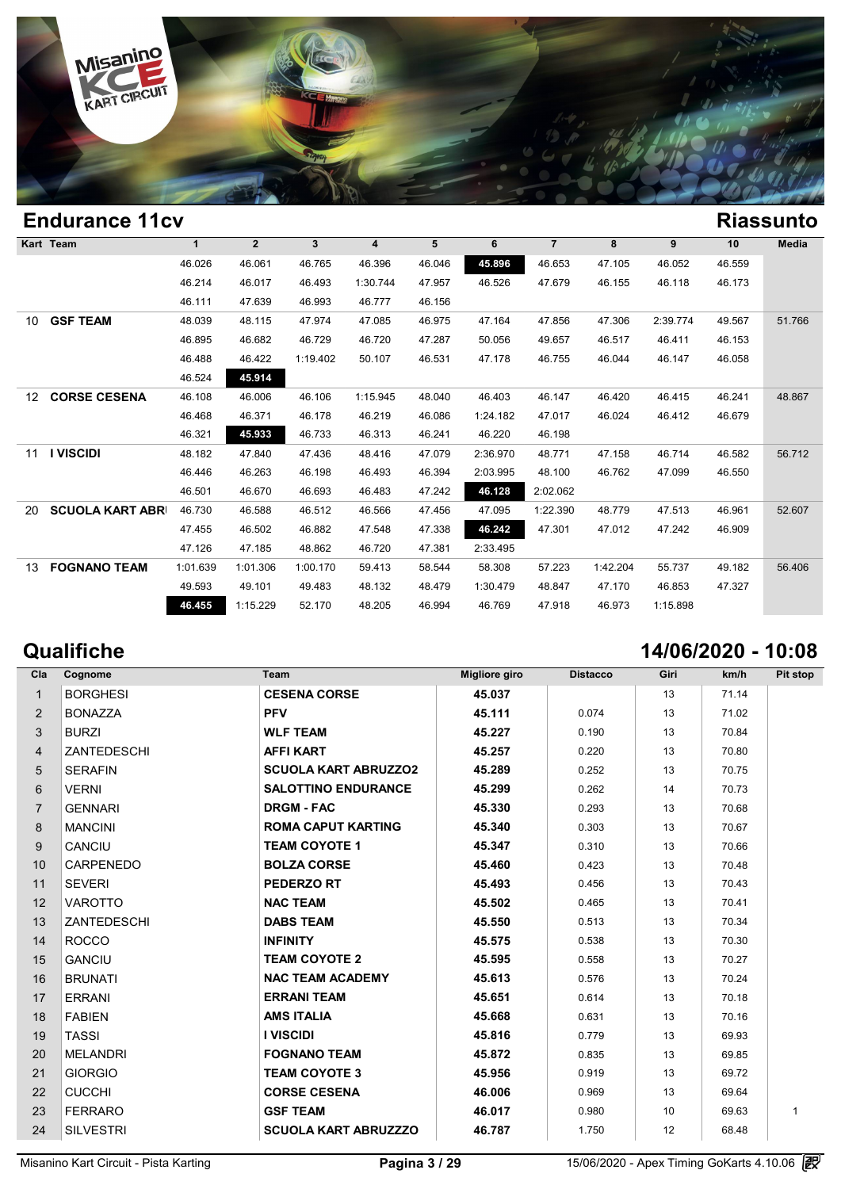## Endurance 11cv

## Riassunto

| Kart | Team | 1 | 2 | 3 | 4 | 5 | 6 | 7 | 8 | 9 | 10 | Media |
|---|---|---|---|---|---|---|---|---|---|---|---|---|
| | | 46.026 | 46.061 | 46.765 | 46.396 | 46.046 | **45.896** | 46.653 | 47.105 | 46.052 | 46.559 | |
| | | 46.214 | 46.017 | 46.493 | 1:30.744 | 47.957 | 46.526 | 47.679 | 46.155 | 46.118 | 46.173 | |
| | | 46.111 | 47.639 | 46.993 | 46.777 | 46.156 | | | | | | |
| 10 | **GSF TEAM** | 48.039 | 48.115 | 47.974 | 47.085 | 46.975 | 47.164 | 47.856 | 47.306 | 2:39.774 | 49.567 | 51.766 |
| | | 46.895 | 46.682 | 46.729 | 46.720 | 47.287 | 50.056 | 49.657 | 46.517 | 46.411 | 46.153 | |
| | | 46.488 | 46.422 | 1:19.402 | 50.107 | 46.531 | 47.178 | 46.755 | 46.044 | 46.147 | 46.058 | |
| | | 46.524 | **45.914** | | | | | | | | | |
| 12 | **CORSE CESENA** | 46.108 | 46.006 | 46.106 | 1:15.945 | 48.040 | 46.403 | 46.147 | 46.420 | 46.415 | 46.241 | 48.867 |
| | | 46.468 | 46.371 | 46.178 | 46.219 | 46.086 | 1:24.182 | 47.017 | 46.024 | 46.412 | 46.679 | |
| | | 46.321 | **45.933** | 46.733 | 46.313 | 46.241 | 46.220 | 46.198 | | | | |
| 11 | **I VISCIDI** | 48.182 | 47.840 | 47.436 | 48.416 | 47.079 | 2:36.970 | 48.771 | 47.158 | 46.714 | 46.582 | 56.712 |
| | | 46.446 | 46.263 | 46.198 | 46.493 | 46.394 | 2:03.995 | 48.100 | 46.762 | 47.099 | 46.550 | |
| | | 46.501 | 46.670 | 46.693 | 46.483 | 47.242 | **46.128** | 2:02.062 | | | | |
| 20 | **SCUOLA KART ABRI** | 46.730 | 46.588 | 46.512 | 46.566 | 47.456 | 47.095 | 1:22.390 | 48.779 | 47.513 | 46.961 | 52.607 |
| | | 47.455 | 46.502 | 46.882 | 47.548 | 47.338 | **46.242** | 47.301 | 47.012 | 47.242 | 46.909 | |
| | | 47.126 | 47.185 | 48.862 | 46.720 | 47.381 | 2:33.495 | | | | | |
| 13 | **FOGNANO TEAM** | 1:01.639 | 1:01.306 | 1:00.170 | 59.413 | 58.544 | 58.308 | 57.223 | 1:42.204 | 55.737 | 49.182 | 56.406 |
| | | 49.593 | 49.101 | 49.483 | 48.132 | 48.479 | 1:30.479 | 48.847 | 47.170 | 46.853 | 47.327 | |
| | | **46.455** | 1:15.229 | 52.170 | 48.205 | 46.994 | 46.769 | 47.918 | 46.973 | 1:15.898 | | |

## Qualifiche

## 14/06/2020 - 10:08

| Cla | Cognome | Team | Migliore giro | Distacco | Giri | km/h | Pit stop |
|---|---|---|---|---|---|---|---|
| 1 | BORGHESI | **CESENA CORSE** | **45.037** | | 13 | 71.14 | |
| 2 | BONAZZA | **PFV** | **45.111** | 0.074 | 13 | 71.02 | |
| 3 | BURZI | **WLF TEAM** | **45.227** | 0.190 | 13 | 70.84 | |
| 4 | ZANTEDESCHI | **AFFI KART** | **45.257** | 0.220 | 13 | 70.80 | |
| 5 | SERAFIN | **SCUOLA KART ABRUZZO2** | **45.289** | 0.252 | 13 | 70.75 | |
| 6 | VERNI | **SALOTTINO ENDURANCE** | **45.299** | 0.262 | 14 | 70.73 | |
| 7 | GENNARI | **DRGM - FAC** | **45.330** | 0.293 | 13 | 70.68 | |
| 8 | MANCINI | **ROMA CAPUT KARTING** | **45.340** | 0.303 | 13 | 70.67 | |
| 9 | CANCIU | **TEAM COYOTE 1** | **45.347** | 0.310 | 13 | 70.66 | |
| 10 | CARPENEDO | **BOLZA CORSE** | **45.460** | 0.423 | 13 | 70.48 | |
| 11 | SEVERI | **PEDERZO RT** | **45.493** | 0.456 | 13 | 70.43 | |
| 12 | VAROTTO | **NAC TEAM** | **45.502** | 0.465 | 13 | 70.41 | |
| 13 | ZANTEDESCHI | **DABS TEAM** | **45.550** | 0.513 | 13 | 70.34 | |
| 14 | ROCCO | **INFINITY** | **45.575** | 0.538 | 13 | 70.30 | |
| 15 | GANCIU | **TEAM COYOTE 2** | **45.595** | 0.558 | 13 | 70.27 | |
| 16 | BRUNATI | **NAC TEAM ACADEMY** | **45.613** | 0.576 | 13 | 70.24 | |
| 17 | ERRANI | **ERRANI TEAM** | **45.651** | 0.614 | 13 | 70.18 | |
| 18 | FABIEN | **AMS ITALIA** | **45.668** | 0.631 | 13 | 70.16 | |
| 19 | TASSI | **I VISCIDI** | **45.816** | 0.779 | 13 | 69.93 | |
| 20 | MELANDRI | **FOGNANO TEAM** | **45.872** | 0.835 | 13 | 69.85 | |
| 21 | GIORGIO | **TEAM COYOTE 3** | **45.956** | 0.919 | 13 | 69.72 | |
| 22 | CUCCHI | **CORSE CESENA** | **46.006** | 0.969 | 13 | 69.64 | |
| 23 | FERRARO | **GSF TEAM** | **46.017** | 0.980 | 10 | 69.63 | 1 |
| 24 | SILVESTRI | **SCUOLA KART ABRUZZZO** | **46.787** | 1.750 | 12 | 68.48 | |

Misanino Kart Circuit - Pista Karting — 15/06/2020 - Apex Timing GoKarts 4.10.06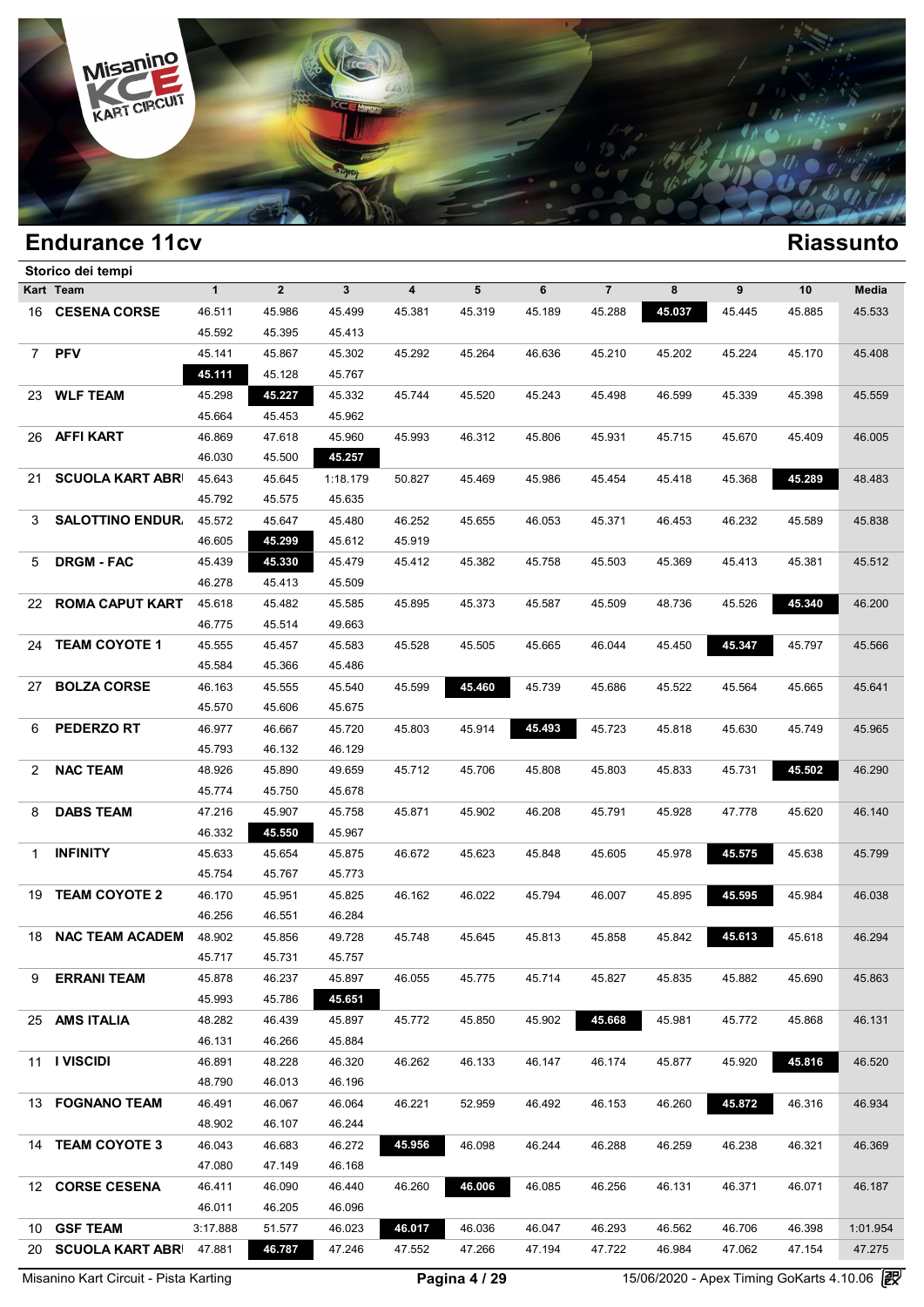# Endurance 11cv

## Riassunto

### Storico dei tempi

| Kart | Team | 1 | 2 | 3 | 4 | 5 | 6 | 7 | 8 | 9 | 10 | Media |
|---|---|---|---|---|---|---|---|---|---|---|---|---|
| 16 | CESENA CORSE | 46.511 | 45.986 | 45.499 | 45.381 | 45.319 | 45.189 | 45.288 | **45.037** | 45.445 | 45.885 | 45.533 |
| | | 45.592 | 45.395 | 45.413 | | | | | | | | |
| 7 | PFV | 45.141 | 45.867 | 45.302 | 45.292 | 45.264 | 46.636 | 45.210 | 45.202 | 45.224 | 45.170 | 45.408 |
| | | **45.111** | 45.128 | 45.767 | | | | | | | | |
| 23 | WLF TEAM | 45.298 | **45.227** | 45.332 | 45.744 | 45.520 | 45.243 | 45.498 | 46.599 | 45.339 | 45.398 | 45.559 |
| | | 45.664 | 45.453 | 45.962 | | | | | | | | |
| 26 | AFFI KART | 46.869 | 47.618 | 45.960 | 45.993 | 46.312 | 45.806 | 45.931 | 45.715 | 45.670 | 45.409 | 46.005 |
| | | 46.030 | 45.500 | **45.257** | | | | | | | | |
| 21 | SCUOLA KART ABR | 45.643 | 45.645 | 1:18.179 | 50.827 | 45.469 | 45.986 | 45.454 | 45.418 | 45.368 | **45.289** | 48.483 |
| | | 45.792 | 45.575 | 45.635 | | | | | | | | |
| 3 | SALOTTINO ENDUR. | 45.572 | 45.647 | 45.480 | 46.252 | 45.655 | 46.053 | 45.371 | 46.453 | 46.232 | 45.589 | 45.838 |
| | | 46.605 | **45.299** | 45.612 | 45.919 | | | | | | | |
| 5 | DRGM - FAC | 45.439 | **45.330** | 45.479 | 45.412 | 45.382 | 45.758 | 45.503 | 45.369 | 45.413 | 45.381 | 45.512 |
| | | 46.278 | 45.413 | 45.509 | | | | | | | | |
| 22 | ROMA CAPUT KART | 45.618 | 45.482 | 45.585 | 45.895 | 45.373 | 45.587 | 45.509 | 48.736 | 45.526 | **45.340** | 46.200 |
| | | 46.775 | 45.514 | 49.663 | | | | | | | | |
| 24 | TEAM COYOTE 1 | 45.555 | 45.457 | 45.583 | 45.528 | 45.505 | 45.665 | 46.044 | 45.450 | **45.347** | 45.797 | 45.566 |
| | | 45.584 | 45.366 | 45.486 | | | | | | | | |
| 27 | BOLZA CORSE | 46.163 | 45.555 | 45.540 | 45.599 | **45.460** | 45.739 | 45.686 | 45.522 | 45.564 | 45.665 | 45.641 |
| | | 45.570 | 45.606 | 45.675 | | | | | | | | |
| 6 | PEDERZO RT | 46.977 | 46.667 | 45.720 | 45.803 | 45.914 | **45.493** | 45.723 | 45.818 | 45.630 | 45.749 | 45.965 |
| | | 45.793 | 46.132 | 46.129 | | | | | | | | |
| 2 | NAC TEAM | 48.926 | 45.890 | 49.659 | 45.712 | 45.706 | 45.808 | 45.803 | 45.833 | 45.731 | **45.502** | 46.290 |
| | | 45.774 | 45.750 | 45.678 | | | | | | | | |
| 8 | DABS TEAM | 47.216 | 45.907 | 45.758 | 45.871 | 45.902 | 46.208 | 45.791 | 45.928 | 47.778 | 45.620 | 46.140 |
| | | 46.332 | **45.550** | 45.967 | | | | | | | | |
| 1 | INFINITY | 45.633 | 45.654 | 45.875 | 46.672 | 45.623 | 45.848 | 45.605 | 45.978 | **45.575** | 45.638 | 45.799 |
| | | 45.754 | 45.767 | 45.773 | | | | | | | | |
| 19 | TEAM COYOTE 2 | 46.170 | 45.951 | 45.825 | 46.162 | 46.022 | 45.794 | 46.007 | 45.895 | **45.595** | 45.984 | 46.038 |
| | | 46.256 | 46.551 | 46.284 | | | | | | | | |
| 18 | NAC TEAM ACADEM | 48.902 | 45.856 | 49.728 | 45.748 | 45.645 | 45.813 | 45.858 | 45.842 | **45.613** | 45.618 | 46.294 |
| | | 45.717 | 45.731 | 45.757 | | | | | | | | |
| 9 | ERRANI TEAM | 45.878 | 46.237 | 45.897 | 46.055 | 45.775 | 45.714 | 45.827 | 45.835 | 45.882 | 45.690 | 45.863 |
| | | 45.993 | 45.786 | **45.651** | | | | | | | | |
| 25 | AMS ITALIA | 48.282 | 46.439 | 45.897 | 45.772 | 45.850 | 45.902 | **45.668** | 45.981 | 45.772 | 45.868 | 46.131 |
| | | 46.131 | 46.266 | 45.884 | | | | | | | | |
| 11 | I VISCIDI | 46.891 | 48.228 | 46.320 | 46.262 | 46.133 | 46.147 | 46.174 | 45.877 | 45.920 | **45.816** | 46.520 |
| | | 48.790 | 46.013 | 46.196 | | | | | | | | |
| 13 | FOGNANO TEAM | 46.491 | 46.067 | 46.064 | 46.221 | 52.959 | 46.492 | 46.153 | 46.260 | **45.872** | 46.316 | 46.934 |
| | | 48.902 | 46.107 | 46.244 | | | | | | | | |
| 14 | TEAM COYOTE 3 | 46.043 | 46.683 | 46.272 | **45.956** | 46.098 | 46.244 | 46.288 | 46.259 | 46.238 | 46.321 | 46.369 |
| | | 47.080 | 47.149 | 46.168 | | | | | | | | |
| 12 | CORSE CESENA | 46.411 | 46.090 | 46.440 | 46.260 | **46.006** | 46.085 | 46.256 | 46.131 | 46.371 | 46.071 | 46.187 |
| | | 46.011 | 46.205 | 46.096 | | | | | | | | |
| 10 | GSF TEAM | 3:17.888 | 51.577 | 46.023 | **46.017** | 46.036 | 46.047 | 46.293 | 46.562 | 46.706 | 46.398 | 1:01.954 |
| 20 | SCUOLA KART ABR | 47.881 | **46.787** | 47.246 | 47.552 | 47.266 | 47.194 | 47.722 | 46.984 | 47.062 | 47.154 | 47.275 |

Misanino Kart Circuit - Pista Karting | 15/06/2020 - Apex Timing GoKarts 4.10.06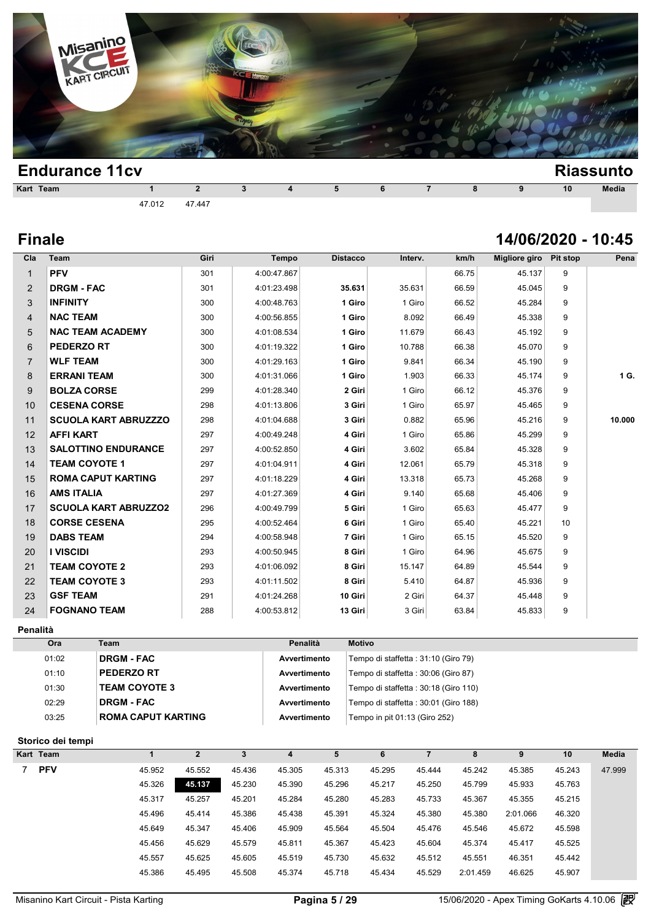## Endurance 11cv

## Riassunto

| Kart | Team | 1 | 2 | 3 | 4 | 5 | 6 | 7 | 8 | 9 | 10 | Media |
|---|---|---|---|---|---|---|---|---|---|---|---|---|
| | | 47.012 | 47.447 | | | | | | | | | |

## Finale

## 14/06/2020 - 10:45

| Cla | Team | Giri | Tempo | Distacco | Interv. | km/h | Migliore giro | Pit stop | Pena |
|---|---|---|---|---|---|---|---|---|---|
| 1 | **PFV** | 301 | 4:00:47.867 | | | 66.75 | 45.137 | 9 | |
| 2 | **DRGM - FAC** | 301 | 4:01:23.498 | **35.631** | 35.631 | 66.59 | 45.045 | 9 | |
| 3 | **INFINITY** | 300 | 4:00:48.763 | **1 Giro** | 1 Giro | 66.52 | 45.284 | 9 | |
| 4 | **NAC TEAM** | 300 | 4:00:56.855 | **1 Giro** | 8.092 | 66.49 | 45.338 | 9 | |
| 5 | **NAC TEAM ACADEMY** | 300 | 4:01:08.534 | **1 Giro** | 11.679 | 66.43 | 45.192 | 9 | |
| 6 | **PEDERZO RT** | 300 | 4:01:19.322 | **1 Giro** | 10.788 | 66.38 | 45.070 | 9 | |
| 7 | **WLF TEAM** | 300 | 4:01:29.163 | **1 Giro** | 9.841 | 66.34 | 45.190 | 9 | |
| 8 | **ERRANI TEAM** | 300 | 4:01:31.066 | **1 Giro** | 1.903 | 66.33 | 45.174 | 9 | **1 G.** |
| 9 | **BOLZA CORSE** | 299 | 4:01:28.340 | **2 Giri** | 1 Giro | 66.12 | 45.376 | 9 | |
| 10 | **CESENA CORSE** | 298 | 4:01:13.806 | **3 Giri** | 1 Giro | 65.97 | 45.465 | 9 | |
| 11 | **SCUOLA KART ABRUZZZO** | 298 | 4:01:04.688 | **3 Giri** | 0.882 | 65.96 | 45.216 | 9 | **10.000** |
| 12 | **AFFI KART** | 297 | 4:00:49.248 | **4 Giri** | 1 Giro | 65.86 | 45.299 | 9 | |
| 13 | **SALOTTINO ENDURANCE** | 297 | 4:00:52.850 | **4 Giri** | 3.602 | 65.84 | 45.328 | 9 | |
| 14 | **TEAM COYOTE 1** | 297 | 4:01:04.911 | **4 Giri** | 12.061 | 65.79 | 45.318 | 9 | |
| 15 | **ROMA CAPUT KARTING** | 297 | 4:01:18.229 | **4 Giri** | 13.318 | 65.73 | 45.268 | 9 | |
| 16 | **AMS ITALIA** | 297 | 4:01:27.369 | **4 Giri** | 9.140 | 65.68 | 45.406 | 9 | |
| 17 | **SCUOLA KART ABRUZZO2** | 296 | 4:00:49.799 | **5 Giri** | 1 Giro | 65.63 | 45.477 | 9 | |
| 18 | **CORSE CESENA** | 295 | 4:00:52.464 | **6 Giri** | 1 Giro | 65.40 | 45.221 | 10 | |
| 19 | **DABS TEAM** | 294 | 4:00:58.948 | **7 Giri** | 1 Giro | 65.15 | 45.520 | 9 | |
| 20 | **I VISCIDI** | 293 | 4:00:50.945 | **8 Giri** | 1 Giro | 64.96 | 45.675 | 9 | |
| 21 | **TEAM COYOTE 2** | 293 | 4:01:06.092 | **8 Giri** | 15.147 | 64.89 | 45.544 | 9 | |
| 22 | **TEAM COYOTE 3** | 293 | 4:01:11.502 | **8 Giri** | 5.410 | 64.87 | 45.936 | 9 | |
| 23 | **GSF TEAM** | 291 | 4:01:24.268 | **10 Giri** | 2 Giri | 64.37 | 45.448 | 9 | |
| 24 | **FOGNANO TEAM** | 288 | 4:00:53.812 | **13 Giri** | 3 Giri | 63.84 | 45.833 | 9 | |

### Penalità

| Ora | Team | Penalità | Motivo |
|---|---|---|---|
| 01:02 | **DRGM - FAC** | **Avvertimento** | Tempo di staffetta : 31:10 (Giro 79) |
| 01:10 | **PEDERZO RT** | **Avvertimento** | Tempo di staffetta : 30:06 (Giro 87) |
| 01:30 | **TEAM COYOTE 3** | **Avvertimento** | Tempo di staffetta : 30:18 (Giro 110) |
| 02:29 | **DRGM - FAC** | **Avvertimento** | Tempo di staffetta : 30:01 (Giro 188) |
| 03:25 | **ROMA CAPUT KARTING** | **Avvertimento** | Tempo in pit 01:13 (Giro 252) |

### Storico dei tempi

| Kart | Team | 1 | 2 | 3 | 4 | 5 | 6 | 7 | 8 | 9 | 10 | Media |
|---|---|---|---|---|---|---|---|---|---|---|---|---|
| 7 | **PFV** | 45.952 | 45.552 | 45.436 | 45.305 | 45.313 | 45.295 | 45.444 | 45.242 | 45.385 | 45.243 | 47.999 |
| | | 45.326 | **45.137** | 45.230 | 45.390 | 45.296 | 45.217 | 45.250 | 45.799 | 45.933 | 45.763 | |
| | | 45.317 | 45.257 | 45.201 | 45.284 | 45.280 | 45.283 | 45.733 | 45.367 | 45.355 | 45.215 | |
| | | 45.496 | 45.414 | 45.386 | 45.438 | 45.391 | 45.324 | 45.380 | 45.380 | 2:01.066 | 46.320 | |
| | | 45.649 | 45.347 | 45.406 | 45.909 | 45.564 | 45.504 | 45.476 | 45.546 | 45.672 | 45.598 | |
| | | 45.456 | 45.629 | 45.579 | 45.811 | 45.367 | 45.423 | 45.604 | 45.374 | 45.417 | 45.525 | |
| | | 45.557 | 45.625 | 45.605 | 45.519 | 45.730 | 45.632 | 45.512 | 45.551 | 46.351 | 45.442 | |
| | | 45.386 | 45.495 | 45.508 | 45.374 | 45.718 | 45.434 | 45.529 | 2:01.459 | 46.625 | 45.907 | |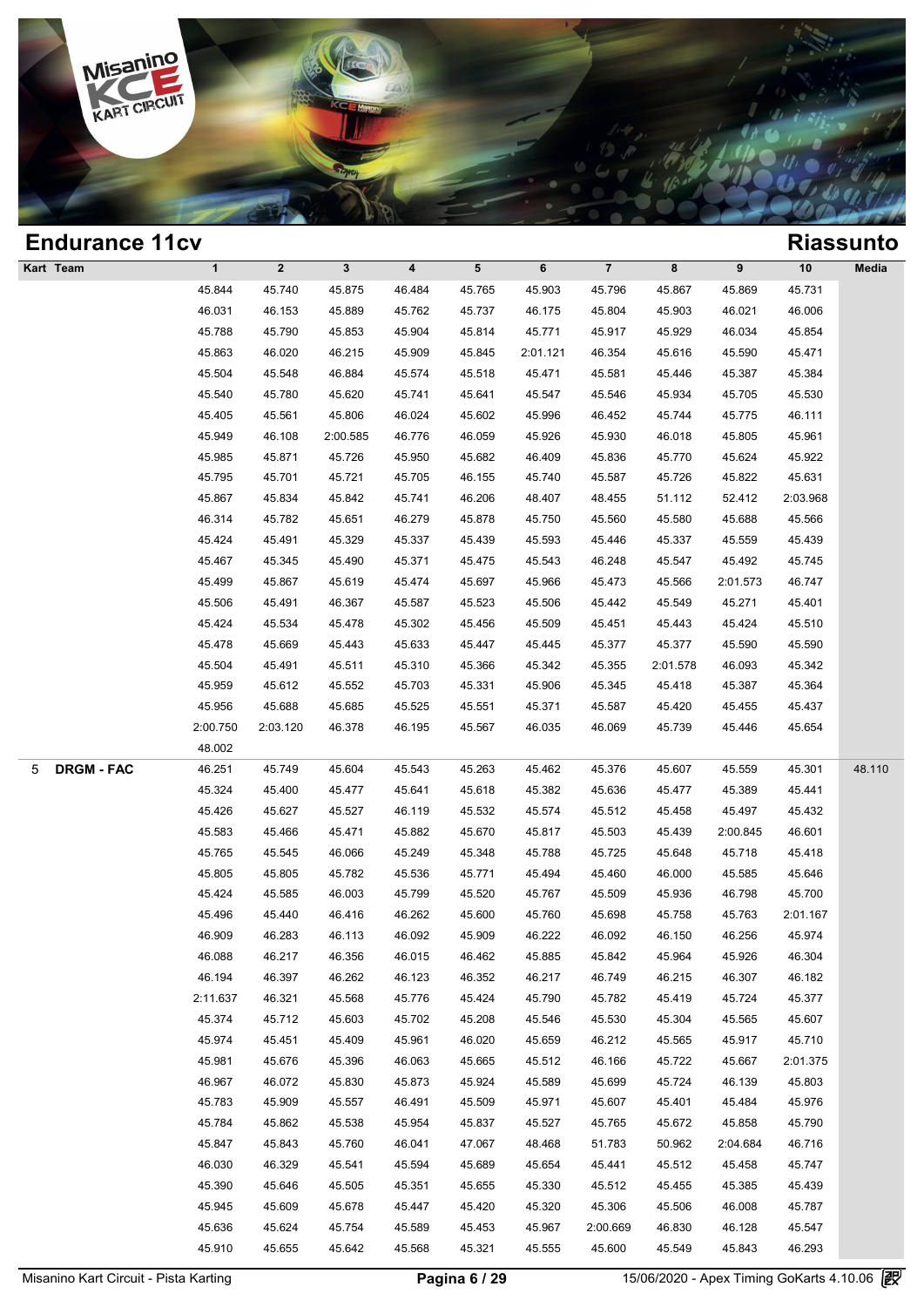## Endurance 11cv

## Riassunto

| Kart | Team | 1 | 2 | 3 | 4 | 5 | 6 | 7 | 8 | 9 | 10 | Media |
|---|---|---|---|---|---|---|---|---|---|---|---|---|
| | | 45.844 | 45.740 | 45.875 | 46.484 | 45.765 | 45.903 | 45.796 | 45.867 | 45.869 | 45.731 | |
| | | 46.031 | 46.153 | 45.889 | 45.762 | 45.737 | 46.175 | 45.804 | 45.903 | 46.021 | 46.006 | |
| | | 45.788 | 45.790 | 45.853 | 45.904 | 45.814 | 45.771 | 45.917 | 45.929 | 46.034 | 45.854 | |
| | | 45.863 | 46.020 | 46.215 | 45.909 | 45.845 | 2:01.121 | 46.354 | 45.616 | 45.590 | 45.471 | |
| | | 45.504 | 45.548 | 46.884 | 45.574 | 45.518 | 45.471 | 45.581 | 45.446 | 45.387 | 45.384 | |
| | | 45.540 | 45.780 | 45.620 | 45.741 | 45.641 | 45.547 | 45.546 | 45.934 | 45.705 | 45.530 | |
| | | 45.405 | 45.561 | 45.806 | 46.024 | 45.602 | 45.996 | 46.452 | 45.744 | 45.775 | 46.111 | |
| | | 45.949 | 46.108 | 2:00.585 | 46.776 | 46.059 | 45.926 | 45.930 | 46.018 | 45.805 | 45.961 | |
| | | 45.985 | 45.871 | 45.726 | 45.950 | 45.682 | 46.409 | 45.836 | 45.770 | 45.624 | 45.922 | |
| | | 45.795 | 45.701 | 45.721 | 45.705 | 46.155 | 45.740 | 45.587 | 45.726 | 45.822 | 45.631 | |
| | | 45.867 | 45.834 | 45.842 | 45.741 | 46.206 | 48.407 | 48.455 | 51.112 | 52.412 | 2:03.968 | |
| | | 46.314 | 45.782 | 45.651 | 46.279 | 45.878 | 45.750 | 45.560 | 45.580 | 45.688 | 45.566 | |
| | | 45.424 | 45.491 | 45.329 | 45.337 | 45.439 | 45.593 | 45.446 | 45.337 | 45.559 | 45.439 | |
| | | 45.467 | 45.345 | 45.490 | 45.371 | 45.475 | 45.543 | 46.248 | 45.547 | 45.492 | 45.745 | |
| | | 45.499 | 45.867 | 45.619 | 45.474 | 45.697 | 45.966 | 45.473 | 45.566 | 2:01.573 | 46.747 | |
| | | 45.506 | 45.491 | 46.367 | 45.587 | 45.523 | 45.506 | 45.442 | 45.549 | 45.271 | 45.401 | |
| | | 45.424 | 45.534 | 45.478 | 45.302 | 45.456 | 45.509 | 45.451 | 45.443 | 45.424 | 45.510 | |
| | | 45.478 | 45.669 | 45.443 | 45.633 | 45.447 | 45.445 | 45.377 | 45.377 | 45.590 | 45.590 | |
| | | 45.504 | 45.491 | 45.511 | 45.310 | 45.366 | 45.342 | 45.355 | 2:01.578 | 46.093 | 45.342 | |
| | | 45.959 | 45.612 | 45.552 | 45.703 | 45.331 | 45.906 | 45.345 | 45.418 | 45.387 | 45.364 | |
| | | 45.956 | 45.688 | 45.685 | 45.525 | 45.551 | 45.371 | 45.587 | 45.420 | 45.455 | 45.437 | |
| | | 2:00.750 | 2:03.120 | 46.378 | 46.195 | 45.567 | 46.035 | 46.069 | 45.739 | 45.446 | 45.654 | |
| | | 48.002 | | | | | | | | | | |
| 5 | **DRGM - FAC** | 46.251 | 45.749 | 45.604 | 45.543 | 45.263 | 45.462 | 45.376 | 45.607 | 45.559 | 45.301 | 48.110 |
| | | 45.324 | 45.400 | 45.477 | 45.641 | 45.618 | 45.382 | 45.636 | 45.477 | 45.389 | 45.441 | |
| | | 45.426 | 45.627 | 45.527 | 46.119 | 45.532 | 45.574 | 45.512 | 45.458 | 45.497 | 45.432 | |
| | | 45.583 | 45.466 | 45.471 | 45.882 | 45.670 | 45.817 | 45.503 | 45.439 | 2:00.845 | 46.601 | |
| | | 45.765 | 45.545 | 46.066 | 45.249 | 45.348 | 45.788 | 45.725 | 45.648 | 45.718 | 45.418 | |
| | | 45.805 | 45.805 | 45.782 | 45.536 | 45.771 | 45.494 | 45.460 | 46.000 | 45.585 | 45.646 | |
| | | 45.424 | 45.585 | 46.003 | 45.799 | 45.520 | 45.767 | 45.509 | 45.936 | 46.798 | 45.700 | |
| | | 45.496 | 45.440 | 46.416 | 46.262 | 45.600 | 45.760 | 45.698 | 45.758 | 45.763 | 2:01.167 | |
| | | 46.909 | 46.283 | 46.113 | 46.092 | 45.909 | 46.222 | 46.092 | 46.150 | 46.256 | 45.974 | |
| | | 46.088 | 46.217 | 46.356 | 46.015 | 46.462 | 45.885 | 45.842 | 45.964 | 45.926 | 46.304 | |
| | | 46.194 | 46.397 | 46.262 | 46.123 | 46.352 | 46.217 | 46.749 | 46.215 | 46.307 | 46.182 | |
| | | 2:11.637 | 46.321 | 45.568 | 45.776 | 45.424 | 45.790 | 45.782 | 45.419 | 45.724 | 45.377 | |
| | | 45.374 | 45.712 | 45.603 | 45.702 | 45.208 | 45.546 | 45.530 | 45.304 | 45.565 | 45.607 | |
| | | 45.974 | 45.451 | 45.409 | 45.961 | 46.020 | 45.659 | 46.212 | 45.565 | 45.917 | 45.710 | |
| | | 45.981 | 45.676 | 45.396 | 46.063 | 45.665 | 45.512 | 46.166 | 45.722 | 45.667 | 2:01.375 | |
| | | 46.967 | 46.072 | 45.830 | 45.873 | 45.924 | 45.589 | 45.699 | 45.724 | 46.139 | 45.803 | |
| | | 45.783 | 45.909 | 45.557 | 46.491 | 45.509 | 45.971 | 45.607 | 45.401 | 45.484 | 45.976 | |
| | | 45.784 | 45.862 | 45.538 | 45.954 | 45.837 | 45.527 | 45.765 | 45.672 | 45.858 | 45.790 | |
| | | 45.847 | 45.843 | 45.760 | 46.041 | 47.067 | 48.468 | 51.783 | 50.962 | 2:04.684 | 46.716 | |
| | | 46.030 | 46.329 | 45.541 | 45.594 | 45.689 | 45.654 | 45.441 | 45.512 | 45.458 | 45.747 | |
| | | 45.390 | 45.646 | 45.505 | 45.351 | 45.655 | 45.330 | 45.512 | 45.455 | 45.385 | 45.439 | |
| | | 45.945 | 45.609 | 45.678 | 45.447 | 45.420 | 45.320 | 45.306 | 45.506 | 46.008 | 45.787 | |
| | | 45.636 | 45.624 | 45.754 | 45.589 | 45.453 | 45.967 | 2:00.669 | 46.830 | 46.128 | 45.547 | |
| | | 45.910 | 45.655 | 45.642 | 45.568 | 45.321 | 45.555 | 45.600 | 45.549 | 45.843 | 46.293 | |

Misanino Kart Circuit - Pista Karting — 15/06/2020 - Apex Timing GoKarts 4.10.06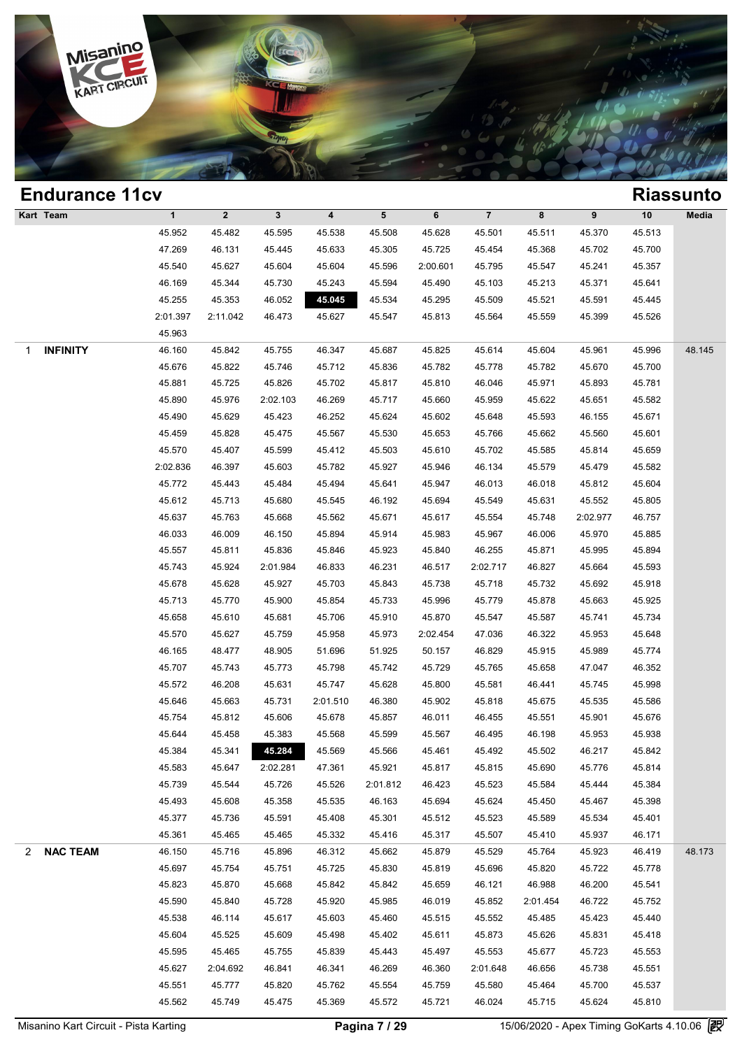## Endurance 11cv

## Riassunto

| Kart | Team | 1 | 2 | 3 | 4 | 5 | 6 | 7 | 8 | 9 | 10 | Media |
|---|---|---|---|---|---|---|---|---|---|---|---|---|
| | | 45.952 | 45.482 | 45.595 | 45.538 | 45.508 | 45.628 | 45.501 | 45.511 | 45.370 | 45.513 | |
| | | 47.269 | 46.131 | 45.445 | 45.633 | 45.305 | 45.725 | 45.454 | 45.368 | 45.702 | 45.700 | |
| | | 45.540 | 45.627 | 45.604 | 45.604 | 45.596 | 2:00.601 | 45.795 | 45.547 | 45.241 | 45.357 | |
| | | 46.169 | 45.344 | 45.730 | 45.243 | 45.594 | 45.490 | 45.103 | 45.213 | 45.371 | 45.641 | |
| | | 45.255 | 45.353 | 46.052 | **45.045** | 45.534 | 45.295 | 45.509 | 45.521 | 45.591 | 45.445 | |
| | | 2:01.397 | 2:11.042 | 46.473 | 45.627 | 45.547 | 45.813 | 45.564 | 45.559 | 45.399 | 45.526 | |
| | | 45.963 | | | | | | | | | | |
| 1 | **INFINITY** | 46.160 | 45.842 | 45.755 | 46.347 | 45.687 | 45.825 | 45.614 | 45.604 | 45.961 | 45.996 | 48.145 |
| | | 45.676 | 45.822 | 45.746 | 45.712 | 45.836 | 45.782 | 45.778 | 45.782 | 45.670 | 45.700 | |
| | | 45.881 | 45.725 | 45.826 | 45.702 | 45.817 | 45.810 | 46.046 | 45.971 | 45.893 | 45.781 | |
| | | 45.890 | 45.976 | 2:02.103 | 46.269 | 45.717 | 45.660 | 45.959 | 45.622 | 45.651 | 45.582 | |
| | | 45.490 | 45.629 | 45.423 | 46.252 | 45.624 | 45.602 | 45.648 | 45.593 | 46.155 | 45.671 | |
| | | 45.459 | 45.828 | 45.475 | 45.567 | 45.530 | 45.653 | 45.766 | 45.662 | 45.560 | 45.601 | |
| | | 45.570 | 45.407 | 45.599 | 45.412 | 45.503 | 45.610 | 45.702 | 45.585 | 45.814 | 45.659 | |
| | | 2:02.836 | 46.397 | 45.603 | 45.782 | 45.927 | 45.946 | 46.134 | 45.579 | 45.479 | 45.582 | |
| | | 45.772 | 45.443 | 45.484 | 45.494 | 45.641 | 45.947 | 46.013 | 46.018 | 45.812 | 45.604 | |
| | | 45.612 | 45.713 | 45.680 | 45.545 | 46.192 | 45.694 | 45.549 | 45.631 | 45.552 | 45.805 | |
| | | 45.637 | 45.763 | 45.668 | 45.562 | 45.671 | 45.617 | 45.554 | 45.748 | 2:02.977 | 46.757 | |
| | | 46.033 | 46.009 | 46.150 | 45.894 | 45.914 | 45.983 | 45.967 | 46.006 | 45.970 | 45.885 | |
| | | 45.557 | 45.811 | 45.836 | 45.846 | 45.923 | 45.840 | 46.255 | 45.871 | 45.995 | 45.894 | |
| | | 45.743 | 45.924 | 2:01.984 | 46.833 | 46.231 | 46.517 | 2:02.717 | 46.827 | 45.664 | 45.593 | |
| | | 45.678 | 45.628 | 45.927 | 45.703 | 45.843 | 45.738 | 45.718 | 45.732 | 45.692 | 45.918 | |
| | | 45.713 | 45.770 | 45.900 | 45.854 | 45.733 | 45.996 | 45.779 | 45.878 | 45.663 | 45.925 | |
| | | 45.658 | 45.610 | 45.681 | 45.706 | 45.910 | 45.870 | 45.547 | 45.587 | 45.741 | 45.734 | |
| | | 45.570 | 45.627 | 45.759 | 45.958 | 45.973 | 2:02.454 | 47.036 | 46.322 | 45.953 | 45.648 | |
| | | 46.165 | 48.477 | 48.905 | 51.696 | 51.925 | 50.157 | 46.829 | 45.915 | 45.989 | 45.774 | |
| | | 45.707 | 45.743 | 45.773 | 45.798 | 45.742 | 45.729 | 45.765 | 45.658 | 47.047 | 46.352 | |
| | | 45.572 | 46.208 | 45.631 | 45.747 | 45.628 | 45.800 | 45.581 | 46.441 | 45.745 | 45.998 | |
| | | 45.646 | 45.663 | 45.731 | 2:01.510 | 46.380 | 45.902 | 45.818 | 45.675 | 45.535 | 45.586 | |
| | | 45.754 | 45.812 | 45.606 | 45.678 | 45.857 | 46.011 | 46.455 | 45.551 | 45.901 | 45.676 | |
| | | 45.644 | 45.458 | 45.383 | 45.568 | 45.599 | 45.567 | 46.495 | 46.198 | 45.953 | 45.938 | |
| | | 45.384 | 45.341 | **45.284** | 45.569 | 45.566 | 45.461 | 45.492 | 45.502 | 46.217 | 45.842 | |
| | | 45.583 | 45.647 | 2:02.281 | 47.361 | 45.921 | 45.817 | 45.815 | 45.690 | 45.776 | 45.814 | |
| | | 45.739 | 45.544 | 45.726 | 45.526 | 2:01.812 | 46.423 | 45.523 | 45.584 | 45.444 | 45.384 | |
| | | 45.493 | 45.608 | 45.358 | 45.535 | 46.163 | 45.694 | 45.624 | 45.450 | 45.467 | 45.398 | |
| | | 45.377 | 45.736 | 45.591 | 45.408 | 45.301 | 45.512 | 45.523 | 45.589 | 45.534 | 45.401 | |
| | | 45.361 | 45.465 | 45.465 | 45.332 | 45.416 | 45.317 | 45.507 | 45.410 | 45.937 | 46.171 | |
| 2 | **NAC TEAM** | 46.150 | 45.716 | 45.896 | 46.312 | 45.662 | 45.879 | 45.529 | 45.764 | 45.923 | 46.419 | 48.173 |
| | | 45.697 | 45.754 | 45.751 | 45.725 | 45.830 | 45.819 | 45.696 | 45.820 | 45.722 | 45.778 | |
| | | 45.823 | 45.870 | 45.668 | 45.842 | 45.842 | 45.659 | 46.121 | 46.988 | 46.200 | 45.541 | |
| | | 45.590 | 45.840 | 45.728 | 45.920 | 45.985 | 46.019 | 45.852 | 2:01.454 | 46.722 | 45.752 | |
| | | 45.538 | 46.114 | 45.617 | 45.603 | 45.460 | 45.515 | 45.552 | 45.485 | 45.423 | 45.440 | |
| | | 45.604 | 45.525 | 45.609 | 45.498 | 45.402 | 45.611 | 45.873 | 45.626 | 45.831 | 45.418 | |
| | | 45.595 | 45.465 | 45.755 | 45.839 | 45.443 | 45.497 | 45.553 | 45.677 | 45.723 | 45.553 | |
| | | 45.627 | 2:04.692 | 46.841 | 46.341 | 46.269 | 46.360 | 2:01.648 | 46.656 | 45.738 | 45.551 | |
| | | 45.551 | 45.777 | 45.820 | 45.762 | 45.554 | 45.759 | 45.580 | 45.464 | 45.700 | 45.537 | |
| | | 45.562 | 45.749 | 45.475 | 45.369 | 45.572 | 45.721 | 46.024 | 45.715 | 45.624 | 45.810 | |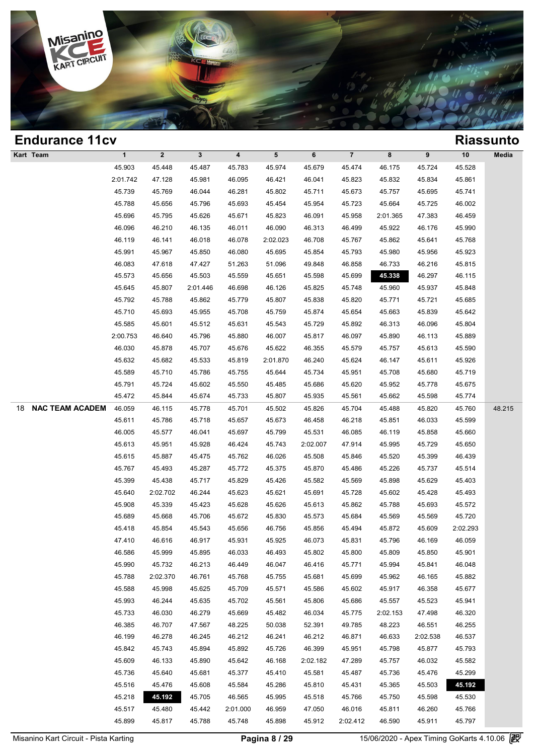## Endurance 11cv

## Riassunto

| Kart | Team | 1 | 2 | 3 | 4 | 5 | 6 | 7 | 8 | 9 | 10 | Media |
|---|---|---|---|---|---|---|---|---|---|---|---|---|
| | | 45.903 | 45.448 | 45.487 | 45.783 | 45.974 | 45.679 | 45.474 | 46.175 | 45.724 | 45.528 | |
| | | 2:01.742 | 47.128 | 45.981 | 46.095 | 46.421 | 46.041 | 45.823 | 45.832 | 45.834 | 45.861 | |
| | | 45.739 | 45.769 | 46.044 | 46.281 | 45.802 | 45.711 | 45.673 | 45.757 | 45.695 | 45.741 | |
| | | 45.788 | 45.656 | 45.796 | 45.693 | 45.454 | 45.954 | 45.723 | 45.664 | 45.725 | 46.002 | |
| | | 45.696 | 45.795 | 45.626 | 45.671 | 45.823 | 46.091 | 45.958 | 2:01.365 | 47.383 | 46.459 | |
| | | 46.096 | 46.210 | 46.135 | 46.011 | 46.090 | 46.313 | 46.499 | 45.922 | 46.176 | 45.990 | |
| | | 46.119 | 46.141 | 46.018 | 46.078 | 2:02.023 | 46.708 | 45.767 | 45.862 | 45.641 | 45.768 | |
| | | 45.991 | 45.967 | 45.850 | 46.080 | 45.695 | 45.854 | 45.793 | 45.980 | 45.956 | 45.923 | |
| | | 46.083 | 47.618 | 47.427 | 51.263 | 51.096 | 49.848 | 46.858 | 46.733 | 46.216 | 45.815 | |
| | | 45.573 | 45.656 | 45.503 | 45.559 | 45.651 | 45.598 | 45.699 | **45.338** | 46.297 | 46.115 | |
| | | 45.645 | 45.807 | 2:01.446 | 46.698 | 46.126 | 45.825 | 45.748 | 45.960 | 45.937 | 45.848 | |
| | | 45.792 | 45.788 | 45.862 | 45.779 | 45.807 | 45.838 | 45.820 | 45.771 | 45.721 | 45.685 | |
| | | 45.710 | 45.693 | 45.955 | 45.708 | 45.759 | 45.874 | 45.654 | 45.663 | 45.839 | 45.642 | |
| | | 45.585 | 45.601 | 45.512 | 45.631 | 45.543 | 45.729 | 45.892 | 46.313 | 46.096 | 45.804 | |
| | | 2:00.753 | 46.640 | 45.796 | 45.880 | 46.007 | 45.817 | 46.097 | 45.890 | 46.113 | 45.889 | |
| | | 46.030 | 45.878 | 45.707 | 45.676 | 45.622 | 46.355 | 45.579 | 45.757 | 45.613 | 45.590 | |
| | | 45.632 | 45.682 | 45.533 | 45.819 | 2:01.870 | 46.240 | 45.624 | 46.147 | 45.611 | 45.926 | |
| | | 45.589 | 45.710 | 45.786 | 45.755 | 45.644 | 45.734 | 45.951 | 45.708 | 45.680 | 45.719 | |
| | | 45.791 | 45.724 | 45.602 | 45.550 | 45.485 | 45.686 | 45.620 | 45.952 | 45.778 | 45.675 | |
| | | 45.472 | 45.844 | 45.674 | 45.733 | 45.807 | 45.935 | 45.561 | 45.662 | 45.598 | 45.774 | |
| 18 | **NAC TEAM ACADEM** | 46.059 | 46.115 | 45.778 | 45.701 | 45.502 | 45.826 | 45.704 | 45.488 | 45.820 | 45.760 | 48.215 |
| | | 45.611 | 45.786 | 45.718 | 45.657 | 45.673 | 46.458 | 46.218 | 45.851 | 46.033 | 45.599 | |
| | | 46.005 | 45.577 | 46.041 | 45.697 | 45.799 | 45.531 | 46.085 | 46.119 | 45.858 | 45.660 | |
| | | 45.613 | 45.951 | 45.928 | 46.424 | 45.743 | 2:02.007 | 47.914 | 45.995 | 45.729 | 45.650 | |
| | | 45.615 | 45.887 | 45.475 | 45.762 | 46.026 | 45.508 | 45.846 | 45.520 | 45.399 | 46.439 | |
| | | 45.767 | 45.493 | 45.287 | 45.772 | 45.375 | 45.870 | 45.486 | 45.226 | 45.737 | 45.514 | |
| | | 45.399 | 45.438 | 45.717 | 45.829 | 45.426 | 45.582 | 45.569 | 45.898 | 45.629 | 45.403 | |
| | | 45.640 | 2:02.702 | 46.244 | 45.623 | 45.621 | 45.691 | 45.728 | 45.602 | 45.428 | 45.493 | |
| | | 45.908 | 45.339 | 45.423 | 45.628 | 45.626 | 45.613 | 45.862 | 45.788 | 45.693 | 45.572 | |
| | | 45.689 | 45.668 | 45.706 | 45.672 | 45.830 | 45.573 | 45.684 | 45.569 | 45.569 | 45.720 | |
| | | 45.418 | 45.854 | 45.543 | 45.656 | 46.756 | 45.856 | 45.494 | 45.872 | 45.609 | 2:02.293 | |
| | | 47.410 | 46.616 | 46.917 | 45.931 | 45.925 | 46.073 | 45.831 | 45.796 | 46.169 | 46.059 | |
| | | 46.586 | 45.999 | 45.895 | 46.033 | 46.493 | 45.802 | 45.800 | 45.809 | 45.850 | 45.901 | |
| | | 45.990 | 45.732 | 46.213 | 46.449 | 46.047 | 46.416 | 45.771 | 45.994 | 45.841 | 46.048 | |
| | | 45.788 | 2:02.370 | 46.761 | 45.768 | 45.755 | 45.681 | 45.699 | 45.962 | 46.165 | 45.882 | |
| | | 45.588 | 45.998 | 45.625 | 45.709 | 45.571 | 45.586 | 45.602 | 45.917 | 46.358 | 45.677 | |
| | | 45.993 | 46.244 | 45.635 | 45.702 | 45.561 | 45.806 | 45.686 | 45.557 | 45.523 | 45.941 | |
| | | 45.733 | 46.030 | 46.279 | 45.669 | 45.482 | 46.034 | 45.775 | 2:02.153 | 47.498 | 46.320 | |
| | | 46.385 | 46.707 | 47.567 | 48.225 | 50.038 | 52.391 | 49.785 | 48.223 | 46.551 | 46.255 | |
| | | 46.199 | 46.278 | 46.245 | 46.212 | 46.241 | 46.212 | 46.871 | 46.633 | 2:02.538 | 46.537 | |
| | | 45.842 | 45.743 | 45.894 | 45.892 | 45.726 | 46.399 | 45.951 | 45.798 | 45.877 | 45.793 | |
| | | 45.609 | 46.133 | 45.890 | 45.642 | 46.168 | 2:02.182 | 47.289 | 45.757 | 46.032 | 45.582 | |
| | | 45.736 | 45.640 | 45.681 | 45.377 | 45.410 | 45.581 | 45.487 | 45.736 | 45.476 | 45.299 | |
| | | 45.516 | 45.476 | 45.608 | 45.584 | 45.286 | 45.810 | 45.431 | 45.365 | 45.503 | **45.192** | |
| | | 45.218 | **45.192** | 45.705 | 46.565 | 45.995 | 45.518 | 45.766 | 45.750 | 45.598 | 45.530 | |
| | | 45.517 | 45.480 | 45.442 | 2:01.000 | 46.959 | 47.050 | 46.016 | 45.811 | 46.260 | 45.766 | |
| | | 45.899 | 45.817 | 45.788 | 45.748 | 45.898 | 45.912 | 2:02.412 | 46.590 | 45.911 | 45.797 | |

Misanino Kart Circuit - Pista Karting — 15/06/2020 - Apex Timing GoKarts 4.10.06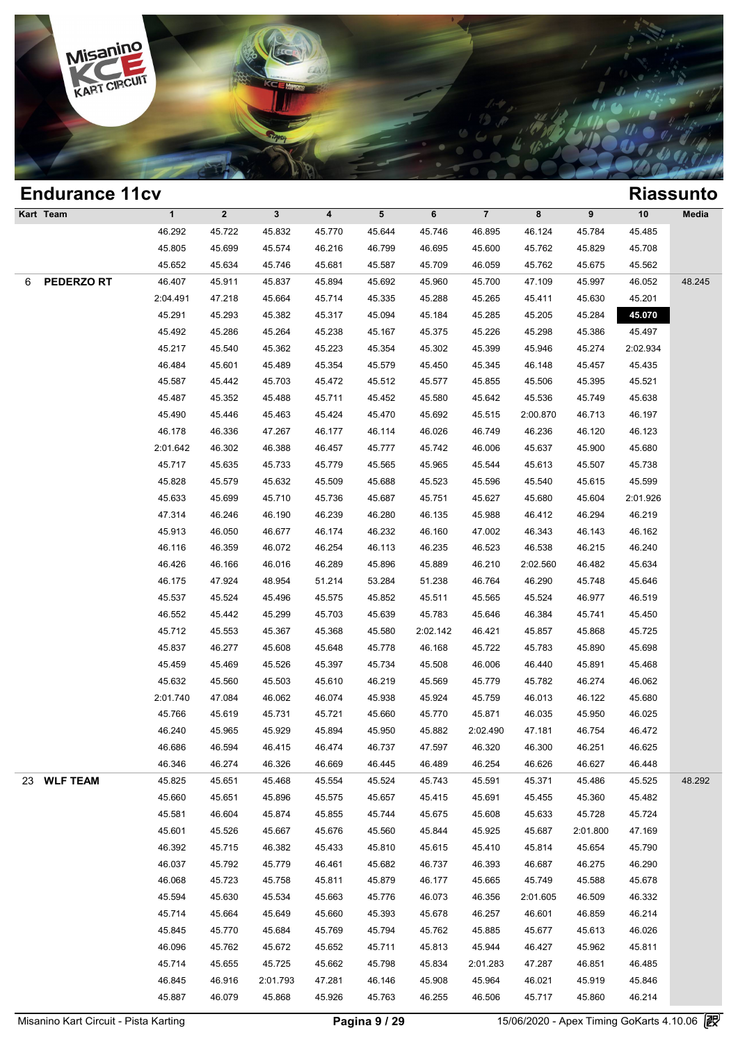## Endurance 11cv

## Riassunto

| Kart | Team | 1 | 2 | 3 | 4 | 5 | 6 | 7 | 8 | 9 | 10 | Media |
|---|---|---|---|---|---|---|---|---|---|---|---|---|
| | | 46.292 | 45.722 | 45.832 | 45.770 | 45.644 | 45.746 | 46.895 | 46.124 | 45.784 | 45.485 | |
| | | 45.805 | 45.699 | 45.574 | 46.216 | 46.799 | 46.695 | 45.600 | 45.762 | 45.829 | 45.708 | |
| | | 45.652 | 45.634 | 45.746 | 45.681 | 45.587 | 45.709 | 46.059 | 45.762 | 45.675 | 45.562 | |
| 6 | **PEDERZO RT** | 46.407 | 45.911 | 45.837 | 45.894 | 45.692 | 45.960 | 45.700 | 47.109 | 45.997 | 46.052 | 48.245 |
| | | 2:04.491 | 47.218 | 45.664 | 45.714 | 45.335 | 45.288 | 45.265 | 45.411 | 45.630 | 45.201 | |
| | | 45.291 | 45.293 | 45.382 | 45.317 | 45.094 | 45.184 | 45.285 | 45.205 | 45.284 | **45.070** | |
| | | 45.492 | 45.286 | 45.264 | 45.238 | 45.167 | 45.375 | 45.226 | 45.298 | 45.386 | 45.497 | |
| | | 45.217 | 45.540 | 45.362 | 45.223 | 45.354 | 45.302 | 45.399 | 45.946 | 45.274 | 2:02.934 | |
| | | 46.484 | 45.601 | 45.489 | 45.354 | 45.579 | 45.450 | 45.345 | 46.148 | 45.457 | 45.435 | |
| | | 45.587 | 45.442 | 45.703 | 45.472 | 45.512 | 45.577 | 45.855 | 45.506 | 45.395 | 45.521 | |
| | | 45.487 | 45.352 | 45.488 | 45.711 | 45.452 | 45.580 | 45.642 | 45.536 | 45.749 | 45.638 | |
| | | 45.490 | 45.446 | 45.463 | 45.424 | 45.470 | 45.692 | 45.515 | 2:00.870 | 46.713 | 46.197 | |
| | | 46.178 | 46.336 | 47.267 | 46.177 | 46.114 | 46.026 | 46.749 | 46.236 | 46.120 | 46.123 | |
| | | 2:01.642 | 46.302 | 46.388 | 46.457 | 45.777 | 45.742 | 46.006 | 45.637 | 45.900 | 45.680 | |
| | | 45.717 | 45.635 | 45.733 | 45.779 | 45.565 | 45.965 | 45.544 | 45.613 | 45.507 | 45.738 | |
| | | 45.828 | 45.579 | 45.632 | 45.509 | 45.688 | 45.523 | 45.596 | 45.540 | 45.615 | 45.599 | |
| | | 45.633 | 45.699 | 45.710 | 45.736 | 45.687 | 45.751 | 45.627 | 45.680 | 45.604 | 2:01.926 | |
| | | 47.314 | 46.246 | 46.190 | 46.239 | 46.280 | 46.135 | 45.988 | 46.412 | 46.294 | 46.219 | |
| | | 45.913 | 46.050 | 46.677 | 46.174 | 46.232 | 46.160 | 47.002 | 46.343 | 46.143 | 46.162 | |
| | | 46.116 | 46.359 | 46.072 | 46.254 | 46.113 | 46.235 | 46.523 | 46.538 | 46.215 | 46.240 | |
| | | 46.426 | 46.166 | 46.016 | 46.289 | 45.896 | 45.889 | 46.210 | 2:02.560 | 46.482 | 45.634 | |
| | | 46.175 | 47.924 | 48.954 | 51.214 | 53.284 | 51.238 | 46.764 | 46.290 | 45.748 | 45.646 | |
| | | 45.537 | 45.524 | 45.496 | 45.575 | 45.852 | 45.511 | 45.565 | 45.524 | 46.977 | 46.519 | |
| | | 46.552 | 45.442 | 45.299 | 45.703 | 45.639 | 45.783 | 45.646 | 46.384 | 45.741 | 45.450 | |
| | | 45.712 | 45.553 | 45.367 | 45.368 | 45.580 | 2:02.142 | 46.421 | 45.857 | 45.868 | 45.725 | |
| | | 45.837 | 46.277 | 45.608 | 45.648 | 45.778 | 46.168 | 45.722 | 45.783 | 45.890 | 45.698 | |
| | | 45.459 | 45.469 | 45.526 | 45.397 | 45.734 | 45.508 | 46.006 | 46.440 | 45.891 | 45.468 | |
| | | 45.632 | 45.560 | 45.503 | 45.610 | 46.219 | 45.569 | 45.779 | 45.782 | 46.274 | 46.062 | |
| | | 2:01.740 | 47.084 | 46.062 | 46.074 | 45.938 | 45.924 | 45.759 | 46.013 | 46.122 | 45.680 | |
| | | 45.766 | 45.619 | 45.731 | 45.721 | 45.660 | 45.770 | 45.871 | 46.035 | 45.950 | 46.025 | |
| | | 46.240 | 45.965 | 45.929 | 45.894 | 45.950 | 45.882 | 2:02.490 | 47.181 | 46.754 | 46.472 | |
| | | 46.686 | 46.594 | 46.415 | 46.474 | 46.737 | 47.597 | 46.320 | 46.300 | 46.251 | 46.625 | |
| | | 46.346 | 46.274 | 46.326 | 46.669 | 46.445 | 46.489 | 46.254 | 46.626 | 46.627 | 46.448 | |
| 23 | **WLF TEAM** | 45.825 | 45.651 | 45.468 | 45.554 | 45.524 | 45.743 | 45.591 | 45.371 | 45.486 | 45.525 | 48.292 |
| | | 45.660 | 45.651 | 45.896 | 45.575 | 45.657 | 45.415 | 45.691 | 45.455 | 45.360 | 45.482 | |
| | | 45.581 | 46.604 | 45.874 | 45.855 | 45.744 | 45.675 | 45.608 | 45.633 | 45.728 | 45.724 | |
| | | 45.601 | 45.526 | 45.667 | 45.676 | 45.560 | 45.844 | 45.925 | 45.687 | 2:01.800 | 47.169 | |
| | | 46.392 | 45.715 | 46.382 | 45.433 | 45.810 | 45.615 | 45.410 | 45.814 | 45.654 | 45.790 | |
| | | 46.037 | 45.792 | 45.779 | 46.461 | 45.682 | 46.737 | 46.393 | 46.687 | 46.275 | 46.290 | |
| | | 46.068 | 45.723 | 45.758 | 45.811 | 45.879 | 46.177 | 45.665 | 45.749 | 45.588 | 45.678 | |
| | | 45.594 | 45.630 | 45.534 | 45.663 | 45.776 | 46.073 | 46.356 | 2:01.605 | 46.509 | 46.332 | |
| | | 45.714 | 45.664 | 45.649 | 45.660 | 45.393 | 45.678 | 46.257 | 46.601 | 46.859 | 46.214 | |
| | | 45.845 | 45.770 | 45.684 | 45.769 | 45.794 | 45.762 | 45.885 | 45.677 | 45.613 | 46.026 | |
| | | 46.096 | 45.762 | 45.672 | 45.652 | 45.711 | 45.813 | 45.944 | 46.427 | 45.962 | 45.811 | |
| | | 45.714 | 45.655 | 45.725 | 45.662 | 45.798 | 45.834 | 2:01.283 | 47.287 | 46.851 | 46.485 | |
| | | 46.845 | 46.916 | 2:01.793 | 47.281 | 46.146 | 45.908 | 45.964 | 46.021 | 45.919 | 45.846 | |
| | | 45.887 | 46.079 | 45.868 | 45.926 | 45.763 | 46.255 | 46.506 | 45.717 | 45.860 | 46.214 | |

Misanino Kart Circuit - Pista Karting | 15/06/2020 - Apex Timing GoKarts 4.10.06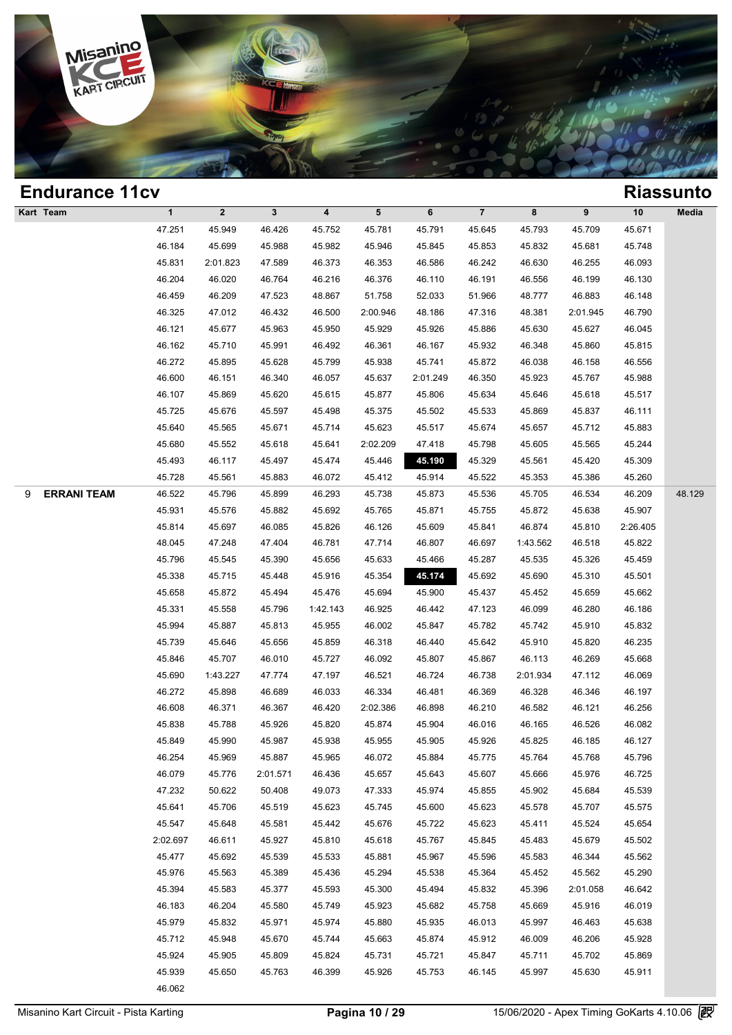## Endurance 11cv

## Riassunto

| Kart | Team | 1 | 2 | 3 | 4 | 5 | 6 | 7 | 8 | 9 | 10 | Media |
|---|---|---|---|---|---|---|---|---|---|---|---|---|
| | | 47.251 | 45.949 | 46.426 | 45.752 | 45.781 | 45.791 | 45.645 | 45.793 | 45.709 | 45.671 | |
| | | 46.184 | 45.699 | 45.988 | 45.982 | 45.946 | 45.845 | 45.853 | 45.832 | 45.681 | 45.748 | |
| | | 45.831 | 2:01.823 | 47.589 | 46.373 | 46.353 | 46.586 | 46.242 | 46.630 | 46.255 | 46.093 | |
| | | 46.204 | 46.020 | 46.764 | 46.216 | 46.376 | 46.110 | 46.191 | 46.556 | 46.199 | 46.130 | |
| | | 46.459 | 46.209 | 47.523 | 48.867 | 51.758 | 52.033 | 51.966 | 48.777 | 46.883 | 46.148 | |
| | | 46.325 | 47.012 | 46.432 | 46.500 | 2:00.946 | 48.186 | 47.316 | 48.381 | 2:01.945 | 46.790 | |
| | | 46.121 | 45.677 | 45.963 | 45.950 | 45.929 | 45.926 | 45.886 | 45.630 | 45.627 | 46.045 | |
| | | 46.162 | 45.710 | 45.991 | 46.492 | 46.361 | 46.167 | 45.932 | 46.348 | 45.860 | 45.815 | |
| | | 46.272 | 45.895 | 45.628 | 45.799 | 45.938 | 45.741 | 45.872 | 46.038 | 46.158 | 46.556 | |
| | | 46.600 | 46.151 | 46.340 | 46.057 | 45.637 | 2:01.249 | 46.350 | 45.923 | 45.767 | 45.988 | |
| | | 46.107 | 45.869 | 45.620 | 45.615 | 45.877 | 45.806 | 45.634 | 45.646 | 45.618 | 45.517 | |
| | | 45.725 | 45.676 | 45.597 | 45.498 | 45.375 | 45.502 | 45.533 | 45.869 | 45.837 | 46.111 | |
| | | 45.640 | 45.565 | 45.671 | 45.714 | 45.623 | 45.517 | 45.674 | 45.657 | 45.712 | 45.883 | |
| | | 45.680 | 45.552 | 45.618 | 45.641 | 2:02.209 | 47.418 | 45.798 | 45.605 | 45.565 | 45.244 | |
| | | 45.493 | 46.117 | 45.497 | 45.474 | 45.446 | **45.190** | 45.329 | 45.561 | 45.420 | 45.309 | |
| | | 45.728 | 45.561 | 45.883 | 46.072 | 45.412 | 45.914 | 45.522 | 45.353 | 45.386 | 45.260 | |
| 9 | ERRANI TEAM | 46.522 | 45.796 | 45.899 | 46.293 | 45.738 | 45.873 | 45.536 | 45.705 | 46.534 | 46.209 | 48.129 |
| | | 45.931 | 45.576 | 45.882 | 45.692 | 45.765 | 45.871 | 45.755 | 45.872 | 45.638 | 45.907 | |
| | | 45.814 | 45.697 | 46.085 | 45.826 | 46.126 | 45.609 | 45.841 | 46.874 | 45.810 | 2:26.405 | |
| | | 48.045 | 47.248 | 47.404 | 46.781 | 47.714 | 46.807 | 46.697 | 1:43.562 | 46.518 | 45.822 | |
| | | 45.796 | 45.545 | 45.390 | 45.656 | 45.633 | 45.466 | 45.287 | 45.535 | 45.326 | 45.459 | |
| | | 45.338 | 45.715 | 45.448 | 45.916 | 45.354 | **45.174** | 45.692 | 45.690 | 45.310 | 45.501 | |
| | | 45.658 | 45.872 | 45.494 | 45.476 | 45.694 | 45.900 | 45.437 | 45.452 | 45.659 | 45.662 | |
| | | 45.331 | 45.558 | 45.796 | 1:42.143 | 46.925 | 46.442 | 47.123 | 46.099 | 46.280 | 46.186 | |
| | | 45.994 | 45.887 | 45.813 | 45.955 | 46.002 | 45.847 | 45.782 | 45.742 | 45.910 | 45.832 | |
| | | 45.739 | 45.646 | 45.656 | 45.859 | 46.318 | 46.440 | 45.642 | 45.910 | 45.820 | 46.235 | |
| | | 45.846 | 45.707 | 46.010 | 45.727 | 46.092 | 45.807 | 45.867 | 46.113 | 46.269 | 45.668 | |
| | | 45.690 | 1:43.227 | 47.774 | 47.197 | 46.521 | 46.724 | 46.738 | 2:01.934 | 47.112 | 46.069 | |
| | | 46.272 | 45.898 | 46.689 | 46.033 | 46.334 | 46.481 | 46.369 | 46.328 | 46.346 | 46.197 | |
| | | 46.608 | 46.371 | 46.367 | 46.420 | 2:02.386 | 46.898 | 46.210 | 46.582 | 46.121 | 46.256 | |
| | | 45.838 | 45.788 | 45.926 | 45.820 | 45.874 | 45.904 | 46.016 | 46.165 | 46.526 | 46.082 | |
| | | 45.849 | 45.990 | 45.987 | 45.938 | 45.955 | 45.905 | 45.926 | 45.825 | 46.185 | 46.127 | |
| | | 46.254 | 45.969 | 45.887 | 45.965 | 46.072 | 45.884 | 45.775 | 45.764 | 45.768 | 45.796 | |
| | | 46.079 | 45.776 | 2:01.571 | 46.436 | 45.657 | 45.643 | 45.607 | 45.666 | 45.976 | 46.725 | |
| | | 47.232 | 50.622 | 50.408 | 49.073 | 47.333 | 45.974 | 45.855 | 45.902 | 45.684 | 45.539 | |
| | | 45.641 | 45.706 | 45.519 | 45.623 | 45.745 | 45.600 | 45.623 | 45.578 | 45.707 | 45.575 | |
| | | 45.547 | 45.648 | 45.581 | 45.442 | 45.676 | 45.722 | 45.623 | 45.411 | 45.524 | 45.654 | |
| | | 2:02.697 | 46.611 | 45.927 | 45.810 | 45.618 | 45.767 | 45.845 | 45.483 | 45.679 | 45.502 | |
| | | 45.477 | 45.692 | 45.539 | 45.533 | 45.881 | 45.967 | 45.596 | 45.583 | 46.344 | 45.562 | |
| | | 45.976 | 45.563 | 45.389 | 45.436 | 45.294 | 45.538 | 45.364 | 45.452 | 45.562 | 45.290 | |
| | | 45.394 | 45.583 | 45.377 | 45.593 | 45.300 | 45.494 | 45.832 | 45.396 | 2:01.058 | 46.642 | |
| | | 46.183 | 46.204 | 45.580 | 45.749 | 45.923 | 45.682 | 45.758 | 45.669 | 45.916 | 46.019 | |
| | | 45.979 | 45.832 | 45.971 | 45.974 | 45.880 | 45.935 | 46.013 | 45.997 | 46.463 | 45.638 | |
| | | 45.712 | 45.948 | 45.670 | 45.744 | 45.663 | 45.874 | 45.912 | 46.009 | 46.206 | 45.928 | |
| | | 45.924 | 45.905 | 45.809 | 45.824 | 45.731 | 45.721 | 45.847 | 45.711 | 45.702 | 45.869 | |
| | | 45.939 | 45.650 | 45.763 | 46.399 | 45.926 | 45.753 | 46.145 | 45.997 | 45.630 | 45.911 | |
| | | 46.062 | | | | | | | | | | |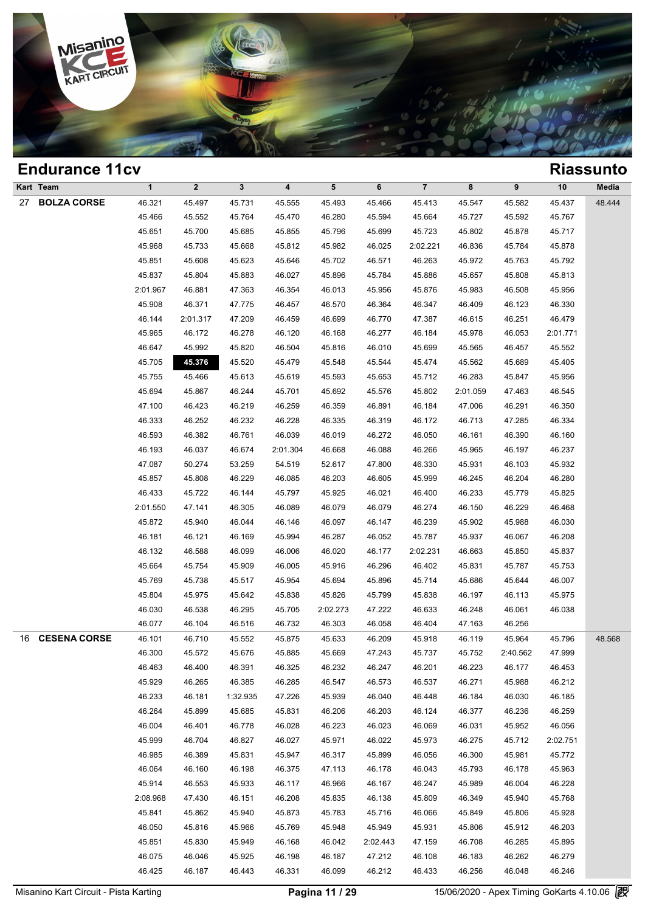## Endurance 11cv

## Riassunto

| Kart | Team | 1 | 2 | 3 | 4 | 5 | 6 | 7 | 8 | 9 | 10 | Media |
|---|---|---|---|---|---|---|---|---|---|---|---|---|
| 27 | **BOLZA CORSE** | 46.321 | 45.497 | 45.731 | 45.555 | 45.493 | 45.466 | 45.413 | 45.547 | 45.582 | 45.437 | 48.444 |
| | | 45.466 | 45.552 | 45.764 | 45.470 | 46.280 | 45.594 | 45.664 | 45.727 | 45.592 | 45.767 | |
| | | 45.651 | 45.700 | 45.685 | 45.855 | 45.796 | 45.699 | 45.723 | 45.802 | 45.878 | 45.717 | |
| | | 45.968 | 45.733 | 45.668 | 45.812 | 45.982 | 46.025 | 2:02.221 | 46.836 | 45.784 | 45.878 | |
| | | 45.851 | 45.608 | 45.623 | 45.646 | 45.702 | 46.571 | 46.263 | 45.972 | 45.763 | 45.792 | |
| | | 45.837 | 45.804 | 45.883 | 46.027 | 45.896 | 45.784 | 45.886 | 45.657 | 45.808 | 45.813 | |
| | | 2:01.967 | 46.881 | 47.363 | 46.354 | 46.013 | 45.956 | 45.876 | 45.983 | 46.508 | 45.956 | |
| | | 45.908 | 46.371 | 47.775 | 46.457 | 46.570 | 46.364 | 46.347 | 46.409 | 46.123 | 46.330 | |
| | | 46.144 | 2:01.317 | 47.209 | 46.459 | 46.699 | 46.770 | 47.387 | 46.615 | 46.251 | 46.479 | |
| | | 45.965 | 46.172 | 46.278 | 46.120 | 46.168 | 46.277 | 46.184 | 45.978 | 46.053 | 2:01.771 | |
| | | 46.647 | 45.992 | 45.820 | 46.504 | 45.816 | 46.010 | 45.699 | 45.565 | 46.457 | 45.552 | |
| | | 45.705 | **45.376** | 45.520 | 45.479 | 45.548 | 45.544 | 45.474 | 45.562 | 45.689 | 45.405 | |
| | | 45.755 | 45.466 | 45.613 | 45.619 | 45.593 | 45.653 | 45.712 | 46.283 | 45.847 | 45.956 | |
| | | 45.694 | 45.867 | 46.244 | 45.701 | 45.692 | 45.576 | 45.802 | 2:01.059 | 47.463 | 46.545 | |
| | | 47.100 | 46.423 | 46.219 | 46.259 | 46.359 | 46.891 | 46.184 | 47.006 | 46.291 | 46.350 | |
| | | 46.333 | 46.252 | 46.232 | 46.228 | 46.335 | 46.319 | 46.172 | 46.713 | 47.285 | 46.334 | |
| | | 46.593 | 46.382 | 46.761 | 46.039 | 46.019 | 46.272 | 46.050 | 46.161 | 46.390 | 46.160 | |
| | | 46.193 | 46.037 | 46.674 | 2:01.304 | 46.668 | 46.088 | 46.266 | 45.965 | 46.197 | 46.237 | |
| | | 47.087 | 50.274 | 53.259 | 54.519 | 52.617 | 47.800 | 46.330 | 45.931 | 46.103 | 45.932 | |
| | | 45.857 | 45.808 | 46.229 | 46.085 | 46.203 | 46.605 | 45.999 | 46.245 | 46.204 | 46.280 | |
| | | 46.433 | 45.722 | 46.144 | 45.797 | 45.925 | 46.021 | 46.400 | 46.233 | 45.779 | 45.825 | |
| | | 2:01.550 | 47.141 | 46.305 | 46.089 | 46.079 | 46.079 | 46.274 | 46.150 | 46.229 | 46.468 | |
| | | 45.872 | 45.940 | 46.044 | 46.146 | 46.097 | 46.147 | 46.239 | 45.902 | 45.988 | 46.030 | |
| | | 46.181 | 46.121 | 46.169 | 45.994 | 46.287 | 46.052 | 45.787 | 45.937 | 46.067 | 46.208 | |
| | | 46.132 | 46.588 | 46.099 | 46.006 | 46.020 | 46.177 | 2:02.231 | 46.663 | 45.850 | 45.837 | |
| | | 45.664 | 45.754 | 45.909 | 46.005 | 45.916 | 46.296 | 46.402 | 45.831 | 45.787 | 45.753 | |
| | | 45.769 | 45.738 | 45.517 | 45.954 | 45.694 | 45.896 | 45.714 | 45.686 | 45.644 | 46.007 | |
| | | 45.804 | 45.975 | 45.642 | 45.838 | 45.826 | 45.799 | 45.838 | 46.197 | 46.113 | 45.975 | |
| | | 46.030 | 46.538 | 46.295 | 45.705 | 2:02.273 | 47.222 | 46.633 | 46.248 | 46.061 | 46.038 | |
| | | 46.077 | 46.104 | 46.516 | 46.732 | 46.303 | 46.058 | 46.404 | 47.163 | 46.256 | | |
| 16 | **CESENA CORSE** | 46.101 | 46.710 | 45.552 | 45.875 | 45.633 | 46.209 | 45.918 | 46.119 | 45.964 | 45.796 | 48.568 |
| | | 46.300 | 45.572 | 45.676 | 45.885 | 45.669 | 47.243 | 45.737 | 45.752 | 2:40.562 | 47.999 | |
| | | 46.463 | 46.400 | 46.391 | 46.325 | 46.232 | 46.247 | 46.201 | 46.223 | 46.177 | 46.453 | |
| | | 45.929 | 46.265 | 46.385 | 46.285 | 46.547 | 46.573 | 46.537 | 46.271 | 45.988 | 46.212 | |
| | | 46.233 | 46.181 | 1:32.935 | 47.226 | 45.939 | 46.040 | 46.448 | 46.184 | 46.030 | 46.185 | |
| | | 46.264 | 45.899 | 45.685 | 45.831 | 46.206 | 46.203 | 46.124 | 46.377 | 46.236 | 46.259 | |
| | | 46.004 | 46.401 | 46.778 | 46.028 | 46.223 | 46.023 | 46.069 | 46.031 | 45.952 | 46.056 | |
| | | 45.999 | 46.704 | 46.827 | 46.027 | 45.971 | 46.022 | 45.973 | 46.275 | 45.712 | 2:02.751 | |
| | | 46.985 | 46.389 | 45.831 | 45.947 | 46.317 | 45.899 | 46.056 | 46.300 | 45.981 | 45.772 | |
| | | 46.064 | 46.160 | 46.198 | 46.375 | 47.113 | 46.178 | 46.043 | 45.793 | 46.178 | 45.963 | |
| | | 45.914 | 46.553 | 45.933 | 46.117 | 46.966 | 46.167 | 46.247 | 45.989 | 46.004 | 46.228 | |
| | | 2:08.968 | 47.430 | 46.151 | 46.208 | 45.835 | 46.138 | 45.809 | 46.349 | 45.940 | 45.768 | |
| | | 45.841 | 45.862 | 45.940 | 45.873 | 45.783 | 45.716 | 46.066 | 45.849 | 45.806 | 45.928 | |
| | | 46.050 | 45.816 | 45.966 | 45.769 | 45.948 | 45.949 | 45.931 | 45.806 | 45.912 | 46.203 | |
| | | 45.851 | 45.830 | 45.949 | 46.168 | 46.042 | 2:02.443 | 47.159 | 46.708 | 46.285 | 45.895 | |
| | | 46.075 | 46.046 | 45.925 | 46.198 | 46.187 | 47.212 | 46.108 | 46.183 | 46.262 | 46.279 | |
| | | 46.425 | 46.187 | 46.443 | 46.331 | 46.099 | 46.212 | 46.433 | 46.256 | 46.048 | 46.246 | |

Misanino Kart Circuit - Pista Karting

15/06/2020 - Apex Timing GoKarts 4.10.06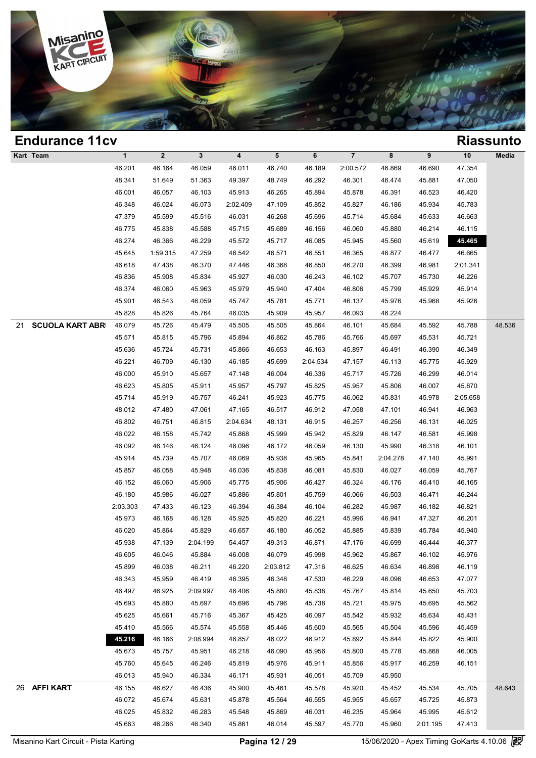# Endurance 11cv

## Riassunto

| Kart | Team | 1 | 2 | 3 | 4 | 5 | 6 | 7 | 8 | 9 | 10 | Media |
|---|---|---|---|---|---|---|---|---|---|---|---|---|
| | | 46.201 | 46.164 | 46.059 | 46.011 | 46.740 | 46.189 | 2:00.572 | 46.869 | 46.690 | 47.354 | |
| | | 48.341 | 51.649 | 51.363 | 49.397 | 48.749 | 46.292 | 46.301 | 46.474 | 45.881 | 47.050 | |
| | | 46.001 | 46.057 | 46.103 | 45.913 | 46.265 | 45.894 | 45.878 | 46.391 | 46.523 | 46.420 | |
| | | 46.348 | 46.024 | 46.073 | 2:02.409 | 47.109 | 45.852 | 45.827 | 46.186 | 45.934 | 45.783 | |
| | | 47.379 | 45.599 | 45.516 | 46.031 | 46.268 | 45.696 | 45.714 | 45.684 | 45.633 | 46.663 | |
| | | 46.775 | 45.838 | 45.588 | 45.715 | 45.689 | 46.156 | 46.060 | 45.880 | 46.214 | 46.115 | |
| | | 46.274 | 46.366 | 46.229 | 45.572 | 45.717 | 46.085 | 45.945 | 45.560 | 45.619 | **45.465** | |
| | | 45.645 | 1:59.315 | 47.259 | 46.542 | 46.571 | 46.551 | 46.365 | 46.877 | 46.477 | 46.665 | |
| | | 46.618 | 47.438 | 46.370 | 47.446 | 46.368 | 46.850 | 46.270 | 46.399 | 46.981 | 2:01.341 | |
| | | 46.836 | 45.908 | 45.834 | 45.927 | 46.030 | 46.243 | 46.102 | 45.707 | 45.730 | 46.226 | |
| | | 46.374 | 46.060 | 45.963 | 45.979 | 45.940 | 47.404 | 46.806 | 45.799 | 45.929 | 45.914 | |
| | | 45.901 | 46.543 | 46.059 | 45.747 | 45.781 | 45.771 | 46.137 | 45.976 | 45.968 | 45.926 | |
| | | 45.828 | 45.826 | 45.764 | 46.035 | 45.909 | 45.957 | 46.093 | 46.224 | | | |
| 21 | SCUOLA KART ABR | 46.079 | 45.726 | 45.479 | 45.505 | 45.505 | 45.864 | 46.101 | 45.684 | 45.592 | 45.788 | 48.536 |
| | | 45.571 | 45.815 | 45.796 | 45.894 | 46.862 | 45.786 | 45.766 | 45.697 | 45.531 | 45.721 | |
| | | 45.636 | 45.724 | 45.731 | 45.866 | 46.653 | 46.163 | 45.897 | 46.491 | 46.390 | 46.349 | |
| | | 46.221 | 46.709 | 46.130 | 46.185 | 45.699 | 2:04.534 | 47.157 | 46.113 | 45.775 | 45.929 | |
| | | 46.000 | 45.910 | 45.657 | 47.148 | 46.004 | 46.336 | 45.717 | 45.726 | 46.299 | 46.014 | |
| | | 46.623 | 45.805 | 45.911 | 45.957 | 45.797 | 45.825 | 45.957 | 45.806 | 46.007 | 45.870 | |
| | | 45.714 | 45.919 | 45.757 | 46.241 | 45.923 | 45.775 | 46.062 | 45.831 | 45.978 | 2:05.658 | |
| | | 48.012 | 47.480 | 47.061 | 47.165 | 46.517 | 46.912 | 47.058 | 47.101 | 46.941 | 46.963 | |
| | | 46.802 | 46.751 | 46.815 | 2:04.634 | 48.131 | 46.915 | 46.257 | 46.256 | 46.131 | 46.025 | |
| | | 46.022 | 46.158 | 45.742 | 45.868 | 45.999 | 45.942 | 45.829 | 46.147 | 46.581 | 45.998 | |
| | | 46.092 | 46.146 | 46.124 | 46.096 | 46.172 | 46.059 | 46.130 | 45.990 | 46.318 | 46.101 | |
| | | 45.914 | 45.739 | 45.707 | 46.069 | 45.938 | 45.965 | 45.841 | 2:04.278 | 47.140 | 45.991 | |
| | | 45.857 | 46.058 | 45.948 | 46.036 | 45.838 | 46.081 | 45.830 | 46.027 | 46.059 | 45.767 | |
| | | 46.152 | 46.060 | 45.906 | 45.775 | 45.906 | 46.427 | 46.324 | 46.176 | 46.410 | 46.165 | |
| | | 46.180 | 45.986 | 46.027 | 45.886 | 45.801 | 45.759 | 46.066 | 46.503 | 46.471 | 46.244 | |
| | | 2:03.303 | 47.433 | 46.123 | 46.394 | 46.384 | 46.104 | 46.282 | 45.987 | 46.182 | 46.821 | |
| | | 45.973 | 46.168 | 46.128 | 45.925 | 45.820 | 46.221 | 45.996 | 46.941 | 47.327 | 46.201 | |
| | | 46.020 | 45.864 | 45.829 | 46.657 | 46.180 | 46.052 | 45.885 | 45.839 | 45.784 | 45.940 | |
| | | 45.938 | 47.139 | 2:04.199 | 54.457 | 49.313 | 46.871 | 47.176 | 46.699 | 46.444 | 46.377 | |
| | | 46.605 | 46.046 | 45.884 | 46.008 | 46.079 | 45.998 | 45.962 | 45.867 | 46.102 | 45.976 | |
| | | 45.899 | 46.038 | 46.211 | 46.220 | 2:03.812 | 47.316 | 46.625 | 46.634 | 46.898 | 46.119 | |
| | | 46.343 | 45.959 | 46.419 | 46.395 | 46.348 | 47.530 | 46.229 | 46.096 | 46.653 | 47.077 | |
| | | 46.497 | 46.925 | 2:09.997 | 46.406 | 45.880 | 45.838 | 45.767 | 45.814 | 45.650 | 45.703 | |
| | | 45.693 | 45.880 | 45.697 | 45.696 | 45.796 | 45.738 | 45.721 | 45.975 | 45.695 | 45.562 | |
| | | 45.625 | 45.661 | 45.716 | 45.367 | 45.425 | 46.097 | 45.542 | 45.932 | 45.634 | 45.431 | |
| | | 45.410 | 45.566 | 45.574 | 45.558 | 45.446 | 45.600 | 45.565 | 45.504 | 45.596 | 45.459 | |
| | | **45.216** | 46.166 | 2:08.994 | 46.857 | 46.022 | 46.912 | 45.892 | 45.844 | 45.822 | 45.900 | |
| | | 45.673 | 45.757 | 45.951 | 46.218 | 46.090 | 45.956 | 45.800 | 45.778 | 45.868 | 46.005 | |
| | | 45.760 | 45.645 | 46.246 | 45.819 | 45.976 | 45.911 | 45.856 | 45.917 | 46.259 | 46.151 | |
| | | 46.013 | 45.940 | 46.334 | 46.171 | 45.931 | 46.051 | 45.709 | 45.950 | | | |
| 26 | AFFI KART | 46.155 | 46.627 | 46.436 | 45.900 | 45.461 | 45.578 | 45.920 | 45.452 | 45.534 | 45.705 | 48.643 |
| | | 46.072 | 45.674 | 45.631 | 45.878 | 45.564 | 46.555 | 45.955 | 45.657 | 45.725 | 45.873 | |
| | | 46.025 | 45.832 | 46.283 | 45.548 | 45.869 | 46.031 | 46.235 | 45.964 | 45.995 | 45.612 | |
| | | 45.663 | 46.266 | 46.340 | 45.861 | 46.014 | 45.597 | 45.770 | 45.960 | 2:01.195 | 47.413 | |

Misanino Kart Circuit - Pista Karting — 15/06/2020 - Apex Timing GoKarts 4.10.06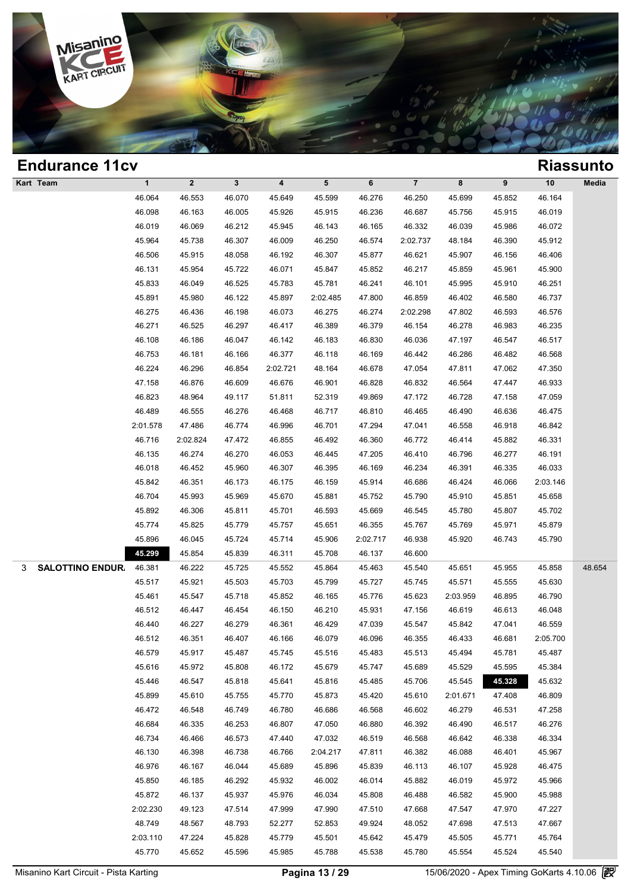# Endurance 11cv

## Riassunto

| Kart | Team | 1 | 2 | 3 | 4 | 5 | 6 | 7 | 8 | 9 | 10 | Media |
|---|---|---|---|---|---|---|---|---|---|---|---|---|
| | | 46.064 | 46.553 | 46.070 | 45.649 | 45.599 | 46.276 | 46.250 | 45.699 | 45.852 | 46.164 | |
| | | 46.098 | 46.163 | 46.005 | 45.926 | 45.915 | 46.236 | 46.687 | 45.756 | 45.915 | 46.019 | |
| | | 46.019 | 46.069 | 46.212 | 45.945 | 46.143 | 46.165 | 46.332 | 46.039 | 45.986 | 46.072 | |
| | | 45.964 | 45.738 | 46.307 | 46.009 | 46.250 | 46.574 | 2:02.737 | 48.184 | 46.390 | 45.912 | |
| | | 46.506 | 45.915 | 48.058 | 46.192 | 46.307 | 45.877 | 46.621 | 45.907 | 46.156 | 46.406 | |
| | | 46.131 | 45.954 | 45.722 | 46.071 | 45.847 | 45.852 | 46.217 | 45.859 | 45.961 | 45.900 | |
| | | 45.833 | 46.049 | 46.525 | 45.783 | 45.781 | 46.241 | 46.101 | 45.995 | 45.910 | 46.251 | |
| | | 45.891 | 45.980 | 46.122 | 45.897 | 2:02.485 | 47.800 | 46.859 | 46.402 | 46.580 | 46.737 | |
| | | 46.275 | 46.436 | 46.198 | 46.073 | 46.275 | 46.274 | 2:02.298 | 47.802 | 46.593 | 46.576 | |
| | | 46.271 | 46.525 | 46.297 | 46.417 | 46.389 | 46.379 | 46.154 | 46.278 | 46.983 | 46.235 | |
| | | 46.108 | 46.186 | 46.047 | 46.142 | 46.183 | 46.830 | 46.036 | 47.197 | 46.547 | 46.517 | |
| | | 46.753 | 46.181 | 46.166 | 46.377 | 46.118 | 46.169 | 46.442 | 46.286 | 46.482 | 46.568 | |
| | | 46.224 | 46.296 | 46.854 | 2:02.721 | 48.164 | 46.678 | 47.054 | 47.811 | 47.062 | 47.350 | |
| | | 47.158 | 46.876 | 46.609 | 46.676 | 46.901 | 46.828 | 46.832 | 46.564 | 47.447 | 46.933 | |
| | | 46.823 | 48.964 | 49.117 | 51.811 | 52.319 | 49.869 | 47.172 | 46.728 | 47.158 | 47.059 | |
| | | 46.489 | 46.555 | 46.276 | 46.468 | 46.717 | 46.810 | 46.465 | 46.490 | 46.636 | 46.475 | |
| | | 2:01.578 | 47.486 | 46.774 | 46.996 | 46.701 | 47.294 | 47.041 | 46.558 | 46.918 | 46.842 | |
| | | 46.716 | 2:02.824 | 47.472 | 46.855 | 46.492 | 46.360 | 46.772 | 46.414 | 45.882 | 46.331 | |
| | | 46.135 | 46.274 | 46.270 | 46.053 | 46.445 | 47.205 | 46.410 | 46.796 | 46.277 | 46.191 | |
| | | 46.018 | 46.452 | 45.960 | 46.307 | 46.395 | 46.169 | 46.234 | 46.391 | 46.335 | 46.033 | |
| | | 45.842 | 46.351 | 46.173 | 46.175 | 46.159 | 45.914 | 46.686 | 46.424 | 46.066 | 2:03.146 | |
| | | 46.704 | 45.993 | 45.969 | 45.670 | 45.881 | 45.752 | 45.790 | 45.910 | 45.851 | 45.658 | |
| | | 45.892 | 46.306 | 45.811 | 45.701 | 46.593 | 45.669 | 46.545 | 45.780 | 45.807 | 45.702 | |
| | | 45.774 | 45.825 | 45.779 | 45.757 | 45.651 | 46.355 | 45.767 | 45.769 | 45.971 | 45.879 | |
| | | 45.896 | 46.045 | 45.724 | 45.714 | 45.906 | 2:02.717 | 46.938 | 45.920 | 46.743 | 45.790 | |
| | | **45.299** | 45.854 | 45.839 | 46.311 | 45.708 | 46.137 | 46.600 | | | | |
| 3 | SALOTTINO ENDUR. | 46.381 | 46.222 | 45.725 | 45.552 | 45.864 | 45.463 | 45.540 | 45.651 | 45.955 | 45.858 | 48.654 |
| | | 45.517 | 45.921 | 45.503 | 45.703 | 45.799 | 45.727 | 45.745 | 45.571 | 45.555 | 45.630 | |
| | | 45.461 | 45.547 | 45.718 | 45.852 | 46.165 | 45.776 | 45.623 | 2:03.959 | 46.895 | 46.790 | |
| | | 46.512 | 46.447 | 46.454 | 46.150 | 46.210 | 45.931 | 47.156 | 46.619 | 46.613 | 46.048 | |
| | | 46.440 | 46.227 | 46.279 | 46.361 | 46.429 | 47.039 | 45.547 | 45.842 | 47.041 | 46.559 | |
| | | 46.512 | 46.351 | 46.407 | 46.166 | 46.079 | 46.096 | 46.355 | 46.433 | 46.681 | 2:05.700 | |
| | | 46.579 | 45.917 | 45.487 | 45.745 | 45.516 | 45.483 | 45.513 | 45.494 | 45.781 | 45.487 | |
| | | 45.616 | 45.972 | 45.808 | 46.172 | 45.679 | 45.747 | 45.689 | 45.529 | 45.595 | 45.384 | |
| | | 45.446 | 46.547 | 45.818 | 45.641 | 45.816 | 45.485 | 45.706 | 45.545 | **45.328** | 45.632 | |
| | | 45.899 | 45.610 | 45.755 | 45.770 | 45.873 | 45.420 | 45.610 | 2:01.671 | 47.408 | 46.809 | |
| | | 46.472 | 46.548 | 46.749 | 46.780 | 46.686 | 46.568 | 46.602 | 46.279 | 46.531 | 47.258 | |
| | | 46.684 | 46.335 | 46.253 | 46.807 | 47.050 | 46.880 | 46.392 | 46.490 | 46.517 | 46.276 | |
| | | 46.734 | 46.466 | 46.573 | 47.440 | 47.032 | 46.519 | 46.568 | 46.642 | 46.338 | 46.334 | |
| | | 46.130 | 46.398 | 46.738 | 46.766 | 2:04.217 | 47.811 | 46.382 | 46.088 | 46.401 | 45.967 | |
| | | 46.976 | 46.167 | 46.044 | 45.689 | 45.896 | 45.839 | 46.113 | 46.107 | 45.928 | 46.475 | |
| | | 45.850 | 46.185 | 46.292 | 45.932 | 46.002 | 46.014 | 45.882 | 46.019 | 45.972 | 45.966 | |
| | | 45.872 | 46.137 | 45.937 | 45.976 | 46.034 | 45.808 | 46.488 | 46.582 | 45.900 | 45.988 | |
| | | 2:02.230 | 49.123 | 47.514 | 47.999 | 47.990 | 47.510 | 47.668 | 47.547 | 47.970 | 47.227 | |
| | | 48.749 | 48.567 | 48.793 | 52.277 | 52.853 | 49.924 | 48.052 | 47.698 | 47.513 | 47.667 | |
| | | 2:03.110 | 47.224 | 45.828 | 45.779 | 45.501 | 45.642 | 45.479 | 45.505 | 45.771 | 45.764 | |
| | | 45.770 | 45.652 | 45.596 | 45.985 | 45.788 | 45.538 | 45.780 | 45.554 | 45.524 | 45.540 | |

Misanino Kart Circuit - Pista Karting — 15/06/2020 - Apex Timing GoKarts 4.10.06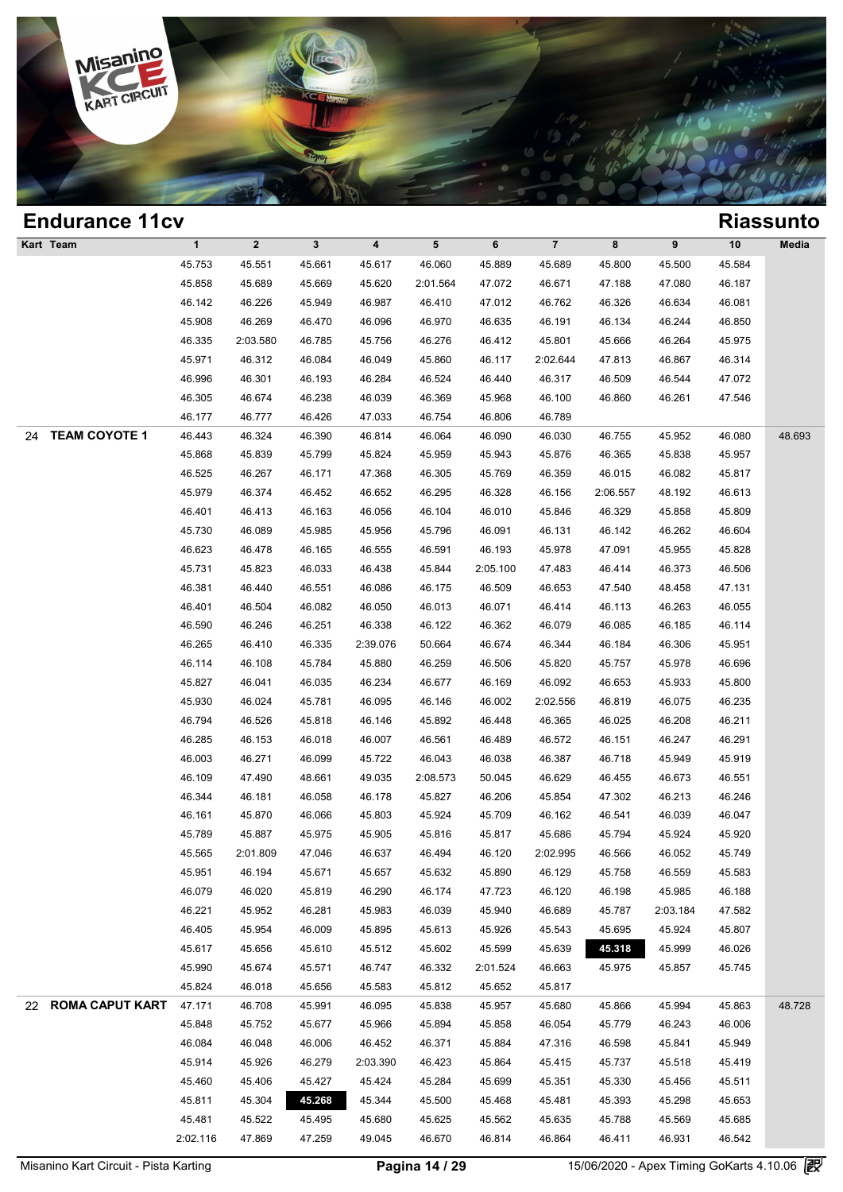## Endurance 11cv

## Riassunto

| Kart | Team | 1 | 2 | 3 | 4 | 5 | 6 | 7 | 8 | 9 | 10 | Media |
|---|---|---|---|---|---|---|---|---|---|---|---|---|
| | | 45.753 | 45.551 | 45.661 | 45.617 | 46.060 | 45.889 | 45.689 | 45.800 | 45.500 | 45.584 | |
| | | 45.858 | 45.689 | 45.669 | 45.620 | 2:01.564 | 47.072 | 46.671 | 47.188 | 47.080 | 46.187 | |
| | | 46.142 | 46.226 | 45.949 | 46.987 | 46.410 | 47.012 | 46.762 | 46.326 | 46.634 | 46.081 | |
| | | 45.908 | 46.269 | 46.470 | 46.096 | 46.970 | 46.635 | 46.191 | 46.134 | 46.244 | 46.850 | |
| | | 46.335 | 2:03.580 | 46.785 | 45.756 | 46.276 | 46.412 | 45.801 | 45.666 | 46.264 | 45.975 | |
| | | 45.971 | 46.312 | 46.084 | 46.049 | 45.860 | 46.117 | 2:02.644 | 47.813 | 46.867 | 46.314 | |
| | | 46.996 | 46.301 | 46.193 | 46.284 | 46.524 | 46.440 | 46.317 | 46.509 | 46.544 | 47.072 | |
| | | 46.305 | 46.674 | 46.238 | 46.039 | 46.369 | 45.968 | 46.100 | 46.860 | 46.261 | 47.546 | |
| | | 46.177 | 46.777 | 46.426 | 47.033 | 46.754 | 46.806 | 46.789 | | | | |
| 24 | **TEAM COYOTE 1** | 46.443 | 46.324 | 46.390 | 46.814 | 46.064 | 46.090 | 46.030 | 46.755 | 45.952 | 46.080 | 48.693 |
| | | 45.868 | 45.839 | 45.799 | 45.824 | 45.959 | 45.943 | 45.876 | 46.365 | 45.838 | 45.957 | |
| | | 46.525 | 46.267 | 46.171 | 47.368 | 46.305 | 45.769 | 46.359 | 46.015 | 46.082 | 45.817 | |
| | | 45.979 | 46.374 | 46.452 | 46.652 | 46.295 | 46.328 | 46.156 | 2:06.557 | 48.192 | 46.613 | |
| | | 46.401 | 46.413 | 46.163 | 46.056 | 46.104 | 46.010 | 45.846 | 46.329 | 45.858 | 45.809 | |
| | | 45.730 | 46.089 | 45.985 | 45.956 | 45.796 | 46.091 | 46.131 | 46.142 | 46.262 | 46.604 | |
| | | 46.623 | 46.478 | 46.165 | 46.555 | 46.591 | 46.193 | 45.978 | 47.091 | 45.955 | 45.828 | |
| | | 45.731 | 45.823 | 46.033 | 46.438 | 45.844 | 2:05.100 | 47.483 | 46.414 | 46.373 | 46.506 | |
| | | 46.381 | 46.440 | 46.551 | 46.086 | 46.175 | 46.509 | 46.653 | 47.540 | 48.458 | 47.131 | |
| | | 46.401 | 46.504 | 46.082 | 46.050 | 46.013 | 46.071 | 46.414 | 46.113 | 46.263 | 46.055 | |
| | | 46.590 | 46.246 | 46.251 | 46.338 | 46.122 | 46.362 | 46.079 | 46.085 | 46.185 | 46.114 | |
| | | 46.265 | 46.410 | 46.335 | 2:39.076 | 50.664 | 46.674 | 46.344 | 46.184 | 46.306 | 45.951 | |
| | | 46.114 | 46.108 | 45.784 | 45.880 | 46.259 | 46.506 | 45.820 | 45.757 | 45.978 | 46.696 | |
| | | 45.827 | 46.041 | 46.035 | 46.234 | 46.677 | 46.169 | 46.092 | 46.653 | 45.933 | 45.800 | |
| | | 45.930 | 46.024 | 45.781 | 46.095 | 46.146 | 46.002 | 2:02.556 | 46.819 | 46.075 | 46.235 | |
| | | 46.794 | 46.526 | 45.818 | 46.146 | 45.892 | 46.448 | 46.365 | 46.025 | 46.208 | 46.211 | |
| | | 46.285 | 46.153 | 46.018 | 46.007 | 46.561 | 46.489 | 46.572 | 46.151 | 46.247 | 46.291 | |
| | | 46.003 | 46.271 | 46.099 | 45.722 | 46.043 | 46.038 | 46.387 | 46.718 | 45.949 | 45.919 | |
| | | 46.109 | 47.490 | 48.661 | 49.035 | 2:08.573 | 50.045 | 46.629 | 46.455 | 46.673 | 46.551 | |
| | | 46.344 | 46.181 | 46.058 | 46.178 | 45.827 | 46.206 | 45.854 | 47.302 | 46.213 | 46.246 | |
| | | 46.161 | 45.870 | 46.066 | 45.803 | 45.924 | 45.709 | 46.162 | 46.541 | 46.039 | 46.047 | |
| | | 45.789 | 45.887 | 45.975 | 45.905 | 45.816 | 45.817 | 45.686 | 45.794 | 45.924 | 45.920 | |
| | | 45.565 | 2:01.809 | 47.046 | 46.637 | 46.494 | 46.120 | 2:02.995 | 46.566 | 46.052 | 45.749 | |
| | | 45.951 | 46.194 | 45.671 | 45.657 | 45.632 | 45.890 | 46.129 | 45.758 | 46.559 | 45.583 | |
| | | 46.079 | 46.020 | 45.819 | 46.290 | 46.174 | 47.723 | 46.120 | 46.198 | 45.985 | 46.188 | |
| | | 46.221 | 45.952 | 46.281 | 45.983 | 46.039 | 45.940 | 46.689 | 45.787 | 2:03.184 | 47.582 | |
| | | 46.405 | 45.954 | 46.009 | 45.895 | 45.613 | 45.926 | 45.543 | 45.695 | 45.924 | 45.807 | |
| | | 45.617 | 45.656 | 45.610 | 45.512 | 45.602 | 45.599 | 45.639 | **45.318** | 45.999 | 46.026 | |
| | | 45.990 | 45.674 | 45.571 | 46.747 | 46.332 | 2:01.524 | 46.663 | 45.975 | 45.857 | 45.745 | |
| | | 45.824 | 46.018 | 45.656 | 45.583 | 45.812 | 45.652 | 45.817 | | | | |
| 22 | **ROMA CAPUT KART** | 47.171 | 46.708 | 45.991 | 46.095 | 45.838 | 45.957 | 45.680 | 45.866 | 45.994 | 45.863 | 48.728 |
| | | 45.848 | 45.752 | 45.677 | 45.966 | 45.894 | 45.858 | 46.054 | 45.779 | 46.243 | 46.006 | |
| | | 46.084 | 46.048 | 46.006 | 46.452 | 46.371 | 45.884 | 47.316 | 46.598 | 45.841 | 45.949 | |
| | | 45.914 | 45.926 | 46.279 | 2:03.390 | 46.423 | 45.864 | 45.415 | 45.737 | 45.518 | 45.419 | |
| | | 45.460 | 45.406 | 45.427 | 45.424 | 45.284 | 45.699 | 45.351 | 45.330 | 45.456 | 45.511 | |
| | | 45.811 | 45.304 | **45.268** | 45.344 | 45.500 | 45.468 | 45.481 | 45.393 | 45.298 | 45.653 | |
| | | 45.481 | 45.522 | 45.495 | 45.680 | 45.625 | 45.562 | 45.635 | 45.788 | 45.569 | 45.685 | |
| | | 2:02.116 | 47.869 | 47.259 | 49.045 | 46.670 | 46.814 | 46.864 | 46.411 | 46.931 | 46.542 | |

Misanino Kart Circuit - Pista Karting

15/06/2020 - Apex Timing GoKarts 4.10.06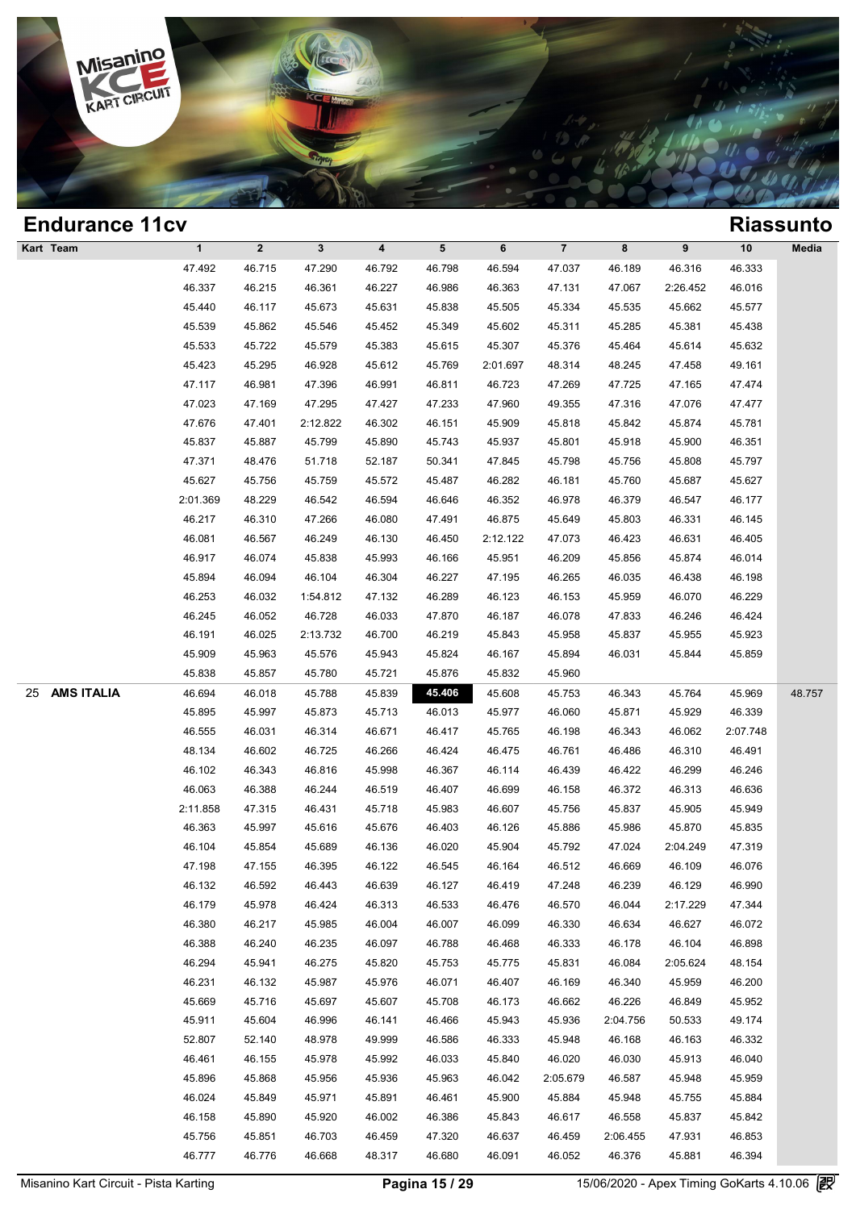## Endurance 11cv

## Riassunto

| Kart | Team | 1 | 2 | 3 | 4 | 5 | 6 | 7 | 8 | 9 | 10 | Media |
|---|---|---|---|---|---|---|---|---|---|---|---|---|
| | | 47.492 | 46.715 | 47.290 | 46.792 | 46.798 | 46.594 | 47.037 | 46.189 | 46.316 | 46.333 | |
| | | 46.337 | 46.215 | 46.361 | 46.227 | 46.986 | 46.363 | 47.131 | 47.067 | 2:26.452 | 46.016 | |
| | | 45.440 | 46.117 | 45.673 | 45.631 | 45.838 | 45.505 | 45.334 | 45.535 | 45.662 | 45.577 | |
| | | 45.539 | 45.862 | 45.546 | 45.452 | 45.349 | 45.602 | 45.311 | 45.285 | 45.381 | 45.438 | |
| | | 45.533 | 45.722 | 45.579 | 45.383 | 45.615 | 45.307 | 45.376 | 45.464 | 45.614 | 45.632 | |
| | | 45.423 | 45.295 | 46.928 | 45.612 | 45.769 | 2:01.697 | 48.314 | 48.245 | 47.458 | 49.161 | |
| | | 47.117 | 46.981 | 47.396 | 46.991 | 46.811 | 46.723 | 47.269 | 47.725 | 47.165 | 47.474 | |
| | | 47.023 | 47.169 | 47.295 | 47.427 | 47.233 | 47.960 | 49.355 | 47.316 | 47.076 | 47.477 | |
| | | 47.676 | 47.401 | 2:12.822 | 46.302 | 46.151 | 45.909 | 45.818 | 45.842 | 45.874 | 45.781 | |
| | | 45.837 | 45.887 | 45.799 | 45.890 | 45.743 | 45.937 | 45.801 | 45.918 | 45.900 | 46.351 | |
| | | 47.371 | 48.476 | 51.718 | 52.187 | 50.341 | 47.845 | 45.798 | 45.756 | 45.808 | 45.797 | |
| | | 45.627 | 45.756 | 45.759 | 45.572 | 45.487 | 46.282 | 46.181 | 45.760 | 45.687 | 45.627 | |
| | | 2:01.369 | 48.229 | 46.542 | 46.594 | 46.646 | 46.352 | 46.978 | 46.379 | 46.547 | 46.177 | |
| | | 46.217 | 46.310 | 47.266 | 46.080 | 47.491 | 46.875 | 45.649 | 45.803 | 46.331 | 46.145 | |
| | | 46.081 | 46.567 | 46.249 | 46.130 | 46.450 | 2:12.122 | 47.073 | 46.423 | 46.631 | 46.405 | |
| | | 46.917 | 46.074 | 45.838 | 45.993 | 46.166 | 45.951 | 46.209 | 45.856 | 45.874 | 46.014 | |
| | | 45.894 | 46.094 | 46.104 | 46.304 | 46.227 | 47.195 | 46.265 | 46.035 | 46.438 | 46.198 | |
| | | 46.253 | 46.032 | 1:54.812 | 47.132 | 46.289 | 46.123 | 46.153 | 45.959 | 46.070 | 46.229 | |
| | | 46.245 | 46.052 | 46.728 | 46.033 | 47.870 | 46.187 | 46.078 | 47.833 | 46.246 | 46.424 | |
| | | 46.191 | 46.025 | 2:13.732 | 46.700 | 46.219 | 45.843 | 45.958 | 45.837 | 45.955 | 45.923 | |
| | | 45.909 | 45.963 | 45.576 | 45.943 | 45.824 | 46.167 | 45.894 | 46.031 | 45.844 | 45.859 | |
| | | 45.838 | 45.857 | 45.780 | 45.721 | 45.876 | 45.832 | 45.960 | | | | |
| 25 | **AMS ITALIA** | 46.694 | 46.018 | 45.788 | 45.839 | **45.406** | 45.608 | 45.753 | 46.343 | 45.764 | 45.969 | 48.757 |
| | | 45.895 | 45.997 | 45.873 | 45.713 | 46.013 | 45.977 | 46.060 | 45.871 | 45.929 | 46.339 | |
| | | 46.555 | 46.031 | 46.314 | 46.671 | 46.417 | 45.765 | 46.198 | 46.343 | 46.062 | 2:07.748 | |
| | | 48.134 | 46.602 | 46.725 | 46.266 | 46.424 | 46.475 | 46.761 | 46.486 | 46.310 | 46.491 | |
| | | 46.102 | 46.343 | 46.816 | 45.998 | 46.367 | 46.114 | 46.439 | 46.422 | 46.299 | 46.246 | |
| | | 46.063 | 46.388 | 46.244 | 46.519 | 46.407 | 46.699 | 46.158 | 46.372 | 46.313 | 46.636 | |
| | | 2:11.858 | 47.315 | 46.431 | 45.718 | 45.983 | 46.607 | 45.756 | 45.837 | 45.905 | 45.949 | |
| | | 46.363 | 45.997 | 45.616 | 45.676 | 46.403 | 46.126 | 45.886 | 45.986 | 45.870 | 45.835 | |
| | | 46.104 | 45.854 | 45.689 | 46.136 | 46.020 | 45.904 | 45.792 | 47.024 | 2:04.249 | 47.319 | |
| | | 47.198 | 47.155 | 46.395 | 46.122 | 46.545 | 46.164 | 46.512 | 46.669 | 46.109 | 46.076 | |
| | | 46.132 | 46.592 | 46.443 | 46.639 | 46.127 | 46.419 | 47.248 | 46.239 | 46.129 | 46.990 | |
| | | 46.179 | 45.978 | 46.424 | 46.313 | 46.533 | 46.476 | 46.570 | 46.044 | 2:17.229 | 47.344 | |
| | | 46.380 | 46.217 | 45.985 | 46.004 | 46.007 | 46.099 | 46.330 | 46.634 | 46.627 | 46.072 | |
| | | 46.388 | 46.240 | 46.235 | 46.097 | 46.788 | 46.468 | 46.333 | 46.178 | 46.104 | 46.898 | |
| | | 46.294 | 45.941 | 46.275 | 45.820 | 45.753 | 45.775 | 45.831 | 46.084 | 2:05.624 | 48.154 | |
| | | 46.231 | 46.132 | 45.987 | 45.976 | 46.071 | 46.407 | 46.169 | 46.340 | 45.959 | 46.200 | |
| | | 45.669 | 45.716 | 45.697 | 45.607 | 45.708 | 46.173 | 46.662 | 46.226 | 46.849 | 45.952 | |
| | | 45.911 | 45.604 | 46.996 | 46.141 | 46.466 | 45.943 | 45.936 | 2:04.756 | 50.533 | 49.174 | |
| | | 52.807 | 52.140 | 48.978 | 49.999 | 46.586 | 46.333 | 45.948 | 46.168 | 46.163 | 46.332 | |
| | | 46.461 | 46.155 | 45.978 | 45.992 | 46.033 | 45.840 | 46.020 | 46.030 | 45.913 | 46.040 | |
| | | 45.896 | 45.868 | 45.956 | 45.936 | 45.963 | 46.042 | 2:05.679 | 46.587 | 45.948 | 45.959 | |
| | | 46.024 | 45.849 | 45.971 | 45.891 | 46.461 | 45.900 | 45.884 | 45.948 | 45.755 | 45.884 | |
| | | 46.158 | 45.890 | 45.920 | 46.002 | 46.386 | 45.843 | 46.617 | 46.558 | 45.837 | 45.842 | |
| | | 45.756 | 45.851 | 46.703 | 46.459 | 47.320 | 46.637 | 46.459 | 2:06.455 | 47.931 | 46.853 | |
| | | 46.777 | 46.776 | 46.668 | 48.317 | 46.680 | 46.091 | 46.052 | 46.376 | 45.881 | 46.394 | |

Misanino Kart Circuit - Pista Karting | 15/06/2020 - Apex Timing GoKarts 4.10.06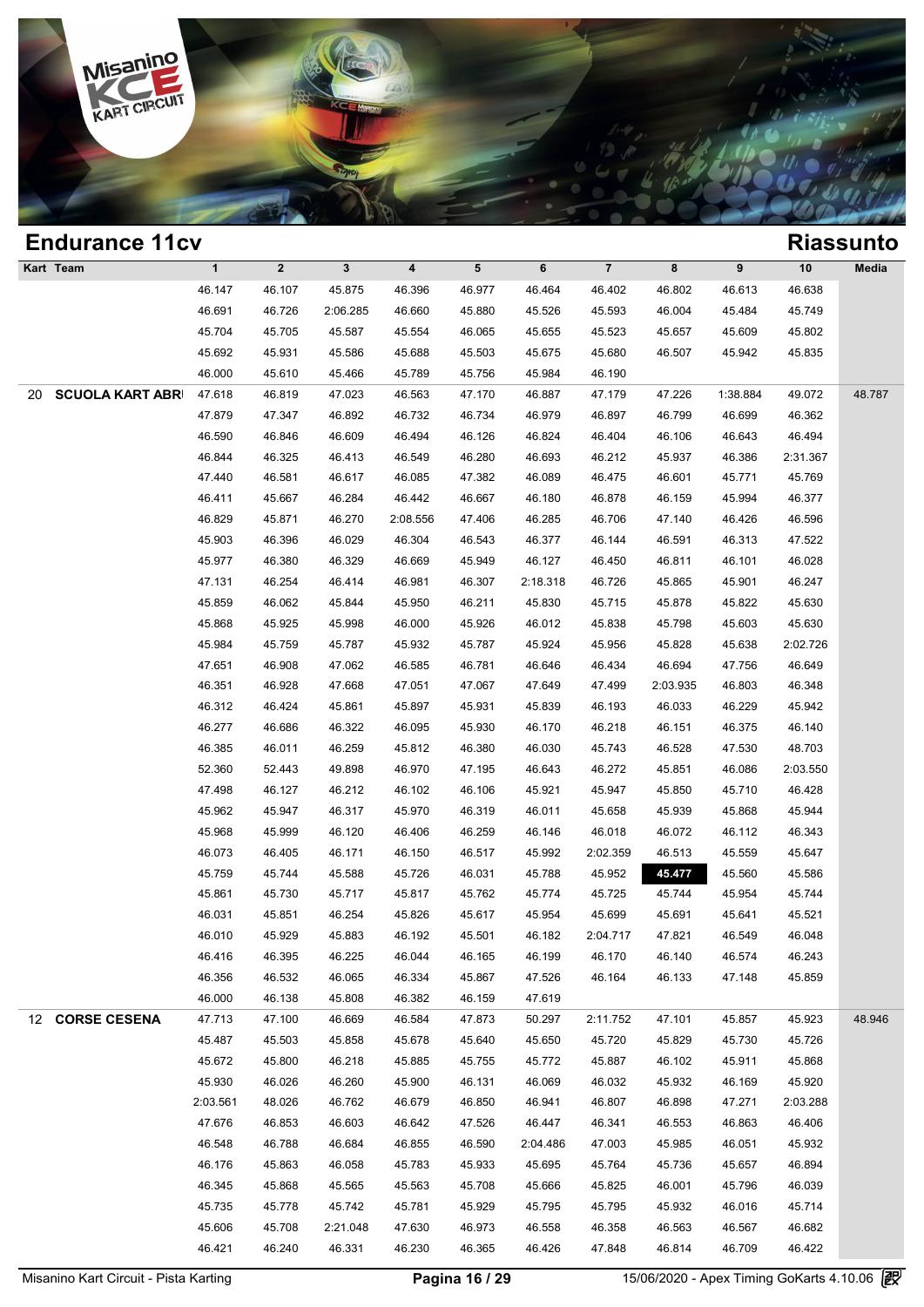## Endurance 11cv

## Riassunto

| Kart | Team | 1 | 2 | 3 | 4 | 5 | 6 | 7 | 8 | 9 | 10 | Media |
|---|---|---|---|---|---|---|---|---|---|---|---|---|
| | | 46.147 | 46.107 | 45.875 | 46.396 | 46.977 | 46.464 | 46.402 | 46.802 | 46.613 | 46.638 | |
| | | 46.691 | 46.726 | 2:06.285 | 46.660 | 45.880 | 45.526 | 45.593 | 46.004 | 45.484 | 45.749 | |
| | | 45.704 | 45.705 | 45.587 | 45.554 | 46.065 | 45.655 | 45.523 | 45.657 | 45.609 | 45.802 | |
| | | 45.692 | 45.931 | 45.586 | 45.688 | 45.503 | 45.675 | 45.680 | 46.507 | 45.942 | 45.835 | |
| | | 46.000 | 45.610 | 45.466 | 45.789 | 45.756 | 45.984 | 46.190 | | | | |
| 20 | **SCUOLA KART ABRI** | 47.618 | 46.819 | 47.023 | 46.563 | 47.170 | 46.887 | 47.179 | 47.226 | 1:38.884 | 49.072 | 48.787 |
| | | 47.879 | 47.347 | 46.892 | 46.732 | 46.734 | 46.979 | 46.897 | 46.799 | 46.699 | 46.362 | |
| | | 46.590 | 46.846 | 46.609 | 46.494 | 46.126 | 46.824 | 46.404 | 46.106 | 46.643 | 46.494 | |
| | | 46.844 | 46.325 | 46.413 | 46.549 | 46.280 | 46.693 | 46.212 | 45.937 | 46.386 | 2:31.367 | |
| | | 47.440 | 46.581 | 46.617 | 46.085 | 47.382 | 46.089 | 46.475 | 46.601 | 45.771 | 45.769 | |
| | | 46.411 | 45.667 | 46.284 | 46.442 | 46.667 | 46.180 | 46.878 | 46.159 | 45.994 | 46.377 | |
| | | 46.829 | 45.871 | 46.270 | 2:08.556 | 47.406 | 46.285 | 46.706 | 47.140 | 46.426 | 46.596 | |
| | | 45.903 | 46.396 | 46.029 | 46.304 | 46.543 | 46.377 | 46.144 | 46.591 | 46.313 | 47.522 | |
| | | 45.977 | 46.380 | 46.329 | 46.669 | 45.949 | 46.127 | 46.450 | 46.811 | 46.101 | 46.028 | |
| | | 47.131 | 46.254 | 46.414 | 46.981 | 46.307 | 2:18.318 | 46.726 | 45.865 | 45.901 | 46.247 | |
| | | 45.859 | 46.062 | 45.844 | 45.950 | 46.211 | 45.830 | 45.715 | 45.878 | 45.822 | 45.630 | |
| | | 45.868 | 45.925 | 45.998 | 46.000 | 45.926 | 46.012 | 45.838 | 45.798 | 45.603 | 45.630 | |
| | | 45.984 | 45.759 | 45.787 | 45.932 | 45.787 | 45.924 | 45.956 | 45.828 | 45.638 | 2:02.726 | |
| | | 47.651 | 46.908 | 47.062 | 46.585 | 46.781 | 46.646 | 46.434 | 46.694 | 47.756 | 46.649 | |
| | | 46.351 | 46.928 | 47.668 | 47.051 | 47.067 | 47.649 | 47.499 | 2:03.935 | 46.803 | 46.348 | |
| | | 46.312 | 46.424 | 45.861 | 45.897 | 45.931 | 45.839 | 46.193 | 46.033 | 46.229 | 45.942 | |
| | | 46.277 | 46.686 | 46.322 | 46.095 | 45.930 | 46.170 | 46.218 | 46.151 | 46.375 | 46.140 | |
| | | 46.385 | 46.011 | 46.259 | 45.812 | 46.380 | 46.030 | 45.743 | 46.528 | 47.530 | 48.703 | |
| | | 52.360 | 52.443 | 49.898 | 46.970 | 47.195 | 46.643 | 46.272 | 45.851 | 46.086 | 2:03.550 | |
| | | 47.498 | 46.127 | 46.212 | 46.102 | 46.106 | 45.921 | 45.947 | 45.850 | 45.710 | 46.428 | |
| | | 45.962 | 45.947 | 46.317 | 45.970 | 46.319 | 46.011 | 45.658 | 45.939 | 45.868 | 45.944 | |
| | | 45.968 | 45.999 | 46.120 | 46.406 | 46.259 | 46.146 | 46.018 | 46.072 | 46.112 | 46.343 | |
| | | 46.073 | 46.405 | 46.171 | 46.150 | 46.517 | 45.992 | 2:02.359 | 46.513 | 45.559 | 45.647 | |
| | | 45.759 | 45.744 | 45.588 | 45.726 | 46.031 | 45.788 | 45.952 | **45.477** | 45.560 | 45.586 | |
| | | 45.861 | 45.730 | 45.717 | 45.817 | 45.762 | 45.774 | 45.725 | 45.744 | 45.954 | 45.744 | |
| | | 46.031 | 45.851 | 46.254 | 45.826 | 45.617 | 45.954 | 45.699 | 45.691 | 45.641 | 45.521 | |
| | | 46.010 | 45.929 | 45.883 | 46.192 | 45.501 | 46.182 | 2:04.717 | 47.821 | 46.549 | 46.048 | |
| | | 46.416 | 46.395 | 46.225 | 46.044 | 46.165 | 46.199 | 46.170 | 46.140 | 46.574 | 46.243 | |
| | | 46.356 | 46.532 | 46.065 | 46.334 | 45.867 | 47.526 | 46.164 | 46.133 | 47.148 | 45.859 | |
| | | 46.000 | 46.138 | 45.808 | 46.382 | 46.159 | 47.619 | | | | | |
| 12 | **CORSE CESENA** | 47.713 | 47.100 | 46.669 | 46.584 | 47.873 | 50.297 | 2:11.752 | 47.101 | 45.857 | 45.923 | 48.946 |
| | | 45.487 | 45.503 | 45.858 | 45.678 | 45.640 | 45.650 | 45.720 | 45.829 | 45.730 | 45.726 | |
| | | 45.672 | 45.800 | 46.218 | 45.885 | 45.755 | 45.772 | 45.887 | 46.102 | 45.911 | 45.868 | |
| | | 45.930 | 46.026 | 46.260 | 45.900 | 46.131 | 46.069 | 46.032 | 45.932 | 46.169 | 45.920 | |
| | | 2:03.561 | 48.026 | 46.762 | 46.679 | 46.850 | 46.941 | 46.807 | 46.898 | 47.271 | 2:03.288 | |
| | | 47.676 | 46.853 | 46.603 | 46.642 | 47.526 | 46.447 | 46.341 | 46.553 | 46.863 | 46.406 | |
| | | 46.548 | 46.788 | 46.684 | 46.855 | 46.590 | 2:04.486 | 47.003 | 45.985 | 46.051 | 45.932 | |
| | | 46.176 | 45.863 | 46.058 | 45.783 | 45.933 | 45.695 | 45.764 | 45.736 | 45.657 | 46.894 | |
| | | 46.345 | 45.868 | 45.565 | 45.563 | 45.708 | 45.666 | 45.825 | 46.001 | 45.796 | 46.039 | |
| | | 45.735 | 45.778 | 45.742 | 45.781 | 45.929 | 45.795 | 45.795 | 45.932 | 46.016 | 45.714 | |
| | | 45.606 | 45.708 | 2:21.048 | 47.630 | 46.973 | 46.558 | 46.358 | 46.563 | 46.567 | 46.682 | |
| | | 46.421 | 46.240 | 46.331 | 46.230 | 46.365 | 46.426 | 47.848 | 46.814 | 46.709 | 46.422 | |

Misanino Kart Circuit - Pista Karting — 15/06/2020 - Apex Timing GoKarts 4.10.06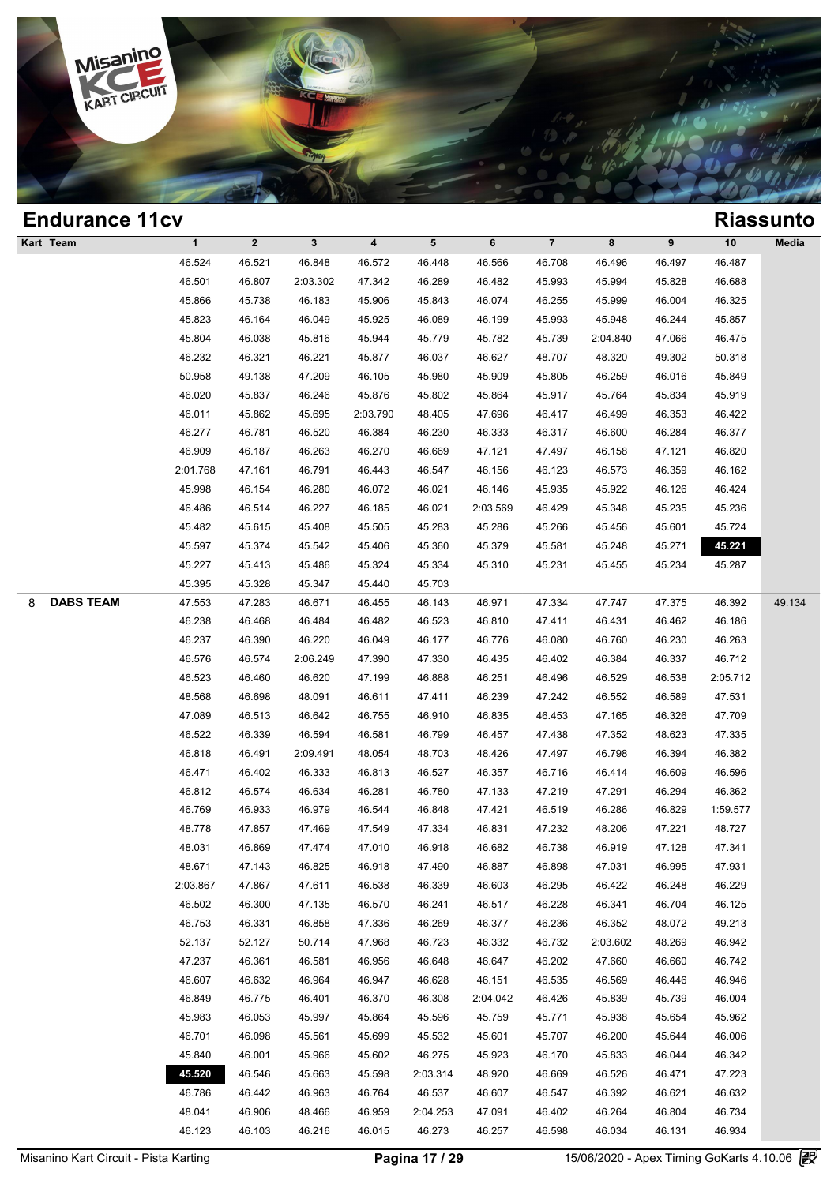## Endurance 11cv

## Riassunto

| Kart | Team | 1 | 2 | 3 | 4 | 5 | 6 | 7 | 8 | 9 | 10 | Media |
|---|---|---|---|---|---|---|---|---|---|---|---|---|
| | | 46.524 | 46.521 | 46.848 | 46.572 | 46.448 | 46.566 | 46.708 | 46.496 | 46.497 | 46.487 | |
| | | 46.501 | 46.807 | 2:03.302 | 47.342 | 46.289 | 46.482 | 45.993 | 45.994 | 45.828 | 46.688 | |
| | | 45.866 | 45.738 | 46.183 | 45.906 | 45.843 | 46.074 | 46.255 | 45.999 | 46.004 | 46.325 | |
| | | 45.823 | 46.164 | 46.049 | 45.925 | 46.089 | 46.199 | 45.993 | 45.948 | 46.244 | 45.857 | |
| | | 45.804 | 46.038 | 45.816 | 45.944 | 45.779 | 45.782 | 45.739 | 2:04.840 | 47.066 | 46.475 | |
| | | 46.232 | 46.321 | 46.221 | 45.877 | 46.037 | 46.627 | 48.707 | 48.320 | 49.302 | 50.318 | |
| | | 50.958 | 49.138 | 47.209 | 46.105 | 45.980 | 45.909 | 45.805 | 46.259 | 46.016 | 45.849 | |
| | | 46.020 | 45.837 | 46.246 | 45.876 | 45.802 | 45.864 | 45.917 | 45.764 | 45.834 | 45.919 | |
| | | 46.011 | 45.862 | 45.695 | 2:03.790 | 48.405 | 47.696 | 46.417 | 46.499 | 46.353 | 46.422 | |
| | | 46.277 | 46.781 | 46.520 | 46.384 | 46.230 | 46.333 | 46.317 | 46.600 | 46.284 | 46.377 | |
| | | 46.909 | 46.187 | 46.263 | 46.270 | 46.669 | 47.121 | 47.497 | 46.158 | 47.121 | 46.820 | |
| | | 2:01.768 | 47.161 | 46.791 | 46.443 | 46.547 | 46.156 | 46.123 | 46.573 | 46.359 | 46.162 | |
| | | 45.998 | 46.154 | 46.280 | 46.072 | 46.021 | 46.146 | 45.935 | 45.922 | 46.126 | 46.424 | |
| | | 46.486 | 46.514 | 46.227 | 46.185 | 46.021 | 2:03.569 | 46.429 | 45.348 | 45.235 | 45.236 | |
| | | 45.482 | 45.615 | 45.408 | 45.505 | 45.283 | 45.286 | 45.266 | 45.456 | 45.601 | 45.724 | |
| | | 45.597 | 45.374 | 45.542 | 45.406 | 45.360 | 45.379 | 45.581 | 45.248 | 45.271 | **45.221** | |
| | | 45.227 | 45.413 | 45.486 | 45.324 | 45.334 | 45.310 | 45.231 | 45.455 | 45.234 | 45.287 | |
| | | 45.395 | 45.328 | 45.347 | 45.440 | 45.703 | | | | | | |
| 8 | **DABS TEAM** | 47.553 | 47.283 | 46.671 | 46.455 | 46.143 | 46.971 | 47.334 | 47.747 | 47.375 | 46.392 | 49.134 |
| | | 46.238 | 46.468 | 46.484 | 46.482 | 46.523 | 46.810 | 47.411 | 46.431 | 46.462 | 46.186 | |
| | | 46.237 | 46.390 | 46.220 | 46.049 | 46.177 | 46.776 | 46.080 | 46.760 | 46.230 | 46.263 | |
| | | 46.576 | 46.574 | 2:06.249 | 47.390 | 47.330 | 46.435 | 46.402 | 46.384 | 46.337 | 46.712 | |
| | | 46.523 | 46.460 | 46.620 | 47.199 | 46.888 | 46.251 | 46.496 | 46.529 | 46.538 | 2:05.712 | |
| | | 48.568 | 46.698 | 48.091 | 46.611 | 47.411 | 46.239 | 47.242 | 46.552 | 46.589 | 47.531 | |
| | | 47.089 | 46.513 | 46.642 | 46.755 | 46.910 | 46.835 | 46.453 | 47.165 | 46.326 | 47.709 | |
| | | 46.522 | 46.339 | 46.594 | 46.581 | 46.799 | 46.457 | 47.438 | 47.352 | 48.623 | 47.335 | |
| | | 46.818 | 46.491 | 2:09.491 | 48.054 | 48.703 | 48.426 | 47.497 | 46.798 | 46.394 | 46.382 | |
| | | 46.471 | 46.402 | 46.333 | 46.813 | 46.527 | 46.357 | 46.716 | 46.414 | 46.609 | 46.596 | |
| | | 46.812 | 46.574 | 46.634 | 46.281 | 46.780 | 47.133 | 47.219 | 47.291 | 46.294 | 46.362 | |
| | | 46.769 | 46.933 | 46.979 | 46.544 | 46.848 | 47.421 | 46.519 | 46.286 | 46.829 | 1:59.577 | |
| | | 48.778 | 47.857 | 47.469 | 47.549 | 47.334 | 46.831 | 47.232 | 48.206 | 47.221 | 48.727 | |
| | | 48.031 | 46.869 | 47.474 | 47.010 | 46.918 | 46.682 | 46.738 | 46.919 | 47.128 | 47.341 | |
| | | 48.671 | 47.143 | 46.825 | 46.918 | 47.490 | 46.887 | 46.898 | 47.031 | 46.995 | 47.931 | |
| | | 2:03.867 | 47.867 | 47.611 | 46.538 | 46.339 | 46.603 | 46.295 | 46.422 | 46.248 | 46.229 | |
| | | 46.502 | 46.300 | 47.135 | 46.570 | 46.241 | 46.517 | 46.228 | 46.341 | 46.704 | 46.125 | |
| | | 46.753 | 46.331 | 46.858 | 47.336 | 46.269 | 46.377 | 46.236 | 46.352 | 48.072 | 49.213 | |
| | | 52.137 | 52.127 | 50.714 | 47.968 | 46.723 | 46.332 | 46.732 | 2:03.602 | 48.269 | 46.942 | |
| | | 47.237 | 46.361 | 46.581 | 46.956 | 46.648 | 46.647 | 46.202 | 47.660 | 46.660 | 46.742 | |
| | | 46.607 | 46.632 | 46.964 | 46.947 | 46.628 | 46.151 | 46.535 | 46.569 | 46.446 | 46.946 | |
| | | 46.849 | 46.775 | 46.401 | 46.370 | 46.308 | 2:04.042 | 46.426 | 45.839 | 45.739 | 46.004 | |
| | | 45.983 | 46.053 | 45.997 | 45.864 | 45.596 | 45.759 | 45.771 | 45.938 | 45.654 | 45.962 | |
| | | 46.701 | 46.098 | 45.561 | 45.699 | 45.532 | 45.601 | 45.707 | 46.200 | 45.644 | 46.006 | |
| | | 45.840 | 46.001 | 45.966 | 45.602 | 46.275 | 45.923 | 46.170 | 45.833 | 46.044 | 46.342 | |
| | | **45.520** | 46.546 | 45.663 | 45.598 | 2:03.314 | 48.920 | 46.669 | 46.526 | 46.471 | 47.223 | |
| | | 46.786 | 46.442 | 46.963 | 46.764 | 46.537 | 46.607 | 46.547 | 46.392 | 46.621 | 46.632 | |
| | | 48.041 | 46.906 | 48.466 | 46.959 | 2:04.253 | 47.091 | 46.402 | 46.264 | 46.804 | 46.734 | |
| | | 46.123 | 46.103 | 46.216 | 46.015 | 46.273 | 46.257 | 46.598 | 46.034 | 46.131 | 46.934 | |

Misanino Kart Circuit - Pista Karting — 15/06/2020 - Apex Timing GoKarts 4.10.06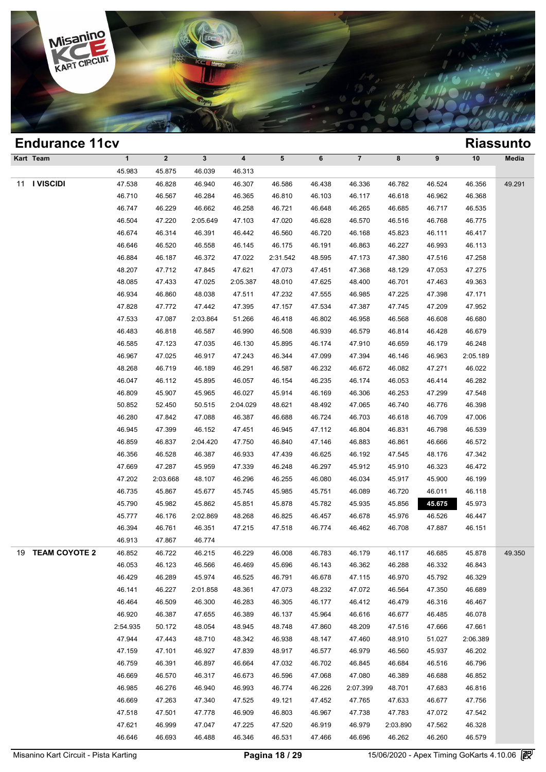## Endurance 11cv

## Riassunto

| Kart | Team | 1 | 2 | 3 | 4 | 5 | 6 | 7 | 8 | 9 | 10 | Media |
|---|---|---|---|---|---|---|---|---|---|---|---|---|
| | | 45.983 | 45.875 | 46.039 | 46.313 | | | | | | | |
| 11 | **I VISCIDI** | 47.538 | 46.828 | 46.940 | 46.307 | 46.586 | 46.438 | 46.336 | 46.782 | 46.524 | 46.356 | 49.291 |
| | | 46.710 | 46.567 | 46.284 | 46.365 | 46.810 | 46.103 | 46.117 | 46.618 | 46.962 | 46.368 | |
| | | 46.747 | 46.229 | 46.662 | 46.258 | 46.721 | 46.648 | 46.265 | 46.685 | 46.717 | 46.535 | |
| | | 46.504 | 47.220 | 2:05.649 | 47.103 | 47.020 | 46.628 | 46.570 | 46.516 | 46.768 | 46.775 | |
| | | 46.674 | 46.314 | 46.391 | 46.442 | 46.560 | 46.720 | 46.168 | 45.823 | 46.111 | 46.417 | |
| | | 46.646 | 46.520 | 46.558 | 46.145 | 46.175 | 46.191 | 46.863 | 46.227 | 46.993 | 46.113 | |
| | | 46.884 | 46.187 | 46.372 | 47.022 | 2:31.542 | 48.595 | 47.173 | 47.380 | 47.516 | 47.258 | |
| | | 48.207 | 47.712 | 47.845 | 47.621 | 47.073 | 47.451 | 47.368 | 48.129 | 47.053 | 47.275 | |
| | | 48.085 | 47.433 | 47.025 | 2:05.387 | 48.010 | 47.625 | 48.400 | 46.701 | 47.463 | 49.363 | |
| | | 46.934 | 46.860 | 48.038 | 47.511 | 47.232 | 47.555 | 46.985 | 47.225 | 47.398 | 47.171 | |
| | | 47.828 | 47.772 | 47.442 | 47.395 | 47.157 | 47.534 | 47.387 | 47.745 | 47.209 | 47.952 | |
| | | 47.533 | 47.087 | 2:03.864 | 51.266 | 46.418 | 46.802 | 46.958 | 46.568 | 46.608 | 46.680 | |
| | | 46.483 | 46.818 | 46.587 | 46.990 | 46.508 | 46.939 | 46.579 | 46.814 | 46.428 | 46.679 | |
| | | 46.585 | 47.123 | 47.035 | 46.130 | 45.895 | 46.174 | 47.910 | 46.659 | 46.179 | 46.248 | |
| | | 46.967 | 47.025 | 46.917 | 47.243 | 46.344 | 47.099 | 47.394 | 46.146 | 46.963 | 2:05.189 | |
| | | 48.268 | 46.719 | 46.189 | 46.291 | 46.587 | 46.232 | 46.672 | 46.082 | 47.271 | 46.022 | |
| | | 46.047 | 46.112 | 45.895 | 46.057 | 46.154 | 46.235 | 46.174 | 46.053 | 46.414 | 46.282 | |
| | | 46.809 | 45.907 | 45.965 | 46.027 | 45.914 | 46.169 | 46.306 | 46.253 | 47.299 | 47.548 | |
| | | 50.852 | 52.450 | 50.515 | 2:04.029 | 48.621 | 48.492 | 47.065 | 46.740 | 46.776 | 46.398 | |
| | | 46.280 | 47.842 | 47.088 | 46.387 | 46.688 | 46.724 | 46.703 | 46.618 | 46.709 | 47.006 | |
| | | 46.945 | 47.399 | 46.152 | 47.451 | 46.945 | 47.112 | 46.804 | 46.831 | 46.798 | 46.539 | |
| | | 46.859 | 46.837 | 2:04.420 | 47.750 | 46.840 | 47.146 | 46.883 | 46.861 | 46.666 | 46.572 | |
| | | 46.356 | 46.528 | 46.387 | 46.933 | 47.439 | 46.625 | 46.192 | 47.545 | 48.176 | 47.342 | |
| | | 47.669 | 47.287 | 45.959 | 47.339 | 46.248 | 46.297 | 45.912 | 45.910 | 46.323 | 46.472 | |
| | | 47.202 | 2:03.668 | 48.107 | 46.296 | 46.255 | 46.080 | 46.034 | 45.917 | 45.900 | 46.199 | |
| | | 46.735 | 45.867 | 45.677 | 45.745 | 45.985 | 45.751 | 46.089 | 46.720 | 46.011 | 46.118 | |
| | | 45.790 | 45.982 | 45.862 | 45.851 | 45.878 | 45.782 | 45.935 | 45.856 | **45.675** | 45.973 | |
| | | 45.777 | 46.176 | 2:02.869 | 48.268 | 46.825 | 46.457 | 46.678 | 45.976 | 46.526 | 46.447 | |
| | | 46.394 | 46.761 | 46.351 | 47.215 | 47.518 | 46.774 | 46.462 | 46.708 | 47.887 | 46.151 | |
| | | 46.913 | 47.867 | 46.774 | | | | | | | | |
| 19 | **TEAM COYOTE 2** | 46.852 | 46.722 | 46.215 | 46.229 | 46.008 | 46.783 | 46.179 | 46.117 | 46.685 | 45.878 | 49.350 |
| | | 46.053 | 46.123 | 46.566 | 46.469 | 45.696 | 46.143 | 46.362 | 46.288 | 46.332 | 46.843 | |
| | | 46.429 | 46.289 | 45.974 | 46.525 | 46.791 | 46.678 | 47.115 | 46.970 | 45.792 | 46.329 | |
| | | 46.141 | 46.227 | 2:01.858 | 48.361 | 47.073 | 48.232 | 47.072 | 46.564 | 47.350 | 46.689 | |
| | | 46.464 | 46.509 | 46.300 | 46.283 | 46.305 | 46.177 | 46.412 | 46.479 | 46.316 | 46.467 | |
| | | 46.920 | 46.387 | 47.655 | 46.389 | 46.137 | 45.964 | 46.616 | 46.677 | 46.485 | 46.078 | |
| | | 2:54.935 | 50.172 | 48.054 | 48.945 | 48.748 | 47.860 | 48.209 | 47.516 | 47.666 | 47.661 | |
| | | 47.944 | 47.443 | 48.710 | 48.342 | 46.938 | 48.147 | 47.460 | 48.910 | 51.027 | 2:06.389 | |
| | | 47.159 | 47.101 | 46.927 | 47.839 | 48.917 | 46.577 | 46.979 | 46.560 | 45.937 | 46.202 | |
| | | 46.759 | 46.391 | 46.897 | 46.664 | 47.032 | 46.702 | 46.845 | 46.684 | 46.516 | 46.796 | |
| | | 46.669 | 46.570 | 46.317 | 46.673 | 46.596 | 47.068 | 47.080 | 46.389 | 46.688 | 46.852 | |
| | | 46.985 | 46.276 | 46.940 | 46.993 | 46.774 | 46.226 | 2:07.399 | 48.701 | 47.683 | 46.816 | |
| | | 46.669 | 47.263 | 47.340 | 47.525 | 49.121 | 47.452 | 47.765 | 47.633 | 46.677 | 47.756 | |
| | | 47.518 | 47.501 | 47.778 | 46.909 | 46.803 | 46.967 | 47.738 | 47.783 | 47.072 | 47.542 | |
| | | 47.621 | 46.999 | 47.047 | 47.225 | 47.520 | 46.919 | 46.979 | 2:03.890 | 47.562 | 46.328 | |
| | | 46.646 | 46.693 | 46.488 | 46.346 | 46.531 | 47.466 | 46.696 | 46.262 | 46.260 | 46.579 | |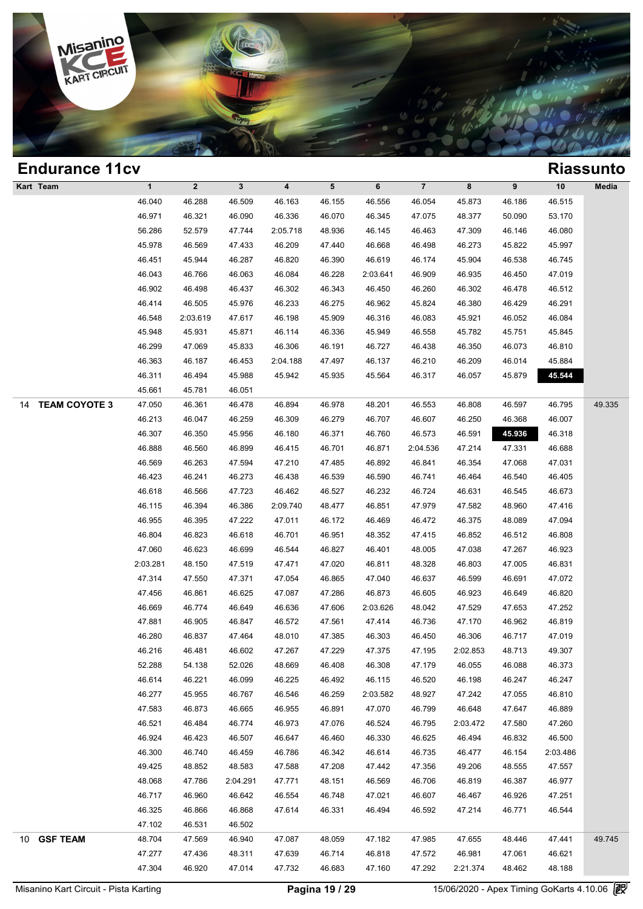# Endurance 11cv

## Riassunto

| Kart | Team | 1 | 2 | 3 | 4 | 5 | 6 | 7 | 8 | 9 | 10 | Media |
|---|---|---|---|---|---|---|---|---|---|---|---|---|
| | | 46.040 | 46.288 | 46.509 | 46.163 | 46.155 | 46.556 | 46.054 | 45.873 | 46.186 | 46.515 | |
| | | 46.971 | 46.321 | 46.090 | 46.336 | 46.070 | 46.345 | 47.075 | 48.377 | 50.090 | 53.170 | |
| | | 56.286 | 52.579 | 47.744 | 2:05.718 | 48.936 | 46.145 | 46.463 | 47.309 | 46.146 | 46.080 | |
| | | 45.978 | 46.569 | 47.433 | 46.209 | 47.440 | 46.668 | 46.498 | 46.273 | 45.822 | 45.997 | |
| | | 46.451 | 45.944 | 46.287 | 46.820 | 46.390 | 46.619 | 46.174 | 45.904 | 46.538 | 46.745 | |
| | | 46.043 | 46.766 | 46.063 | 46.084 | 46.228 | 2:03.641 | 46.909 | 46.935 | 46.450 | 47.019 | |
| | | 46.902 | 46.498 | 46.437 | 46.302 | 46.343 | 46.450 | 46.260 | 46.302 | 46.478 | 46.512 | |
| | | 46.414 | 46.505 | 45.976 | 46.233 | 46.275 | 46.962 | 45.824 | 46.380 | 46.429 | 46.291 | |
| | | 46.548 | 2:03.619 | 47.617 | 46.198 | 45.909 | 46.316 | 46.083 | 45.921 | 46.052 | 46.084 | |
| | | 45.948 | 45.931 | 45.871 | 46.114 | 46.336 | 45.949 | 46.558 | 45.782 | 45.751 | 45.845 | |
| | | 46.299 | 47.069 | 45.833 | 46.306 | 46.191 | 46.727 | 46.438 | 46.350 | 46.073 | 46.810 | |
| | | 46.363 | 46.187 | 46.453 | 2:04.188 | 47.497 | 46.137 | 46.210 | 46.209 | 46.014 | 45.884 | |
| | | 46.311 | 46.494 | 45.988 | 45.942 | 45.935 | 45.564 | 46.317 | 46.057 | 45.879 | **45.544** | |
| | | 45.661 | 45.781 | 46.051 | | | | | | | | |
| 14 | **TEAM COYOTE 3** | 47.050 | 46.361 | 46.478 | 46.894 | 46.978 | 48.201 | 46.553 | 46.808 | 46.597 | 46.795 | 49.335 |
| | | 46.213 | 46.047 | 46.259 | 46.309 | 46.279 | 46.707 | 46.607 | 46.250 | 46.368 | 46.007 | |
| | | 46.307 | 46.350 | 45.956 | 46.180 | 46.371 | 46.760 | 46.573 | 46.591 | **45.936** | 46.318 | |
| | | 46.888 | 46.560 | 46.899 | 46.415 | 46.701 | 46.871 | 2:04.536 | 47.214 | 47.331 | 46.688 | |
| | | 46.569 | 46.263 | 47.594 | 47.210 | 47.485 | 46.892 | 46.841 | 46.354 | 47.068 | 47.031 | |
| | | 46.423 | 46.241 | 46.273 | 46.438 | 46.539 | 46.590 | 46.741 | 46.464 | 46.540 | 46.405 | |
| | | 46.618 | 46.566 | 47.723 | 46.462 | 46.527 | 46.232 | 46.724 | 46.631 | 46.545 | 46.673 | |
| | | 46.115 | 46.394 | 46.386 | 2:09.740 | 48.477 | 46.851 | 47.979 | 47.582 | 48.960 | 47.416 | |
| | | 46.955 | 46.395 | 47.222 | 47.011 | 46.172 | 46.469 | 46.472 | 46.375 | 48.089 | 47.094 | |
| | | 46.804 | 46.823 | 46.618 | 46.701 | 46.951 | 48.352 | 47.415 | 46.852 | 46.512 | 46.808 | |
| | | 47.060 | 46.623 | 46.699 | 46.544 | 46.827 | 46.401 | 48.005 | 47.038 | 47.267 | 46.923 | |
| | | 2:03.281 | 48.150 | 47.519 | 47.471 | 47.020 | 46.811 | 48.328 | 46.803 | 47.005 | 46.831 | |
| | | 47.314 | 47.550 | 47.371 | 47.054 | 46.865 | 47.040 | 46.637 | 46.599 | 46.691 | 47.072 | |
| | | 47.456 | 46.861 | 46.625 | 47.087 | 47.286 | 46.873 | 46.605 | 46.923 | 46.649 | 46.820 | |
| | | 46.669 | 46.774 | 46.649 | 46.636 | 47.606 | 2:03.626 | 48.042 | 47.529 | 47.653 | 47.252 | |
| | | 47.881 | 46.905 | 46.847 | 46.572 | 47.561 | 47.414 | 46.736 | 47.170 | 46.962 | 46.819 | |
| | | 46.280 | 46.837 | 47.464 | 48.010 | 47.385 | 46.303 | 46.450 | 46.306 | 46.717 | 47.019 | |
| | | 46.216 | 46.481 | 46.602 | 47.267 | 47.229 | 47.375 | 47.195 | 2:02.853 | 48.713 | 49.307 | |
| | | 52.288 | 54.138 | 52.026 | 48.669 | 46.408 | 46.308 | 47.179 | 46.055 | 46.088 | 46.373 | |
| | | 46.614 | 46.221 | 46.099 | 46.225 | 46.492 | 46.115 | 46.520 | 46.198 | 46.247 | 46.247 | |
| | | 46.277 | 45.955 | 46.767 | 46.546 | 46.259 | 2:03.582 | 48.927 | 47.242 | 47.055 | 46.810 | |
| | | 47.583 | 46.873 | 46.665 | 46.955 | 46.891 | 47.070 | 46.799 | 46.648 | 47.647 | 46.889 | |
| | | 46.521 | 46.484 | 46.774 | 46.973 | 47.076 | 46.524 | 46.795 | 2:03.472 | 47.580 | 47.260 | |
| | | 46.924 | 46.423 | 46.507 | 46.647 | 46.460 | 46.330 | 46.625 | 46.494 | 46.832 | 46.500 | |
| | | 46.300 | 46.740 | 46.459 | 46.786 | 46.342 | 46.614 | 46.735 | 46.477 | 46.154 | 2:03.486 | |
| | | 49.425 | 48.852 | 48.583 | 47.588 | 47.208 | 47.442 | 47.356 | 49.206 | 48.555 | 47.557 | |
| | | 48.068 | 47.786 | 2:04.291 | 47.771 | 48.151 | 46.569 | 46.706 | 46.819 | 46.387 | 46.977 | |
| | | 46.717 | 46.960 | 46.642 | 46.554 | 46.748 | 47.021 | 46.607 | 46.467 | 46.926 | 47.251 | |
| | | 46.325 | 46.866 | 46.868 | 47.614 | 46.331 | 46.494 | 46.592 | 47.214 | 46.771 | 46.544 | |
| | | 47.102 | 46.531 | 46.502 | | | | | | | | |
| 10 | **GSF TEAM** | 48.704 | 47.569 | 46.940 | 47.087 | 48.059 | 47.182 | 47.985 | 47.655 | 48.446 | 47.441 | 49.745 |
| | | 47.277 | 47.436 | 48.311 | 47.639 | 46.714 | 46.818 | 47.572 | 46.981 | 47.061 | 46.621 | |
| | | 47.304 | 46.920 | 47.014 | 47.732 | 46.683 | 47.160 | 47.292 | 2:21.374 | 48.462 | 48.188 | |

Misanino Kart Circuit - Pista Karting — 15/06/2020 - Apex Timing GoKarts 4.10.06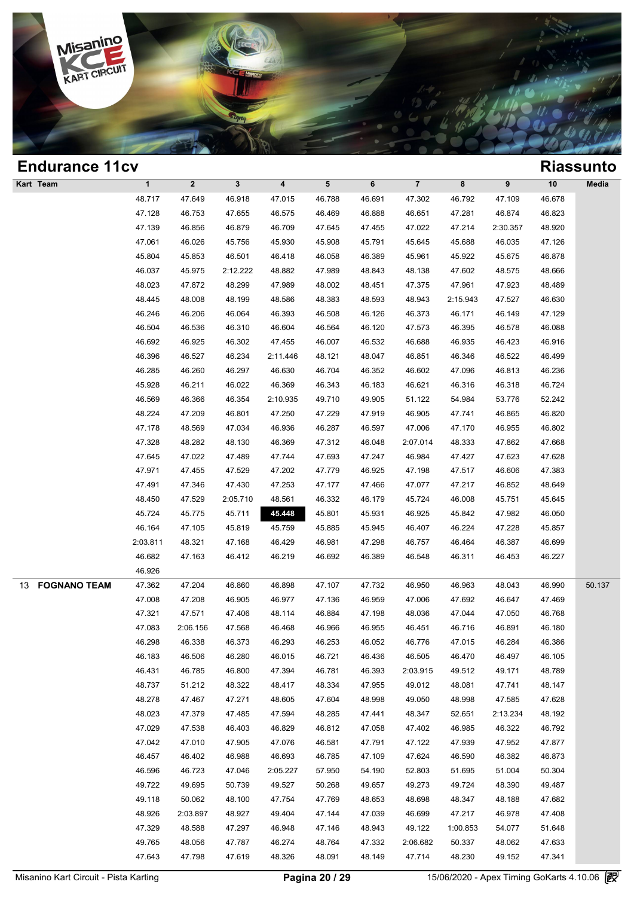# Endurance 11cv

## Riassunto

| Kart | Team | 1 | 2 | 3 | 4 | 5 | 6 | 7 | 8 | 9 | 10 | Media |
|---|---|---|---|---|---|---|---|---|---|---|---|---|
| | | 48.717 | 47.649 | 46.918 | 47.015 | 46.788 | 46.691 | 47.302 | 46.792 | 47.109 | 46.678 | |
| | | 47.128 | 46.753 | 47.655 | 46.575 | 46.469 | 46.888 | 46.651 | 47.281 | 46.874 | 46.823 | |
| | | 47.139 | 46.856 | 46.879 | 46.709 | 47.645 | 47.455 | 47.022 | 47.214 | 2:30.357 | 48.920 | |
| | | 47.061 | 46.026 | 45.756 | 45.930 | 45.908 | 45.791 | 45.645 | 45.688 | 46.035 | 47.126 | |
| | | 45.804 | 45.853 | 46.501 | 46.418 | 46.058 | 46.389 | 45.961 | 45.922 | 45.675 | 46.878 | |
| | | 46.037 | 45.975 | 2:12.222 | 48.882 | 47.989 | 48.843 | 48.138 | 47.602 | 48.575 | 48.666 | |
| | | 48.023 | 47.872 | 48.299 | 47.989 | 48.002 | 48.451 | 47.375 | 47.961 | 47.923 | 48.489 | |
| | | 48.445 | 48.008 | 48.199 | 48.586 | 48.383 | 48.593 | 48.943 | 2:15.943 | 47.527 | 46.630 | |
| | | 46.246 | 46.206 | 46.064 | 46.393 | 46.508 | 46.126 | 46.373 | 46.171 | 46.149 | 47.129 | |
| | | 46.504 | 46.536 | 46.310 | 46.604 | 46.564 | 46.120 | 47.573 | 46.395 | 46.578 | 46.088 | |
| | | 46.692 | 46.925 | 46.302 | 47.455 | 46.007 | 46.532 | 46.688 | 46.935 | 46.423 | 46.916 | |
| | | 46.396 | 46.527 | 46.234 | 2:11.446 | 48.121 | 48.047 | 46.851 | 46.346 | 46.522 | 46.499 | |
| | | 46.285 | 46.260 | 46.297 | 46.630 | 46.704 | 46.352 | 46.602 | 47.096 | 46.813 | 46.236 | |
| | | 45.928 | 46.211 | 46.022 | 46.369 | 46.343 | 46.183 | 46.621 | 46.316 | 46.318 | 46.724 | |
| | | 46.569 | 46.366 | 46.354 | 2:10.935 | 49.710 | 49.905 | 51.122 | 54.984 | 53.776 | 52.242 | |
| | | 48.224 | 47.209 | 46.801 | 47.250 | 47.229 | 47.919 | 46.905 | 47.741 | 46.865 | 46.820 | |
| | | 47.178 | 48.569 | 47.034 | 46.936 | 46.287 | 46.597 | 47.006 | 47.170 | 46.955 | 46.802 | |
| | | 47.328 | 48.282 | 48.130 | 46.369 | 47.312 | 46.048 | 2:07.014 | 48.333 | 47.862 | 47.668 | |
| | | 47.645 | 47.022 | 47.489 | 47.744 | 47.693 | 47.247 | 46.984 | 47.427 | 47.623 | 47.628 | |
| | | 47.971 | 47.455 | 47.529 | 47.202 | 47.779 | 46.925 | 47.198 | 47.517 | 46.606 | 47.383 | |
| | | 47.491 | 47.346 | 47.430 | 47.253 | 47.177 | 47.466 | 47.077 | 47.217 | 46.852 | 48.649 | |
| | | 48.450 | 47.529 | 2:05.710 | 48.561 | 46.332 | 46.179 | 45.724 | 46.008 | 45.751 | 45.645 | |
| | | 45.724 | 45.775 | 45.711 | **45.448** | 45.801 | 45.931 | 46.925 | 45.842 | 47.982 | 46.050 | |
| | | 46.164 | 47.105 | 45.819 | 45.759 | 45.885 | 45.945 | 46.407 | 46.224 | 47.228 | 45.857 | |
| | | 2:03.811 | 48.321 | 47.168 | 46.429 | 46.981 | 47.298 | 46.757 | 46.464 | 46.387 | 46.699 | |
| | | 46.682 | 47.163 | 46.412 | 46.219 | 46.692 | 46.389 | 46.548 | 46.311 | 46.453 | 46.227 | |
| | | 46.926 | | | | | | | | | | |
| 13 | FOGNANO TEAM | 47.362 | 47.204 | 46.860 | 46.898 | 47.107 | 47.732 | 46.950 | 46.963 | 48.043 | 46.990 | 50.137 |
| | | 47.008 | 47.208 | 46.905 | 46.977 | 47.136 | 46.959 | 47.006 | 47.692 | 46.647 | 47.469 | |
| | | 47.321 | 47.571 | 47.406 | 48.114 | 46.884 | 47.198 | 48.036 | 47.044 | 47.050 | 46.768 | |
| | | 47.083 | 2:06.156 | 47.568 | 46.468 | 46.966 | 46.955 | 46.451 | 46.716 | 46.891 | 46.180 | |
| | | 46.298 | 46.338 | 46.373 | 46.293 | 46.253 | 46.052 | 46.776 | 47.015 | 46.284 | 46.386 | |
| | | 46.183 | 46.506 | 46.280 | 46.015 | 46.721 | 46.436 | 46.505 | 46.470 | 46.497 | 46.105 | |
| | | 46.431 | 46.785 | 46.800 | 47.394 | 46.781 | 46.393 | 2:03.915 | 49.512 | 49.171 | 48.789 | |
| | | 48.737 | 51.212 | 48.322 | 48.417 | 48.334 | 47.955 | 49.012 | 48.081 | 47.741 | 48.147 | |
| | | 48.278 | 47.467 | 47.271 | 48.605 | 47.604 | 48.998 | 49.050 | 48.998 | 47.585 | 47.628 | |
| | | 48.023 | 47.379 | 47.485 | 47.594 | 48.285 | 47.441 | 48.347 | 52.651 | 2:13.234 | 48.192 | |
| | | 47.029 | 47.538 | 46.403 | 46.829 | 46.812 | 47.058 | 47.402 | 46.985 | 46.322 | 46.792 | |
| | | 47.042 | 47.010 | 47.905 | 47.076 | 46.581 | 47.791 | 47.122 | 47.939 | 47.952 | 47.877 | |
| | | 46.457 | 46.402 | 46.988 | 46.693 | 46.785 | 47.109 | 47.624 | 46.590 | 46.382 | 46.873 | |
| | | 46.596 | 46.723 | 47.046 | 2:05.227 | 57.950 | 54.190 | 52.803 | 51.695 | 51.004 | 50.304 | |
| | | 49.722 | 49.695 | 50.739 | 49.527 | 50.268 | 49.657 | 49.273 | 49.724 | 48.390 | 49.487 | |
| | | 49.118 | 50.062 | 48.100 | 47.754 | 47.769 | 48.653 | 48.698 | 48.347 | 48.188 | 47.682 | |
| | | 48.926 | 2:03.897 | 48.927 | 49.404 | 47.144 | 47.039 | 46.699 | 47.217 | 46.978 | 47.408 | |
| | | 47.329 | 48.588 | 47.297 | 46.948 | 47.146 | 48.943 | 49.122 | 1:00.853 | 54.077 | 51.648 | |
| | | 49.765 | 48.056 | 47.787 | 46.274 | 48.764 | 47.332 | 2:06.682 | 50.337 | 48.062 | 47.633 | |
| | | 47.643 | 47.798 | 47.619 | 48.326 | 48.091 | 48.149 | 47.714 | 48.230 | 49.152 | 47.341 | |

Misanino Kart Circuit - Pista Karting | 15/06/2020 - Apex Timing GoKarts 4.10.06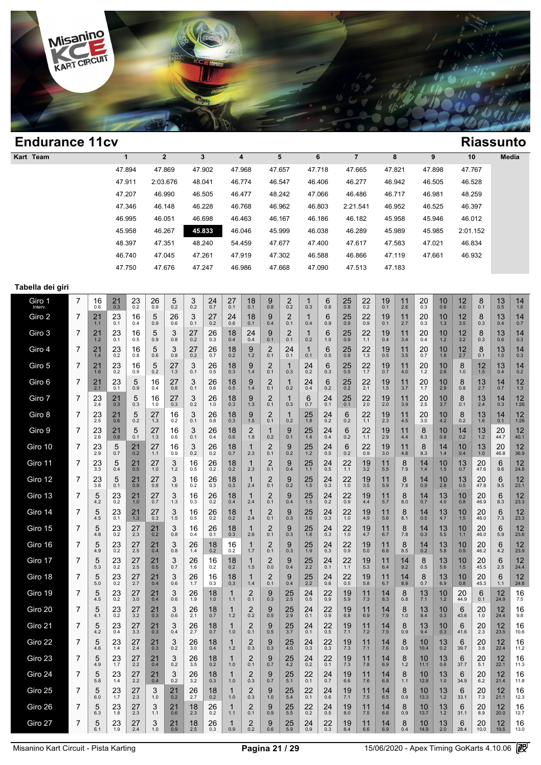## Endurance 11cv

## Riassunto

| Kart | Team | 1 | 2 | 3 | 4 | 5 | 6 | 7 | 8 | 9 | 10 | Media |
|---|---|---|---|---|---|---|---|---|---|---|---|---|
| | | 47.894 | 47.869 | 47.902 | 47.968 | 47.657 | 47.718 | 47.665 | 47.821 | 47.898 | 47.767 | |
| | | 47.911 | 2:03.676 | 48.041 | 46.774 | 46.547 | 46.406 | 46.277 | 46.942 | 46.505 | 46.528 | |
| | | 47.207 | 46.990 | 46.505 | 46.477 | 48.242 | 47.066 | 46.486 | 46.717 | 46.981 | 48.259 | |
| | | 47.346 | 46.148 | 46.228 | 46.768 | 46.962 | 46.803 | 2:21.541 | 46.952 | 46.525 | 46.397 | |
| | | 46.995 | 46.051 | 46.698 | 46.463 | 46.167 | 46.186 | 46.182 | 45.958 | 45.946 | 46.012 | |
| | | 45.958 | 46.267 | **45.833** | 46.046 | 45.999 | 46.038 | 46.289 | 45.989 | 45.985 | 2:01.152 | |
| | | 48.397 | 47.351 | 48.240 | 54.459 | 47.677 | 47.400 | 47.617 | 47.583 | 47.021 | 46.834 | |
| | | 46.740 | 47.045 | 47.261 | 47.919 | 47.302 | 46.588 | 46.866 | 47.119 | 47.661 | 46.932 | |
| | | 47.750 | 47.676 | 47.247 | 46.986 | 47.668 | 47.090 | 47.513 | 47.183 | | | |

### Tabella dei giri

| Giro | | | | | | | | | | | | | | | | | | | | | | | | | |
|---|---|---|---|---|---|---|---|---|---|---|---|---|---|---|---|---|---|---|---|---|---|---|---|---|---|
| Giro 1 Interv. | 7 | 16 0.6 | 21 0.3 | 23 0.2 | 26 0.9 | 5 0.2 | 3 0.2 | 24 0.7 | 27 0.1 | 18 0.1 | 9 0.8 | 2 0.2 | 1 0.3 | 6 0.8 | 25 0.8 | 22 0.2 | 19 0.1 | 11 2.6 | 20 0.3 | 10 0.6 | 12 4.0 | 8 0.1 | 13 0.5 | 14 1.6 |
| Giro 2 | 7 | 21 1.1 | 23 0.1 | 16 0.4 | 5 0.9 | 26 0.6 | 3 0.1 | 27 0.2 | 24 0.6 | 18 0.1 | 9 0.4 | 2 0.1 | 1 0.4 | 6 0.9 | 25 0.9 | 22 0.9 | 19 0.1 | 11 2.7 | 20 0.3 | 10 1.3 | 12 3.5 | 8 0.3 | 13 0.4 | 14 0.7 |
| Giro 3 | 7 | 21 1.2 | 23 0.1 | 16 0.5 | 5 0.9 | 3 0.8 | 27 0.2 | 26 0.3 | 18 0.4 | 24 0.4 | 9 0.1 | 2 0.1 | 1 0.2 | 6 1.0 | 25 0.9 | 22 1.1 | 19 0.4 | 11 3.4 | 20 0.4 | 10 1.2 | 12 3.2 | 8 0.3 | 13 0.6 | 14 0.3 |
| Giro 4 | 7 | 21 1.4 | 23 0.2 | 16 0.8 | 5 0.6 | 3 0.8 | 27 0.2 | 26 0.7 | 18 0.2 | 9 1.2 | 2 0.1 | 24 0.1 | 1 0.1 | 6 0.5 | 25 0.8 | 22 1.3 | 19 0.5 | 11 3.5 | 20 0.7 | 10 1.8 | 12 2.7 | 8 0.1 | 13 1.0 | 14 0.3 |
| Giro 5 | 7 | 21 1.6 | 23 0.2 | 16 0.9 | 5 0.2 | 27 1.3 | 3 0.1 | 26 0.5 | 18 0.3 | 9 1.4 | 2 0.1 | 1 0.3 | 24 0.2 | 6 0.3 | 25 0.5 | 22 1.7 | 19 0.7 | 11 4.0 | 20 1.2 | 10 2.6 | 8 1.0 | 12 1.5 | 13 0.4 | 14 0.2 |
| Giro 6 | 7 | 21 2.1 | 23 0.1 | 5 0.9 | 16 0.4 | 27 0.8 | 3 0.1 | 26 0.6 | 18 0.5 | 9 1.4 | 2 0.1 | 1 0.2 | 24 0.4 | 6 0.2 | 25 0.2 | 22 2.1 | 19 1.5 | 11 3.7 | 20 1.7 | 10 2.9 | 8 0.8 | 13 2.7 | 14 0.7 | 12 1.3 |
| Giro 7 | 7 | 23 2.4 | 21 0.3 | 5 0.3 | 16 1.0 | 27 0.3 | 3 0.2 | 26 1.0 | 18 0.3 | 9 1.3 | 2 0.1 | 1 0.3 | 6 0.7 | 24 0.1 | 25 0.1 | 22 2.0 | 19 2.0 | 11 3.9 | 20 2.5 | 10 3.7 | 8 0.1 | 13 2.4 | 14 0.3 | 12 1:26 |
| Giro 8 | 7 | 23 2.5 | 21 0.6 | 5 0.2 | 27 1.3 | 16 0.2 | 3 0.1 | 26 0.8 | 18 0.3 | 9 1.5 | 2 0.1 | 1 0.2 | 25 1.8 | 24 0.2 | 6 0.2 | 22 1.1 | 19 2.3 | 11 4.5 | 20 3.0 | 10 4.2 | 8 0.2 | 13 1.6 | 14 0.1 | 12 1:26 |
| Giro 9 | 7 | 23 2.6 | 21 0.8 | 5 0.1 | 27 1.3 | 16 0.6 | 3 0.1 | 26 0.4 | 18 0.6 | 2 1.8 | 1 0.2 | 9 0.1 | 25 1.4 | 24 0.4 | 6 0.2 | 22 1.1 | 19 2.9 | 11 4.4 | 8 8.3 | 10 0.8 | 14 0.2 | 13 1.2 | 20 44.7 | 12 40.1 |
| Giro 10 | 7 | 23 2.9 | 5 0.7 | 21 0.2 | 27 1.1 | 16 0.9 | 3 0.2 | 26 0.2 | 18 0.7 | 1 2.3 | 2 0.1 | 9 0.2 | 25 1.2 | 24 0.5 | 6 0.2 | 22 0.9 | 19 3.0 | 11 4.8 | 8 8.3 | 14 1.4 | 10 0.4 | 13 1.0 | 20 46.8 | 12 36.9 |
| Giro 11 | 7 | 23 3.3 | 5 0.4 | 21 0.5 | 27 1.0 | 3 1.2 | 16 0.5 | 26 0.2 | 18 0.2 | 1 2.3 | 2 0.1 | 9 0.4 | 25 1.1 | 24 0.5 | 22 1.1 | 19 3.2 | 11 5.5 | 8 7.9 | 14 1.4 | 10 1.5 | 13 0.7 | 20 47.6 | 6 9.6 | 12 24.8 |
| Giro 12 | 7 | 23 3.8 | 5 0.1 | 21 0.9 | 27 0.8 | 3 1.6 | 16 0.2 | 26 0.3 | 18 0.3 | 1 2.4 | 2 0.1 | 9 0.2 | 25 1.5 | 24 0.3 | 22 1.0 | 19 3.5 | 11 5.9 | 8 7.8 | 14 0.9 | 10 2.8 | 13 0.5 | 20 47.8 | 6 9.5 | 12 23.1 |
| Giro 13 | 7 | 5 4.2 | 23 0.2 | 21 1.0 | 27 0.7 | 3 1.3 | 16 0.3 | 26 0.2 | 18 0.4 | 1 2.4 | 2 0.1 | 9 0.4 | 25 1.5 | 24 0.2 | 22 0.9 | 19 4.4 | 11 5.7 | 8 8.0 | 14 0.7 | 13 4.0 | 10 0.8 | 20 46.9 | 6 8.3 | 12 23.3 |
| Giro 14 | 7 | 5 4.5 | 23 0.1 | 21 1.3 | 27 0.3 | 3 1.5 | 16 0.5 | 26 0.2 | 18 0.2 | 1 2.4 | 2 0.1 | 9 0.3 | 25 1.6 | 24 0.3 | 22 1.0 | 19 4.9 | 11 5.6 | 8 8.1 | 14 0.5 | 13 4.7 | 10 1.5 | 20 46.0 | 6 7.3 | 12 23.3 |
| Giro 15 | 7 | 5 4.8 | 23 0.2 | 27 2.3 | 21 0.2 | 3 0.8 | 16 0.4 | 26 0.1 | 18 0.3 | 1 2.6 | 2 0.1 | 9 0.3 | 25 1.8 | 24 0.3 | 22 1.0 | 19 4.7 | 11 6.7 | 8 7.8 | 14 0.3 | 13 5.5 | 10 1.1 | 20 46.0 | 6 5.9 | 12 23.6 |
| Giro 16 | 7 | 5 4.9 | 23 0.2 | 27 2.5 | 21 0.4 | 3 0.8 | 26 1.4 | 18 0.2 | 16 0.2 | 1 1.7 | 2 0.1 | 9 0.3 | 25 1.9 | 24 0.3 | 22 0.9 | 19 5.0 | 11 6.6 | 8 8.5 | 14 0.2 | 13 5.8 | 10 0.9 | 20 46.2 | 6 4.2 | 12 23.9 |
| Giro 17 | 7 | 5 5.3 | 23 0.2 | 27 2.5 | 21 0.5 | 3 0.7 | 26 1.6 | 16 0.2 | 18 0.2 | 1 1.5 | 2 0.0 | 9 0.4 | 25 2.2 | 24 0.1 | 22 1.1 | 19 5.3 | 11 6.4 | 14 9.2 | 8 0.5 | 13 5.6 | 10 1.5 | 20 45.5 | 6 2.5 | 12 24.4 |
| Giro 18 | 7 | 5 5.0 | 23 0.2 | 27 2.7 | 21 0.4 | 3 0.6 | 26 1.7 | 16 0.3 | 18 0.3 | 1 1.4 | 2 0.1 | 9 0.4 | 25 2.2 | 24 0.6 | 22 0.5 | 19 5.8 | 11 6.7 | 14 8.9 | 8 0.7 | 13 6.9 | 10 0.8 | 20 45.3 | 6 1.1 | 12 24.8 |
| Giro 19 | 7 | 5 4.5 | 23 0.2 | 27 3.0 | 21 0.4 | 3 0.6 | 26 1.9 | 18 1.0 | 1 1.1 | 2 0.1 | 9 0.3 | 25 2.5 | 24 0.5 | 22 0.9 | 19 5.9 | 11 7.3 | 14 8.3 | 8 0.8 | 13 7.1 | 10 1.2 | 20 44.9 | 6 0.1 | 12 24.9 | 16 7.5 |
| Giro 20 | 7 | 5 4.1 | 23 0.2 | 27 3.2 | 21 0.3 | 3 0.6 | 26 2.1 | 18 0.7 | 1 1.2 | 2 0.2 | 9 0.5 | 25 2.9 | 24 0.1 | 22 0.9 | 19 6.8 | 11 6.9 | 14 7.9 | 8 1.0 | 13 8.4 | 10 0.3 | 6 43.6 | 20 1.0 | 12 24.4 | 16 9.8 |
| Giro 21 | 7 | 5 4.2 | 23 0.4 | 27 3.3 | 21 0.3 | 3 0.4 | 26 2.7 | 18 0.7 | 1 1.0 | 2 0.1 | 9 0.5 | 25 3.7 | 24 0.1 | 22 0.5 | 19 7.1 | 11 7.2 | 14 7.5 | 8 0.9 | 13 9.4 | 10 0.3 | 6 41.6 | 20 2.3 | 12 23.5 | 16 10.6 |
| Giro 22 | 7 | 5 4.6 | 23 1.4 | 27 2.4 | 21 0.3 | 3 0.2 | 26 3.0 | 18 0.4 | 1 1.2 | 2 0.3 | 9 0.3 | 25 4.0 | 24 0.3 | 22 0.3 | 19 7.3 | 11 7.1 | 14 7.6 | 8 0.9 | 10 10.4 | 13 0.2 | 6 39.7 | 20 3.8 | 12 22.4 | 16 11.2 |
| Giro 23 | 7 | 5 4.9 | 23 1.7 | 27 2.2 | 21 0.4 | 3 0.2 | 26 3.5 | 18 0.2 | 1 1.0 | 2 0.1 | 9 0.7 | 25 4.2 | 24 0.2 | 22 0.1 | 19 7.3 | 11 7.8 | 14 6.9 | 8 1.2 | 10 11.1 | 13 0.6 | 6 37.7 | 20 5.1 | 12 22.1 | 16 11.3 |
| Giro 24 | 7 | 5 5.8 | 23 1.4 | 27 2.2 | 21 0.4 | 3 0.2 | 26 3.2 | 18 0.3 | 1 1.0 | 2 0.3 | 9 0.7 | 25 5.1 | 22 0.1 | 24 0.7 | 19 6.6 | 11 7.6 | 14 6.8 | 8 1.1 | 10 12.8 | 13 1.0 | 6 34.9 | 20 6.2 | 12 21.4 | 16 11.8 |
| Giro 25 | 7 | 5 6.0 | 23 1.7 | 27 2.3 | 3 1.0 | 21 0.2 | 26 2.7 | 18 0.2 | 1 1.0 | 2 0.3 | 9 1.0 | 25 5.4 | 22 0.1 | 24 0.6 | 19 7.1 | 11 7.5 | 14 6.5 | 8 0.9 | 10 13.3 | 13 1.2 | 6 33.1 | 20 7.3 | 12 21.1 | 16 12.3 |
| Giro 26 | 7 | 5 6.3 | 23 1.8 | 27 2.3 | 3 1.1 | 21 0.6 | 18 2.3 | 26 0.2 | 1 1.1 | 2 0.1 | 9 0.9 | 25 5.5 | 22 0.2 | 24 0.5 | 19 8.0 | 11 7.5 | 14 6.6 | 8 0.9 | 10 13.7 | 13 1.2 | 6 31.1 | 20 8.9 | 12 20.0 | 16 12.7 |
| Giro 27 | 7 | 5 6.1 | 23 1.9 | 27 2.4 | 3 1.0 | 21 0.9 | 18 2.5 | 26 0.3 | 1 0.9 | 2 0.2 | 9 0.6 | 25 5.9 | 24 0.9 | 22 0.3 | 19 8.4 | 11 6.6 | 14 6.9 | 8 0.4 | 10 14.9 | 13 2.0 | 6 28.4 | 20 10.0 | 12 19.5 | 16 13.0 |

Misanino Kart Circuit - Pista Karting — 15/06/2020 - Apex Timing GoKarts 4.10.06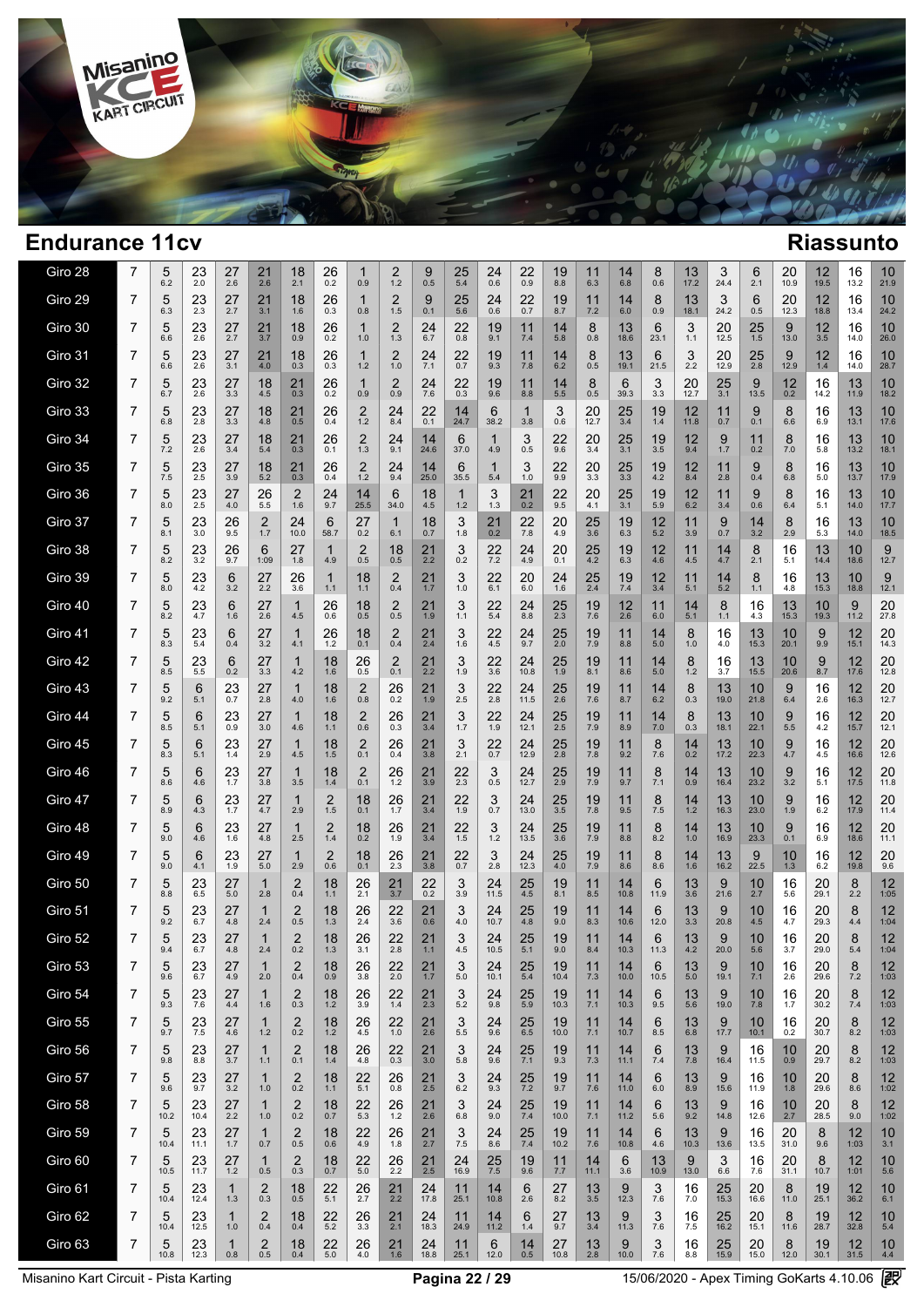## Endurance 11cv

## Riassunto

Each cell shows the kart number followed by its gap.

| | | | | | | | | | | | | | | | | | | | | | | | | |
|---|---|---|---|---|---|---|---|---|---|---|---|---|---|---|---|---|---|---|---|---|---|---|---|---|
| Giro 28 | 7 | 5 6.2 | 23 2.0 | 27 2.6 | 21 2.6 | 18 2.1 | 26 0.2 | 1 0.9 | 2 1.2 | 9 0.5 | 25 5.4 | 24 0.6 | 22 0.9 | 19 8.8 | 11 6.3 | 14 6.8 | 8 0.6 | 13 17.2 | 3 24.4 | 6 2.1 | 20 10.9 | 12 19.5 | 16 13.2 | 10 21.9 |
| Giro 29 | 7 | 5 6.3 | 23 2.3 | 27 2.7 | 21 3.1 | 18 1.6 | 26 0.3 | 1 0.8 | 2 1.5 | 9 0.1 | 25 5.6 | 24 0.6 | 22 0.7 | 19 8.7 | 11 7.2 | 14 6.0 | 8 0.9 | 13 18.1 | 3 24.2 | 6 0.5 | 20 12.3 | 12 18.8 | 16 13.4 | 10 24.2 |
| Giro 30 | 7 | 5 6.6 | 23 2.6 | 27 2.7 | 21 3.7 | 18 0.9 | 26 0.2 | 1 1.0 | 2 1.3 | 24 6.7 | 22 0.8 | 19 9.1 | 11 7.4 | 14 5.8 | 8 0.8 | 13 18.6 | 6 23.1 | 3 1.1 | 20 12.5 | 25 1.5 | 9 13.0 | 12 3.5 | 16 14.0 | 10 26.0 |
| Giro 31 | 7 | 5 6.6 | 23 2.6 | 27 3.1 | 21 4.0 | 18 0.3 | 26 0.3 | 1 1.2 | 2 1.0 | 24 7.1 | 22 0.7 | 19 9.3 | 11 7.8 | 14 6.2 | 8 0.5 | 13 19.1 | 6 21.5 | 3 2.2 | 20 12.9 | 25 2.8 | 9 12.9 | 12 1.4 | 16 14.0 | 10 28.7 |
| Giro 32 | 7 | 5 6.7 | 23 2.6 | 27 3.3 | 18 4.5 | 21 0.3 | 26 0.2 | 1 0.9 | 2 0.9 | 24 7.6 | 22 0.3 | 19 9.6 | 11 8.8 | 14 5.5 | 8 0.5 | 6 39.3 | 3 3.3 | 20 12.7 | 25 3.1 | 9 13.5 | 12 0.2 | 16 14.2 | 13 11.9 | 10 18.2 |
| Giro 33 | 7 | 5 6.8 | 23 2.8 | 27 3.3 | 18 4.8 | 21 0.5 | 26 0.4 | 2 1.2 | 24 8.4 | 22 0.1 | 14 24.7 | 6 38.2 | 1 3.8 | 3 0.6 | 20 12.7 | 25 3.4 | 19 1.4 | 12 11.8 | 11 0.7 | 9 0.1 | 8 6.6 | 16 6.9 | 13 13.1 | 10 17.6 |
| Giro 34 | 7 | 5 7.2 | 23 2.6 | 27 3.4 | 18 5.4 | 21 0.3 | 26 0.1 | 2 1.3 | 24 9.1 | 14 24.6 | 6 37.0 | 1 4.9 | 3 0.5 | 22 9.6 | 20 3.4 | 25 3.1 | 19 3.5 | 12 9.4 | 9 1.7 | 11 0.2 | 8 7.0 | 16 5.8 | 13 13.2 | 10 18.1 |
| Giro 35 | 7 | 5 7.5 | 23 2.5 | 27 3.9 | 18 5.2 | 21 0.3 | 26 0.4 | 2 1.2 | 24 9.4 | 14 25.0 | 6 35.5 | 1 5.4 | 3 1.0 | 22 9.9 | 20 3.3 | 25 3.3 | 19 4.2 | 12 8.4 | 11 2.8 | 9 0.4 | 8 6.8 | 16 5.0 | 13 13.7 | 10 17.9 |
| Giro 36 | 7 | 5 8.0 | 23 2.5 | 27 4.0 | 26 5.5 | 2 1.6 | 24 9.7 | 14 25.5 | 6 34.0 | 18 4.5 | 1 1.2 | 3 1.3 | 21 0.2 | 22 9.5 | 20 4.1 | 25 3.1 | 19 5.9 | 12 6.2 | 11 3.4 | 9 0.6 | 8 6.4 | 16 5.1 | 13 14.0 | 10 17.7 |
| Giro 37 | 7 | 5 8.1 | 23 3.0 | 26 9.5 | 2 1.7 | 24 10.0 | 6 58.7 | 27 0.2 | 1 6.1 | 18 0.7 | 3 1.8 | 21 0.2 | 22 7.8 | 20 4.9 | 25 3.6 | 19 6.3 | 12 5.2 | 11 3.9 | 9 0.7 | 14 3.2 | 8 2.9 | 16 5.3 | 13 14.0 | 10 18.5 |
| Giro 38 | 7 | 5 8.2 | 23 3.2 | 26 9.7 | 6 1:09 | 27 1.8 | 1 4.9 | 2 0.5 | 18 0.5 | 21 2.2 | 3 0.2 | 22 7.2 | 24 4.9 | 20 0.1 | 25 4.2 | 19 6.3 | 12 4.6 | 11 4.5 | 14 4.7 | 8 2.1 | 16 5.1 | 13 14.4 | 10 18.6 | 9 12.7 |
| Giro 39 | 7 | 5 8.0 | 23 4.2 | 6 3.2 | 27 2.2 | 26 3.6 | 1 1.1 | 18 1.1 | 2 0.4 | 21 1.7 | 3 1.0 | 22 6.1 | 20 6.0 | 24 1.6 | 25 2.4 | 19 7.4 | 12 3.4 | 11 5.1 | 14 5.2 | 8 1.1 | 16 4.8 | 13 15.3 | 10 18.8 | 9 12.1 |
| Giro 40 | 7 | 5 8.2 | 23 4.7 | 6 1.6 | 27 2.6 | 1 4.5 | 26 0.6 | 18 0.5 | 2 0.5 | 21 1.9 | 3 1.1 | 22 5.4 | 24 8.8 | 25 2.3 | 19 7.6 | 12 2.6 | 11 6.0 | 14 5.1 | 8 1.1 | 16 4.3 | 13 15.3 | 10 19.3 | 9 11.2 | 20 27.8 |
| Giro 41 | 7 | 5 8.3 | 23 5.4 | 6 0.4 | 27 3.2 | 1 4.1 | 26 1.2 | 18 0.1 | 2 0.4 | 21 2.4 | 3 1.6 | 22 4.5 | 24 9.7 | 25 2.0 | 19 7.9 | 11 8.8 | 14 5.0 | 8 1.0 | 16 4.0 | 13 15.3 | 10 20.1 | 9 9.9 | 12 15.1 | 20 14.3 |
| Giro 42 | 7 | 5 8.5 | 23 5.5 | 6 0.2 | 27 3.3 | 1 4.2 | 18 1.6 | 26 0.5 | 2 0.1 | 21 2.2 | 3 1.9 | 22 3.6 | 24 10.8 | 25 1.9 | 19 8.1 | 11 8.6 | 14 5.0 | 8 1.2 | 16 3.7 | 13 15.5 | 10 20.6 | 9 8.7 | 12 17.6 | 20 12.8 |
| Giro 43 | 7 | 5 9.2 | 6 5.1 | 23 0.7 | 27 2.8 | 1 4.0 | 18 1.6 | 2 0.8 | 26 0.2 | 21 1.9 | 3 2.5 | 22 2.8 | 24 11.5 | 25 2.6 | 19 7.6 | 11 8.7 | 14 6.2 | 8 0.3 | 13 19.0 | 10 21.8 | 9 6.4 | 16 2.6 | 12 16.3 | 20 12.7 |
| Giro 44 | 7 | 5 8.5 | 6 5.1 | 23 0.9 | 27 3.0 | 1 4.6 | 18 1.1 | 2 0.6 | 26 0.3 | 21 3.4 | 3 1.7 | 22 1.9 | 24 12.1 | 25 2.5 | 19 7.9 | 11 8.9 | 14 7.0 | 8 0.3 | 13 18.1 | 10 22.1 | 9 5.5 | 16 4.2 | 12 15.7 | 20 12.1 |
| Giro 45 | 7 | 5 8.3 | 6 5.1 | 23 1.4 | 27 2.9 | 1 4.5 | 18 1.5 | 2 0.1 | 26 0.4 | 21 3.8 | 3 2.1 | 22 0.7 | 24 12.9 | 25 2.8 | 19 7.8 | 11 9.2 | 8 7.6 | 14 0.2 | 13 17.2 | 10 22.3 | 9 4.7 | 16 4.5 | 12 16.6 | 20 12.6 |
| Giro 46 | 7 | 5 8.6 | 6 4.6 | 23 1.7 | 27 3.8 | 1 3.5 | 18 1.4 | 2 0.1 | 26 1.2 | 21 3.9 | 22 2.3 | 3 0.5 | 24 12.7 | 25 2.9 | 19 7.9 | 11 9.7 | 8 7.1 | 14 0.9 | 13 16.4 | 10 23.2 | 9 3.2 | 16 5.1 | 12 17.5 | 20 11.8 |
| Giro 47 | 7 | 5 8.9 | 6 4.3 | 23 1.7 | 27 4.7 | 1 2.9 | 2 1.5 | 18 0.1 | 26 1.7 | 21 3.4 | 22 1.9 | 3 0.7 | 24 13.0 | 25 3.5 | 19 7.8 | 11 9.5 | 8 7.5 | 14 1.2 | 13 16.3 | 10 23.0 | 9 1.9 | 16 6.2 | 12 17.9 | 20 11.4 |
| Giro 48 | 7 | 5 9.0 | 6 4.6 | 23 1.6 | 27 4.8 | 1 2.5 | 2 1.4 | 18 0.2 | 26 1.9 | 21 3.4 | 22 1.5 | 3 1.2 | 24 13.5 | 25 3.6 | 19 7.9 | 11 8.8 | 8 8.2 | 14 1.0 | 13 16.9 | 10 23.3 | 9 0.1 | 16 6.9 | 12 18.6 | 20 11.1 |
| Giro 49 | 7 | 5 9.0 | 6 4.1 | 23 1.9 | 27 5.0 | 1 2.9 | 2 0.6 | 18 0.1 | 26 2.3 | 21 3.8 | 22 0.7 | 3 2.8 | 24 12.3 | 25 4.0 | 19 7.9 | 11 8.6 | 8 8.6 | 14 1.6 | 13 16.2 | 9 22.5 | 10 1.3 | 16 6.2 | 12 19.8 | 20 9.6 |
| Giro 50 | 7 | 5 8.8 | 23 6.5 | 27 5.0 | 1 2.8 | 2 0.4 | 18 1.1 | 26 2.1 | 21 3.7 | 22 0.2 | 3 3.9 | 24 11.5 | 25 4.5 | 19 8.1 | 11 8.5 | 14 10.8 | 6 11.9 | 13 3.6 | 9 21.6 | 10 2.7 | 16 5.6 | 20 29.1 | 8 2.2 | 12 1:05 |
| Giro 51 | 7 | 5 9.2 | 23 6.7 | 27 4.8 | 1 2.4 | 2 0.5 | 18 1.3 | 26 2.4 | 22 3.6 | 21 0.6 | 3 4.0 | 24 10.7 | 25 4.8 | 19 9.0 | 11 8.3 | 14 10.6 | 6 12.0 | 13 3.3 | 9 20.8 | 10 4.5 | 16 4.7 | 20 29.3 | 8 4.4 | 12 1:04 |
| Giro 52 | 7 | 5 9.4 | 23 6.7 | 27 4.8 | 1 2.4 | 2 0.2 | 18 1.3 | 26 3.1 | 22 2.8 | 21 1.1 | 3 4.5 | 24 10.5 | 25 5.1 | 19 9.0 | 11 8.4 | 14 10.3 | 6 11.3 | 13 4.2 | 9 20.0 | 10 5.6 | 16 3.7 | 20 29.0 | 8 5.4 | 12 1:04 |
| Giro 53 | 7 | 5 9.6 | 23 6.7 | 27 4.9 | 1 2.0 | 2 0.4 | 18 0.9 | 26 3.8 | 22 2.0 | 21 1.7 | 3 5.0 | 24 10.1 | 25 5.4 | 19 10.4 | 11 7.3 | 14 10.0 | 6 10.5 | 13 5.0 | 9 19.1 | 10 7.1 | 16 2.6 | 20 29.6 | 8 7.2 | 12 1:03 |
| Giro 54 | 7 | 5 9.3 | 23 7.6 | 27 4.4 | 1 1.6 | 2 0.3 | 18 1.2 | 26 3.9 | 22 1.4 | 21 2.3 | 3 5.2 | 24 9.8 | 25 5.9 | 19 10.3 | 11 7.1 | 14 10.3 | 6 9.5 | 13 5.6 | 9 19.0 | 10 7.8 | 16 1.7 | 20 30.2 | 8 7.4 | 12 1:03 |
| Giro 55 | 7 | 5 9.7 | 23 7.5 | 27 4.6 | 1 1.2 | 2 0.2 | 18 1.2 | 26 4.5 | 22 1.0 | 21 2.6 | 3 5.5 | 24 9.6 | 25 6.5 | 19 10.0 | 11 7.1 | 14 10.7 | 6 8.5 | 13 6.8 | 9 17.7 | 10 10.1 | 16 0.2 | 20 30.7 | 8 8.2 | 12 1:03 |
| Giro 56 | 7 | 5 9.8 | 23 8.8 | 27 3.7 | 1 1.1 | 2 0.1 | 18 1.4 | 26 4.8 | 22 0.3 | 21 3.0 | 3 5.8 | 24 9.6 | 25 7.1 | 19 9.3 | 11 7.3 | 14 11.1 | 6 7.4 | 13 7.8 | 9 16.4 | 16 11.5 | 10 0.9 | 20 29.7 | 8 8.2 | 12 1:03 |
| Giro 57 | 7 | 5 9.6 | 23 9.7 | 27 3.2 | 1 1.0 | 2 0.2 | 18 1.1 | 22 5.1 | 26 0.8 | 21 2.5 | 3 6.2 | 24 9.3 | 25 7.2 | 19 9.7 | 11 7.6 | 14 11.0 | 6 6.0 | 13 8.9 | 9 15.6 | 16 11.9 | 10 1.8 | 20 29.6 | 8 8.6 | 12 1:02 |
| Giro 58 | 7 | 5 10.2 | 23 10.4 | 27 2.2 | 1 1.0 | 2 0.2 | 18 0.7 | 22 5.3 | 26 1.2 | 21 2.6 | 3 6.8 | 24 9.0 | 25 7.4 | 19 10.0 | 11 7.1 | 14 11.2 | 6 5.6 | 13 9.2 | 9 14.8 | 16 12.6 | 10 2.7 | 20 28.5 | 8 9.0 | 12 1:02 |
| Giro 59 | 7 | 5 10.4 | 23 11.1 | 27 1.7 | 1 0.7 | 2 0.5 | 18 0.6 | 22 4.9 | 26 1.8 | 21 2.7 | 3 7.5 | 24 8.6 | 25 7.4 | 19 10.2 | 11 7.6 | 14 10.8 | 6 4.6 | 13 10.3 | 9 13.6 | 16 13.5 | 20 31.0 | 8 9.6 | 12 1:03 | 10 3.1 |
| Giro 60 | 7 | 5 10.5 | 23 11.7 | 27 1.2 | 1 0.5 | 2 0.3 | 18 0.7 | 22 5.0 | 26 2.2 | 21 2.5 | 24 16.9 | 25 7.5 | 19 9.6 | 11 7.7 | 14 11.1 | 6 3.6 | 13 10.9 | 9 13.0 | 3 6.6 | 16 7.6 | 20 31.1 | 8 10.7 | 12 1:01 | 10 5.6 |
| Giro 61 | 7 | 5 10.4 | 23 12.4 | 1 1.3 | 2 0.3 | 18 0.5 | 22 5.1 | 26 2.7 | 21 2.2 | 24 17.8 | 11 25.1 | 14 10.8 | 6 2.6 | 27 8.2 | 13 3.5 | 9 12.3 | 3 7.6 | 16 7.0 | 25 15.3 | 20 16.6 | 8 11.0 | 19 25.1 | 12 36.2 | 10 6.1 |
| Giro 62 | 7 | 5 10.4 | 23 12.5 | 1 1.0 | 2 0.4 | 18 0.4 | 22 5.2 | 26 3.3 | 21 2.1 | 24 18.3 | 11 24.9 | 14 11.2 | 6 1.4 | 27 9.7 | 13 3.4 | 9 11.3 | 3 7.6 | 16 7.5 | 25 16.2 | 20 15.1 | 8 11.6 | 19 28.7 | 12 32.8 | 10 5.4 |
| Giro 63 | 7 | 5 10.8 | 23 12.3 | 1 0.8 | 2 0.5 | 18 0.4 | 22 5.0 | 26 4.0 | 21 1.6 | 24 18.8 | 11 25.1 | 6 12.0 | 14 0.5 | 27 10.8 | 13 2.8 | 9 10.0 | 3 7.6 | 16 8.8 | 25 15.9 | 20 15.0 | 8 12.0 | 19 30.1 | 12 31.5 | 10 4.4 |

Misanino Kart Circuit - Pista Karting — 15/06/2020 - Apex Timing GoKarts 4.10.06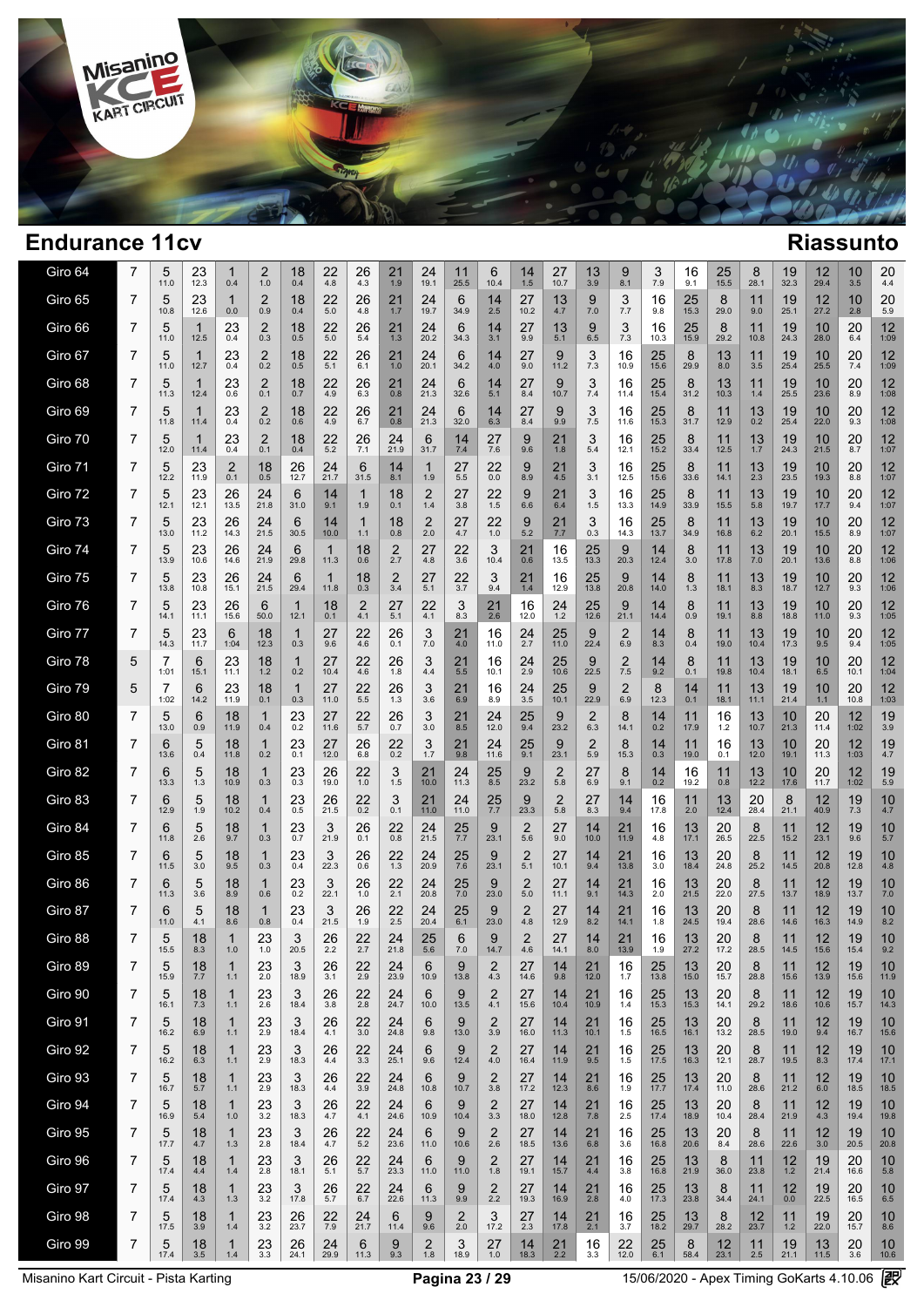## Endurance 11cv

## Riassunto

| | | | | | | | | | | | | | | | | | | | | | | | | |
|---|---|---|---|---|---|---|---|---|---|---|---|---|---|---|---|---|---|---|---|---|---|---|---|---|
| Giro 64 | 7 | 5 11.0 | 23 12.3 | 1 0.4 | 2 1.0 | 18 0.4 | 22 4.8 | 26 4.3 | 21 1.9 | 24 19.1 | 11 25.5 | 6 10.4 | 14 1.5 | 27 10.7 | 13 3.9 | 9 8.1 | 3 7.9 | 16 9.1 | 25 15.5 | 8 28.1 | 19 32.3 | 12 29.4 | 10 3.5 | 20 4.4 |
| Giro 65 | 7 | 5 10.8 | 23 12.6 | 1 0.0 | 2 0.9 | 18 0.4 | 22 5.0 | 26 4.8 | 21 1.7 | 24 19.7 | 6 34.9 | 14 2.5 | 27 10.2 | 13 4.7 | 9 7.0 | 3 7.7 | 16 9.8 | 25 15.3 | 8 29.0 | 11 9.0 | 19 25.1 | 12 27.2 | 10 2.8 | 20 5.9 |
| Giro 66 | 7 | 5 11.0 | 1 12.5 | 23 0.4 | 2 0.3 | 18 0.5 | 22 5.0 | 26 5.4 | 21 1.3 | 24 20.2 | 6 34.3 | 14 3.1 | 27 9.9 | 13 5.1 | 9 6.5 | 3 7.3 | 16 10.3 | 25 15.9 | 8 29.2 | 11 10.8 | 19 24.3 | 10 28.0 | 20 6.4 | 12 1:09 |
| Giro 67 | 7 | 5 11.0 | 1 12.7 | 23 0.4 | 2 0.2 | 18 0.5 | 22 5.1 | 26 6.1 | 21 1.0 | 24 20.1 | 6 34.2 | 14 4.0 | 27 9.0 | 9 11.2 | 3 7.3 | 16 10.9 | 25 15.6 | 8 29.9 | 13 8.0 | 11 3.5 | 19 25.4 | 10 25.5 | 20 7.4 | 12 1:09 |
| Giro 68 | 7 | 5 11.3 | 1 12.4 | 23 0.6 | 2 0.1 | 18 0.7 | 22 4.9 | 26 6.3 | 21 0.8 | 24 21.3 | 6 32.6 | 14 5.1 | 27 8.4 | 9 10.7 | 3 7.4 | 16 11.4 | 25 15.4 | 8 31.2 | 13 10.3 | 11 1.4 | 19 25.5 | 10 23.6 | 20 8.9 | 12 1:08 |
| Giro 69 | 7 | 5 11.8 | 1 11.4 | 23 0.4 | 2 0.2 | 18 0.6 | 22 4.9 | 26 6.7 | 21 0.8 | 24 21.3 | 6 32.0 | 14 6.3 | 27 8.4 | 9 9.9 | 3 7.5 | 16 11.6 | 25 15.3 | 8 31.7 | 11 12.9 | 13 0.2 | 19 25.4 | 10 22.0 | 20 9.3 | 12 1:08 |
| Giro 70 | 7 | 5 12.0 | 1 11.4 | 23 0.4 | 2 0.1 | 18 0.4 | 22 5.2 | 26 7.1 | 24 21.9 | 6 31.7 | 14 7.4 | 27 7.6 | 9 9.6 | 21 1.8 | 3 5.4 | 16 12.1 | 25 15.2 | 8 33.4 | 11 12.5 | 13 1.7 | 19 24.3 | 10 21.5 | 20 8.7 | 12 1:07 |
| Giro 71 | 7 | 5 12.2 | 23 11.9 | 2 0.1 | 18 0.5 | 26 12.7 | 24 21.7 | 6 31.5 | 14 8.1 | 1 1.9 | 27 5.5 | 22 0.0 | 9 8.9 | 21 4.5 | 3 3.1 | 16 12.5 | 25 15.6 | 8 33.6 | 11 14.1 | 13 2.3 | 19 23.5 | 10 19.3 | 20 8.8 | 12 1:07 |
| Giro 72 | 7 | 5 12.1 | 23 12.1 | 26 13.5 | 24 21.8 | 6 31.0 | 14 9.1 | 1 1.9 | 18 0.1 | 2 1.4 | 27 3.8 | 22 1.5 | 9 6.6 | 21 6.4 | 3 1.5 | 16 13.3 | 25 14.9 | 8 33.9 | 11 15.5 | 13 5.8 | 19 19.7 | 10 17.7 | 20 9.4 | 12 1:07 |
| Giro 73 | 7 | 5 13.0 | 23 11.2 | 26 14.3 | 24 21.5 | 6 30.5 | 14 10.0 | 1 1.1 | 18 0.8 | 2 2.0 | 27 4.7 | 22 1.0 | 9 5.2 | 21 7.7 | 3 0.3 | 16 14.3 | 25 13.7 | 8 34.9 | 11 16.8 | 13 6.2 | 19 20.1 | 10 15.5 | 20 8.9 | 12 1:07 |
| Giro 74 | 7 | 5 13.9 | 23 10.6 | 26 14.6 | 24 21.9 | 6 29.8 | 1 11.3 | 18 0.6 | 2 2.7 | 27 4.8 | 22 3.6 | 3 10.4 | 21 0.6 | 16 13.5 | 25 13.3 | 9 20.3 | 14 12.4 | 8 3.0 | 11 17.8 | 13 7.0 | 19 20.1 | 10 13.6 | 20 8.8 | 12 1:06 |
| Giro 75 | 7 | 5 13.8 | 23 10.8 | 26 15.1 | 24 21.5 | 6 29.4 | 1 11.8 | 18 0.3 | 2 3.4 | 27 5.1 | 22 3.7 | 3 9.4 | 21 1.4 | 16 12.9 | 25 13.8 | 9 20.8 | 14 14.0 | 8 1.3 | 11 18.1 | 13 8.3 | 19 18.7 | 10 12.7 | 20 9.3 | 12 1:06 |
| Giro 76 | 7 | 5 14.1 | 23 11.1 | 26 15.6 | 6 50.0 | 1 12.1 | 18 0.1 | 2 4.1 | 27 5.1 | 22 4.1 | 3 8.3 | 21 2.6 | 16 12.0 | 24 1.2 | 25 12.6 | 9 21.1 | 14 14.4 | 8 0.9 | 11 19.1 | 13 8.8 | 19 18.8 | 10 11.0 | 20 9.3 | 12 1:05 |
| Giro 77 | 7 | 5 14.3 | 23 11.7 | 6 1:04 | 18 12.3 | 1 0.3 | 27 9.6 | 22 4.6 | 26 0.1 | 3 7.0 | 21 4.0 | 16 11.0 | 24 2.7 | 25 11.0 | 9 22.4 | 2 6.9 | 14 8.3 | 8 0.4 | 11 19.0 | 13 10.4 | 19 17.3 | 10 9.5 | 20 9.4 | 12 1:05 |
| Giro 78 | 5 | 7 1:01 | 6 15.1 | 23 11.1 | 18 1.2 | 1 0.2 | 27 10.4 | 22 4.6 | 26 1.8 | 3 4.4 | 21 5.5 | 16 10.1 | 24 2.9 | 25 10.6 | 9 22.5 | 2 7.5 | 14 9.2 | 8 0.1 | 11 19.8 | 13 10.4 | 19 18.1 | 10 6.5 | 20 10.1 | 12 1:04 |
| Giro 79 | 5 | 7 1:02 | 6 14.2 | 23 11.9 | 18 0.1 | 1 0.3 | 27 11.0 | 22 5.5 | 26 1.3 | 3 3.6 | 21 6.9 | 16 8.9 | 24 3.5 | 25 10.1 | 9 22.9 | 2 6.9 | 8 12.3 | 14 0.1 | 11 18.1 | 13 11.1 | 19 21.4 | 10 1.1 | 20 10.8 | 12 1:03 |
| Giro 80 | 7 | 5 13.0 | 6 0.9 | 18 11.9 | 1 0.4 | 23 0.2 | 27 11.6 | 22 5.7 | 26 0.7 | 3 3.0 | 21 8.5 | 24 12.0 | 25 9.4 | 9 23.2 | 2 6.3 | 8 14.1 | 14 0.2 | 11 17.9 | 16 1.2 | 13 10.7 | 10 21.3 | 20 11.4 | 12 1:02 | 19 3.9 |
| Giro 81 | 7 | 6 13.6 | 5 0.4 | 18 11.8 | 1 0.2 | 23 0.1 | 27 12.0 | 26 6.8 | 22 0.2 | 3 1.7 | 21 9.8 | 24 11.6 | 25 9.1 | 9 23.1 | 2 5.9 | 8 15.3 | 14 0.3 | 11 19.0 | 16 0.1 | 13 12.0 | 10 19.1 | 20 11.3 | 12 1:03 | 19 4.7 |
| Giro 82 | 7 | 6 13.3 | 5 1.3 | 18 10.9 | 1 0.3 | 23 0.3 | 26 19.0 | 22 1.0 | 3 1.5 | 21 10.0 | 24 11.3 | 25 8.5 | 9 23.2 | 2 5.8 | 27 6.9 | 8 9.1 | 14 0.2 | 16 19.2 | 11 0.8 | 13 12.2 | 10 17.6 | 20 11.7 | 12 1:02 | 19 5.9 |
| Giro 83 | 7 | 6 12.9 | 5 1.9 | 18 10.2 | 1 0.4 | 23 0.5 | 26 21.5 | 22 0.2 | 3 0.1 | 21 11.0 | 24 11.0 | 25 7.7 | 9 23.3 | 2 5.8 | 27 8.3 | 14 9.4 | 16 17.8 | 11 2.0 | 13 12.4 | 20 28.4 | 8 21.1 | 12 40.9 | 19 7.3 | 10 4.7 |
| Giro 84 | 7 | 6 11.8 | 5 2.6 | 18 9.7 | 1 0.3 | 23 0.7 | 3 21.9 | 26 0.1 | 22 0.8 | 24 21.5 | 25 7.7 | 9 23.1 | 2 5.6 | 27 9.0 | 14 10.0 | 21 11.9 | 16 4.8 | 13 17.1 | 20 26.5 | 8 22.5 | 11 15.2 | 12 23.1 | 19 9.6 | 10 5.7 |
| Giro 85 | 7 | 6 11.5 | 5 3.0 | 18 9.5 | 1 0.3 | 23 0.4 | 3 22.3 | 26 0.6 | 22 1.3 | 24 20.9 | 25 7.6 | 9 23.1 | 2 5.1 | 27 10.1 | 14 9.4 | 21 13.8 | 16 3.0 | 13 18.4 | 20 24.8 | 8 25.2 | 11 14.5 | 12 20.8 | 19 12.8 | 10 4.8 |
| Giro 86 | 7 | 6 11.3 | 5 3.6 | 18 8.9 | 1 0.6 | 23 0.2 | 3 22.1 | 26 1.0 | 22 2.1 | 24 20.8 | 25 7.0 | 9 23.0 | 2 5.0 | 27 11.1 | 14 9.1 | 21 14.3 | 16 2.0 | 13 21.5 | 20 22.0 | 8 27.5 | 11 13.7 | 12 18.9 | 19 13.7 | 10 7.0 |
| Giro 87 | 7 | 6 11.0 | 5 4.1 | 18 8.6 | 1 0.8 | 23 0.4 | 3 21.5 | 26 1.9 | 22 2.5 | 24 20.4 | 25 6.1 | 9 23.0 | 2 4.8 | 27 12.9 | 14 8.2 | 21 14.1 | 16 1.8 | 13 24.5 | 20 19.4 | 8 28.6 | 11 14.6 | 12 16.3 | 19 14.9 | 10 8.2 |
| Giro 88 | 7 | 5 15.5 | 18 8.3 | 1 1.0 | 23 1.0 | 3 20.5 | 26 2.2 | 22 2.7 | 24 21.8 | 25 5.6 | 6 7.0 | 9 14.7 | 2 4.6 | 27 14.1 | 14 8.0 | 21 13.9 | 16 1.9 | 13 27.2 | 20 17.2 | 8 28.5 | 11 14.5 | 12 15.6 | 19 15.4 | 10 9.2 |
| Giro 89 | 7 | 5 15.9 | 18 7.7 | 1 1.1 | 23 2.0 | 3 18.9 | 26 3.1 | 22 2.9 | 24 23.9 | 6 10.9 | 9 13.8 | 2 4.3 | 27 14.6 | 14 9.8 | 21 12.0 | 16 1.7 | 25 13.8 | 13 15.0 | 20 15.7 | 8 28.8 | 11 15.6 | 12 13.9 | 19 15.6 | 10 11.9 |
| Giro 90 | 7 | 5 16.1 | 18 7.3 | 1 1.1 | 23 2.6 | 3 18.4 | 26 3.8 | 22 2.8 | 24 24.7 | 6 10.0 | 9 13.5 | 2 4.1 | 27 15.6 | 14 10.4 | 21 10.9 | 16 1.4 | 25 15.3 | 13 15.3 | 20 14.1 | 8 29.2 | 11 18.6 | 12 10.6 | 19 15.7 | 10 14.3 |
| Giro 91 | 7 | 5 16.2 | 18 6.9 | 1 1.1 | 23 2.9 | 3 18.4 | 26 4.1 | 22 3.0 | 24 24.8 | 6 9.8 | 9 13.0 | 2 3.9 | 27 16.0 | 14 11.3 | 21 10.1 | 16 1.5 | 25 16.5 | 13 16.1 | 20 13.2 | 8 28.5 | 11 19.0 | 12 9.4 | 19 16.7 | 10 15.6 |
| Giro 92 | 7 | 5 16.2 | 18 6.3 | 1 1.1 | 23 2.9 | 3 18.3 | 26 4.4 | 22 3.3 | 24 25.1 | 6 9.6 | 9 12.4 | 2 4.0 | 27 16.4 | 14 11.9 | 21 9.5 | 16 1.5 | 25 17.5 | 13 16.3 | 20 12.1 | 8 28.7 | 11 19.5 | 12 8.3 | 19 17.4 | 10 17.1 |
| Giro 93 | 7 | 5 16.7 | 18 5.7 | 1 1.1 | 23 2.9 | 3 18.3 | 26 4.4 | 22 3.9 | 24 24.8 | 6 10.8 | 9 10.7 | 2 3.8 | 27 17.2 | 14 12.3 | 21 8.6 | 16 1.9 | 25 17.7 | 13 17.4 | 20 11.0 | 8 28.6 | 11 21.2 | 12 6.0 | 19 18.5 | 10 18.5 |
| Giro 94 | 7 | 5 16.9 | 18 5.4 | 1 1.0 | 23 3.2 | 3 18.3 | 26 4.7 | 22 4.1 | 24 24.6 | 6 10.9 | 9 10.4 | 2 3.3 | 27 18.0 | 14 12.8 | 21 7.8 | 16 2.5 | 25 17.4 | 13 18.9 | 20 10.4 | 8 28.4 | 11 21.9 | 12 4.3 | 19 19.4 | 10 19.8 |
| Giro 95 | 7 | 5 17.7 | 18 4.7 | 1 1.3 | 23 2.8 | 3 18.4 | 26 4.7 | 22 5.2 | 24 23.6 | 6 11.0 | 9 10.6 | 2 2.6 | 27 18.5 | 14 13.6 | 21 6.8 | 16 3.6 | 25 16.8 | 13 20.6 | 20 8.4 | 8 28.6 | 11 22.6 | 12 3.0 | 19 20.5 | 10 20.8 |
| Giro 96 | 7 | 5 17.4 | 18 4.4 | 1 1.4 | 23 2.8 | 3 18.1 | 26 5.1 | 22 5.7 | 24 23.3 | 6 11.0 | 9 11.0 | 2 1.8 | 27 19.1 | 14 15.7 | 21 4.4 | 16 3.8 | 25 16.8 | 13 21.9 | 8 36.0 | 11 23.8 | 12 1.2 | 19 21.4 | 20 16.6 | 10 5.8 |
| Giro 97 | 7 | 5 17.4 | 18 4.3 | 1 1.3 | 23 3.2 | 3 17.8 | 26 5.7 | 22 6.7 | 24 22.6 | 6 11.3 | 9 9.9 | 2 2.2 | 27 19.3 | 14 16.9 | 21 2.8 | 16 4.0 | 25 17.3 | 13 23.8 | 8 34.4 | 11 24.1 | 12 0.0 | 19 22.5 | 20 16.5 | 10 6.5 |
| Giro 98 | 7 | 5 17.5 | 18 3.9 | 1 1.4 | 23 3.2 | 26 23.7 | 22 7.9 | 24 21.7 | 6 11.4 | 9 9.6 | 2 2.0 | 3 17.2 | 27 2.3 | 14 17.8 | 21 2.1 | 16 3.7 | 25 18.2 | 13 29.7 | 8 28.2 | 12 23.7 | 11 1.2 | 19 22.0 | 20 15.7 | 10 8.6 |
| Giro 99 | 7 | 5 17.4 | 18 3.5 | 1 1.4 | 23 3.3 | 26 24.1 | 24 29.9 | 6 11.3 | 9 9.3 | 2 1.8 | 3 18.9 | 27 1.0 | 14 18.3 | 21 2.2 | 16 3.3 | 22 12.0 | 25 6.1 | 8 58.4 | 12 23.1 | 11 2.5 | 19 21.1 | 13 11.5 | 20 3.6 | 10 10.6 |

Misanino Kart Circuit - Pista Karting — 15/06/2020 - Apex Timing GoKarts 4.10.06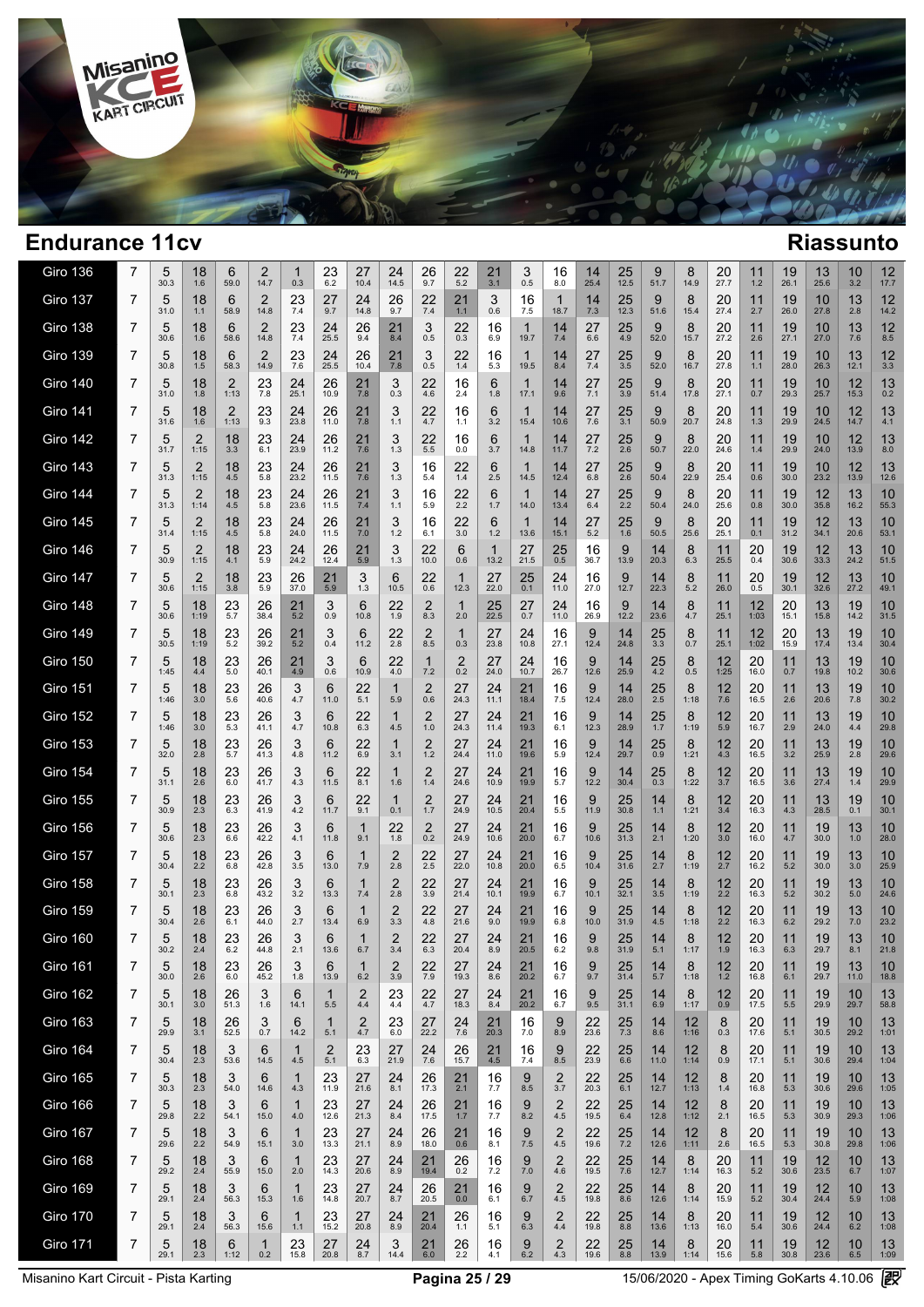## Endurance 11cv

## Riassunto

| Giro | | | | | | | | | | | | | | | | | | | | | | | | | | |
|---|---|---|---|---|---|---|---|---|---|---|---|---|---|---|---|---|---|---|---|---|---|---|---|---|---|---|
| Giro 136 | 7 | 5 30.3 | 18 1.6 | 6 59.0 | 2 14.7 | 1 0.3 | 23 6.2 | 27 10.4 | 24 14.5 | 26 9.7 | 22 5.2 | 21 3.1 | 3 0.5 | 16 8.0 | 14 25.4 | 25 12.5 | 9 51.7 | 8 14.9 | 20 27.7 | 11 1.2 | 19 26.1 | 13 25.6 | 10 3.2 | 12 17.7 |
| Giro 137 | 7 | 5 31.0 | 18 1.1 | 6 58.9 | 2 14.8 | 23 7.4 | 27 9.7 | 24 14.8 | 26 9.7 | 22 7.4 | 21 1.1 | 3 0.6 | 16 7.5 | 1 18.7 | 14 7.3 | 25 12.3 | 9 51.6 | 8 15.4 | 20 27.4 | 11 2.7 | 19 26.0 | 10 27.8 | 13 2.8 | 12 14.2 |
| Giro 138 | 7 | 5 30.6 | 18 1.6 | 6 58.6 | 2 14.8 | 23 7.4 | 24 25.5 | 26 9.4 | 21 8.4 | 3 0.5 | 22 0.3 | 16 6.9 | 1 19.7 | 14 7.4 | 27 6.6 | 25 4.9 | 9 52.0 | 8 15.7 | 20 27.2 | 11 2.6 | 19 27.1 | 10 27.0 | 13 7.6 | 12 8.5 |
| Giro 139 | 7 | 5 30.8 | 18 1.5 | 6 58.3 | 2 14.9 | 23 7.6 | 24 25.5 | 26 10.4 | 21 7.8 | 3 0.5 | 22 1.4 | 16 5.3 | 1 19.5 | 14 8.4 | 27 7.4 | 25 3.5 | 9 52.0 | 8 16.7 | 20 27.8 | 11 1.1 | 19 28.0 | 10 26.3 | 13 12.1 | 12 3.3 |
| Giro 140 | 7 | 5 31.0 | 18 1.8 | 2 1:13 | 23 7.8 | 24 25.1 | 26 10.9 | 21 7.8 | 3 0.3 | 22 4.6 | 16 2.4 | 6 1.8 | 1 17.1 | 14 9.6 | 27 7.1 | 25 3.9 | 9 51.4 | 8 17.8 | 20 27.1 | 11 0.7 | 19 29.3 | 10 25.7 | 12 15.3 | 13 0.2 |
| Giro 141 | 7 | 5 31.6 | 18 1.6 | 2 1:13 | 23 9.3 | 24 23.8 | 26 11.0 | 21 7.8 | 3 1.1 | 22 4.7 | 16 1.1 | 6 3.2 | 1 15.4 | 14 10.6 | 27 7.6 | 25 3.1 | 9 50.9 | 8 20.7 | 20 24.8 | 11 1.3 | 19 29.9 | 10 24.5 | 12 14.7 | 13 4.1 |
| Giro 142 | 7 | 5 31.7 | 2 1:15 | 18 3.3 | 23 6.1 | 24 23.9 | 26 11.2 | 21 7.6 | 3 1.3 | 22 5.5 | 16 0.0 | 6 3.7 | 1 14.8 | 14 11.7 | 27 7.2 | 25 2.6 | 9 50.7 | 8 22.0 | 20 24.6 | 11 1.4 | 19 29.9 | 10 24.0 | 12 13.9 | 13 8.0 |
| Giro 143 | 7 | 5 31.3 | 2 1:15 | 18 4.5 | 23 5.8 | 24 23.2 | 26 11.5 | 21 7.6 | 3 1.3 | 16 5.4 | 22 1.4 | 6 2.5 | 1 14.5 | 14 12.4 | 27 6.8 | 25 2.6 | 9 50.4 | 8 22.9 | 20 25.4 | 11 0.6 | 19 30.0 | 10 23.2 | 12 13.9 | 13 12.6 |
| Giro 144 | 7 | 5 31.3 | 2 1:14 | 18 4.5 | 23 5.8 | 24 23.6 | 26 11.5 | 21 7.4 | 3 1.1 | 16 5.9 | 22 2.2 | 6 1.7 | 1 14.0 | 14 13.4 | 27 6.4 | 25 2.2 | 9 50.4 | 8 24.0 | 20 25.6 | 11 0.8 | 19 30.0 | 12 35.8 | 13 16.2 | 10 55.3 |
| Giro 145 | 7 | 5 31.4 | 2 1:15 | 18 4.5 | 23 5.8 | 24 24.0 | 26 11.5 | 21 7.0 | 3 1.2 | 16 6.1 | 22 3.0 | 6 1.2 | 1 13.6 | 14 15.1 | 27 5.2 | 25 1.6 | 9 50.5 | 8 25.6 | 20 25.1 | 11 0.1 | 19 31.2 | 12 34.1 | 13 20.6 | 10 53.1 |
| Giro 146 | 7 | 5 30.9 | 2 1:15 | 18 4.1 | 23 5.9 | 24 24.2 | 26 12.4 | 21 5.9 | 3 1.3 | 22 10.0 | 6 0.6 | 1 13.2 | 27 21.5 | 25 0.5 | 16 36.7 | 9 13.9 | 14 20.3 | 8 6.3 | 11 25.5 | 20 0.4 | 19 30.6 | 12 33.3 | 13 24.2 | 10 51.5 |
| Giro 147 | 7 | 5 30.6 | 2 1:15 | 18 3.8 | 23 5.9 | 26 37.0 | 21 5.9 | 3 1.3 | 6 10.5 | 22 0.6 | 1 12.3 | 27 22.0 | 25 0.1 | 24 11.0 | 16 27.0 | 9 12.7 | 14 22.3 | 8 5.2 | 11 26.0 | 20 0.5 | 19 30.1 | 12 32.6 | 13 27.2 | 10 49.1 |
| Giro 148 | 7 | 5 30.6 | 18 1:19 | 23 5.7 | 26 38.4 | 21 5.2 | 3 0.9 | 6 10.8 | 22 1.9 | 2 8.3 | 1 2.0 | 25 22.5 | 27 0.7 | 24 11.0 | 16 26.9 | 9 12.2 | 14 23.6 | 8 4.7 | 11 25.1 | 12 1:03 | 20 15.1 | 13 15.8 | 19 14.2 | 10 31.5 |
| Giro 149 | 7 | 5 30.5 | 18 1:19 | 23 5.2 | 26 39.2 | 21 5.2 | 3 0.4 | 6 11.2 | 22 2.8 | 2 8.5 | 1 0.3 | 27 23.8 | 24 10.8 | 16 27.1 | 9 12.4 | 14 24.8 | 25 3.3 | 8 0.7 | 11 25.1 | 12 1:02 | 20 15.9 | 13 17.4 | 19 13.4 | 10 30.4 |
| Giro 150 | 7 | 5 1:45 | 18 4.4 | 23 5.0 | 26 40.1 | 21 4.9 | 3 0.6 | 6 10.9 | 22 4.0 | 1 7.2 | 2 0.2 | 27 24.0 | 24 10.7 | 16 26.7 | 9 12.6 | 14 25.9 | 25 4.2 | 8 0.5 | 12 1:25 | 20 16.0 | 11 0.7 | 13 19.8 | 19 10.2 | 10 30.6 |
| Giro 151 | 7 | 5 1:46 | 18 3.0 | 23 5.6 | 26 40.6 | 3 4.7 | 6 11.0 | 22 5.1 | 1 5.9 | 2 0.6 | 27 24.3 | 24 11.1 | 21 18.4 | 16 7.5 | 9 12.4 | 14 28.0 | 25 2.5 | 8 1:18 | 12 7.6 | 20 16.5 | 11 2.6 | 13 20.6 | 19 7.8 | 10 30.2 |
| Giro 152 | 7 | 5 1:46 | 18 3.0 | 23 5.3 | 26 41.1 | 3 4.7 | 6 10.8 | 22 6.3 | 1 4.5 | 2 1.0 | 27 24.3 | 24 11.4 | 21 19.3 | 16 6.1 | 9 12.3 | 14 28.9 | 25 1.7 | 8 1:19 | 12 5.9 | 20 16.7 | 11 2.9 | 13 24.0 | 19 4.4 | 10 29.8 |
| Giro 153 | 7 | 5 32.0 | 18 2.8 | 23 5.7 | 26 41.3 | 3 4.8 | 6 11.2 | 22 6.9 | 1 3.1 | 2 1.2 | 27 24.4 | 24 11.0 | 21 19.6 | 16 5.9 | 9 12.4 | 14 29.7 | 25 0.9 | 8 1:21 | 12 4.3 | 20 16.5 | 11 3.2 | 13 25.9 | 19 2.8 | 10 29.6 |
| Giro 154 | 7 | 5 31.1 | 18 2.6 | 23 6.0 | 26 41.7 | 3 4.3 | 6 11.5 | 22 8.1 | 1 1.6 | 2 1.4 | 27 24.6 | 24 10.9 | 21 19.9 | 16 5.7 | 9 12.2 | 14 30.4 | 25 0.3 | 8 1:22 | 12 3.7 | 20 16.5 | 11 3.6 | 13 27.4 | 19 1.4 | 10 29.9 |
| Giro 155 | 7 | 5 30.9 | 18 2.3 | 23 6.3 | 26 41.9 | 3 4.2 | 6 11.7 | 22 9.1 | 1 0.1 | 2 1.7 | 27 24.9 | 24 10.5 | 21 20.4 | 16 5.5 | 9 11.9 | 25 30.8 | 14 1.1 | 8 1:21 | 12 3.4 | 20 16.3 | 11 4.3 | 13 28.5 | 19 0.1 | 10 30.1 |
| Giro 156 | 7 | 5 30.6 | 18 2.3 | 23 6.6 | 26 42.2 | 3 4.1 | 6 11.8 | 1 9.1 | 22 1.8 | 2 0.2 | 27 24.9 | 24 10.6 | 21 20.0 | 16 6.7 | 9 10.6 | 25 31.3 | 14 2.1 | 8 1:20 | 12 3.0 | 20 16.0 | 11 4.7 | 19 30.0 | 13 1.0 | 10 28.0 |
| Giro 157 | 7 | 5 30.4 | 18 2.2 | 23 6.8 | 26 42.8 | 3 3.5 | 6 13.0 | 1 7.9 | 2 2.8 | 22 2.5 | 27 22.0 | 24 10.8 | 21 20.0 | 16 6.5 | 9 10.4 | 25 31.6 | 14 2.7 | 8 1:19 | 12 2.7 | 20 16.2 | 11 5.2 | 19 30.0 | 13 3.0 | 10 25.9 |
| Giro 158 | 7 | 5 30.1 | 18 2.3 | 23 6.8 | 26 43.2 | 3 3.2 | 6 13.3 | 1 7.4 | 2 2.8 | 22 3.9 | 27 21.4 | 24 10.1 | 21 19.9 | 16 6.7 | 9 10.1 | 25 32.1 | 14 3.5 | 8 1:19 | 12 2.2 | 20 16.3 | 11 5.2 | 19 30.2 | 13 5.0 | 10 24.6 |
| Giro 159 | 7 | 5 30.4 | 18 2.6 | 23 6.1 | 26 44.0 | 3 2.7 | 6 13.4 | 1 6.9 | 2 3.3 | 22 4.8 | 27 21.6 | 24 9.0 | 21 19.9 | 16 6.8 | 9 10.0 | 25 31.9 | 14 4.5 | 8 1:18 | 12 2.2 | 20 16.3 | 11 6.2 | 19 29.2 | 13 7.0 | 10 23.2 |
| Giro 160 | 7 | 5 30.2 | 18 2.4 | 23 6.2 | 26 44.8 | 3 2.1 | 6 13.6 | 1 6.7 | 2 3.4 | 22 6.3 | 27 20.4 | 24 8.9 | 21 20.5 | 16 6.2 | 9 9.8 | 25 31.9 | 14 5.1 | 8 1:17 | 12 1.9 | 20 16.3 | 11 6.3 | 19 29.7 | 13 8.1 | 10 21.8 |
| Giro 161 | 7 | 5 30.0 | 18 2.6 | 23 6.0 | 26 45.2 | 3 1.8 | 6 13.9 | 1 6.2 | 2 3.9 | 22 7.9 | 27 19.3 | 24 8.6 | 21 20.2 | 16 6.7 | 9 9.7 | 25 31.4 | 14 5.7 | 8 1:18 | 12 1.2 | 20 16.8 | 11 6.1 | 19 29.7 | 13 11.0 | 10 18.8 |
| Giro 162 | 7 | 5 30.1 | 18 3.0 | 26 51.3 | 3 1.6 | 6 14.1 | 1 5.5 | 2 4.4 | 23 4.4 | 22 4.7 | 27 18.3 | 24 8.4 | 21 20.2 | 16 6.7 | 9 9.5 | 25 31.1 | 14 6.9 | 8 1:17 | 12 0.9 | 20 17.5 | 11 5.5 | 19 29.9 | 10 29.7 | 13 58.8 |
| Giro 163 | 7 | 5 29.9 | 18 3.1 | 26 52.5 | 3 0.7 | 6 14.2 | 1 5.1 | 2 4.7 | 23 6.0 | 27 22.2 | 24 7.6 | 21 20.3 | 16 7.0 | 9 8.9 | 22 23.6 | 25 7.3 | 14 8.6 | 12 1:16 | 8 0.3 | 20 17.6 | 11 5.1 | 19 30.5 | 10 29.2 | 13 1:01 |
| Giro 164 | 7 | 5 30.4 | 18 2.3 | 3 53.6 | 6 14.5 | 1 4.5 | 2 5.1 | 23 6.3 | 27 21.9 | 24 7.6 | 26 15.7 | 21 4.5 | 16 7.4 | 9 8.5 | 22 23.9 | 25 6.6 | 14 11.0 | 12 1:14 | 8 0.9 | 20 17.1 | 11 5.1 | 19 30.6 | 10 29.4 | 13 1:04 |
| Giro 165 | 7 | 5 30.3 | 18 2.3 | 3 54.0 | 6 14.6 | 1 4.3 | 23 11.9 | 27 21.6 | 24 8.1 | 26 17.3 | 21 2.1 | 16 7.7 | 9 8.5 | 2 3.7 | 22 20.3 | 25 6.1 | 14 12.7 | 12 1:13 | 8 1.4 | 20 16.8 | 11 5.3 | 19 30.6 | 10 29.6 | 13 1:05 |
| Giro 166 | 7 | 5 29.8 | 18 2.2 | 3 54.1 | 6 15.0 | 1 4.0 | 23 12.6 | 27 21.3 | 24 8.4 | 26 17.5 | 21 1.7 | 16 7.7 | 9 8.2 | 2 4.5 | 22 19.5 | 25 6.4 | 14 12.8 | 12 1:12 | 8 2.1 | 20 16.5 | 11 5.3 | 19 30.9 | 10 29.3 | 13 1:06 |
| Giro 167 | 7 | 5 29.6 | 18 2.2 | 3 54.9 | 6 15.1 | 1 3.0 | 23 13.3 | 27 21.1 | 24 8.9 | 26 18.0 | 21 0.6 | 16 8.1 | 9 7.5 | 2 4.5 | 22 19.6 | 25 7.2 | 14 12.6 | 12 1:11 | 8 2.6 | 20 16.5 | 11 5.3 | 19 30.8 | 10 29.8 | 13 1:06 |
| Giro 168 | 7 | 5 29.2 | 18 2.4 | 3 55.9 | 6 15.0 | 1 2.0 | 23 14.3 | 27 20.6 | 24 8.9 | 21 19.4 | 26 0.2 | 16 7.2 | 9 7.0 | 2 4.6 | 22 19.5 | 25 7.6 | 14 12.7 | 8 1:14 | 20 16.3 | 11 5.2 | 19 30.6 | 12 23.5 | 10 6.7 | 13 1:07 |
| Giro 169 | 7 | 5 29.1 | 18 2.4 | 3 56.3 | 6 15.3 | 1 1.6 | 23 14.8 | 27 20.7 | 24 8.7 | 26 20.5 | 21 0.0 | 16 6.1 | 9 6.7 | 2 4.5 | 22 19.8 | 25 8.6 | 14 12.6 | 8 1:14 | 20 15.9 | 11 5.2 | 19 30.4 | 12 24.4 | 10 5.9 | 13 1:08 |
| Giro 170 | 7 | 5 29.1 | 18 2.4 | 3 56.3 | 6 15.6 | 1 1.1 | 23 15.2 | 27 20.8 | 24 8.9 | 21 20.4 | 26 1.1 | 16 5.1 | 9 6.3 | 2 4.4 | 22 19.8 | 25 8.8 | 14 13.6 | 8 1:13 | 20 16.0 | 11 5.4 | 19 30.6 | 12 24.4 | 10 6.2 | 13 1:08 |
| Giro 171 | 7 | 5 29.1 | 18 2.3 | 6 1:12 | 1 0.2 | 23 15.8 | 27 20.8 | 24 8.7 | 3 14.4 | 21 6.0 | 26 2.2 | 16 4.1 | 9 6.2 | 2 4.3 | 22 19.6 | 25 8.8 | 14 13.9 | 8 1:14 | 20 15.6 | 11 5.8 | 19 30.8 | 12 23.6 | 10 6.5 | 13 1:09 |

Misanino Kart Circuit - Pista Karting | Pagina 25 / 29 | 15/06/2020 - Apex Timing GoKarts 4.10.06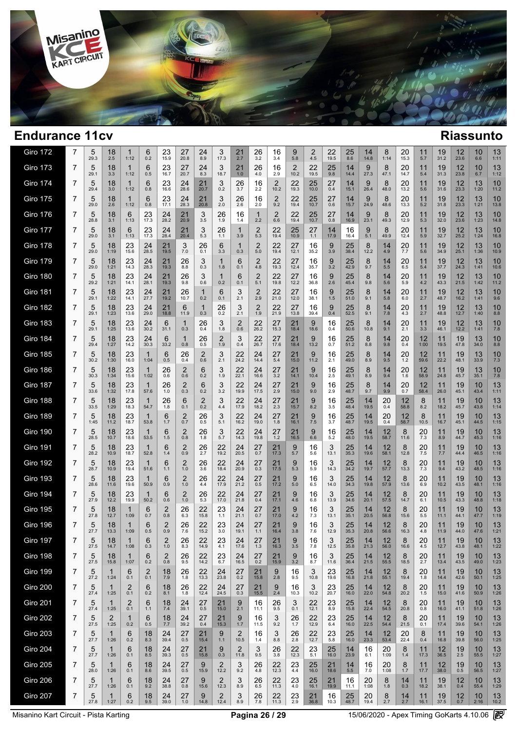## Endurance 11cv

## Riassunto

| Giro | | | | | | | | | | | | | | | | | | | | | | | | | | |
|---|---|---|---|---|---|---|---|---|---|---|---|---|---|---|---|---|---|---|---|---|---|---|---|---|---|---|
| Giro 172 | 7 | 5 29.3 | 18 2.5 | 1 1:12 | 6 0.2 | 23 15.9 | 27 20.8 | 24 8.9 | 3 17.3 | 21 2.7 | 26 3.2 | 16 3.4 | 9 5.8 | 2 4.5 | 22 19.5 | 25 8.6 | 14 14.8 | 8 1:14 | 20 15.3 | 11 5.7 | 19 31.2 | 12 23.6 | 10 6.6 | 13 1:11 |
| Giro 173 | 7 | 5 29.1 | 18 3.3 | 1 1:12 | 6 0.5 | 23 16.7 | 27 20.7 | 24 8.3 | 3 18.7 | 21 1.0 | 26 4.0 | 16 2.9 | 2 10.2 | 22 19.5 | 25 9.8 | 14 14.4 | 9 27.3 | 8 47.1 | 20 14.7 | 11 5.4 | 19 31.3 | 12 23.8 | 10 6.7 | 13 1:12 |
| Giro 174 | 7 | 5 29.4 | 18 3.0 | 1 1:12 | 6 0.8 | 23 16.6 | 24 28.6 | 21 20.7 | 3 0.2 | 26 3.7 | 16 2.2 | 2 10.2 | 22 19.3 | 25 10.0 | 27 0.4 | 14 15.1 | 9 26.4 | 8 48.0 | 20 13.2 | 11 5.6 | 19 31.6 | 12 23.3 | 13 1:20 | 10 11.2 |
| Giro 175 | 7 | 5 29.0 | 18 2.6 | 1 1:12 | 6 0.8 | 23 17.1 | 24 28.3 | 21 20.8 | 3 2.0 | 26 2.6 | 16 2.0 | 2 9.2 | 22 19.4 | 25 10.7 | 27 0.6 | 14 15.7 | 9 24.9 | 8 48.3 | 20 13.3 | 11 5.2 | 19 31.8 | 12 23.3 | 13 1:21 | 10 13.8 |
| Giro 176 | 7 | 5 28.8 | 18 3.1 | 6 1:13 | 23 17.3 | 24 28.2 | 21 20.9 | 3 3.5 | 26 1.9 | 16 1.4 | 1 2.2 | 2 6.6 | 22 19.4 | 25 10.7 | 27 0.8 | 14 16.9 | 9 23.1 | 8 49.3 | 20 12.9 | 11 5.3 | 19 32.0 | 12 23.6 | 13 1:23 | 10 14.8 |
| Giro 177 | 7 | 5 29.0 | 18 3.1 | 6 1:13 | 23 17.3 | 24 28.4 | 21 20.4 | 3 5.3 | 26 1.1 | 1 3.9 | 2 5.3 | 22 19.4 | 25 10.9 | 27 1.1 | 14 17.9 | 16 16.4 | 9 5.1 | 8 49.9 | 20 12.4 | 11 5.9 | 19 32.7 | 12 25.2 | 13 1:24 | 10 16.8 |
| Giro 178 | 7 | 5 29.0 | 18 1:19 | 23 15.6 | 24 28.5 | 21 19.5 | 3 7.0 | 26 0.1 | 6 3.3 | 1 0.3 | 2 5.0 | 22 19.4 | 27 12.1 | 16 35.2 | 9 3.9 | 25 38.4 | 8 12.2 | 14 4.9 | 20 7.7 | 11 5.6 | 19 34.9 | 12 25.1 | 13 1:36 | 10 10.9 |
| Giro 179 | 7 | 5 29.0 | 18 1:21 | 23 14.3 | 24 28.3 | 21 19.3 | 26 8.8 | 3 0.3 | 1 1.8 | 6 0.1 | 2 4.8 | 22 19.3 | 27 12.4 | 16 35.7 | 9 3.2 | 25 42.9 | 8 9.7 | 14 5.5 | 20 6.5 | 11 5.4 | 19 37.7 | 12 24.3 | 13 1:41 | 10 10.6 |
| Giro 180 | 7 | 5 29.2 | 18 1:21 | 23 14.1 | 24 28.1 | 21 19.3 | 26 9.8 | 3 0.6 | 1 0.2 | 6 0.1 | 2 5.1 | 22 19.8 | 27 12.2 | 16 36.8 | 9 2.6 | 25 45.4 | 8 9.8 | 14 5.6 | 20 5.9 | 11 4.2 | 19 43.3 | 12 21.5 | 13 1:42 | 10 11.2 |
| Giro 181 | 7 | 5 29.1 | 18 1:22 | 23 14.1 | 24 27.7 | 21 19.2 | 26 10.7 | 1 0.2 | 6 0.1 | 3 2.1 | 2 2.9 | 22 21.0 | 27 12.0 | 16 38.1 | 9 1.5 | 25 51.0 | 8 9.1 | 14 5.8 | 20 6.0 | 11 2.7 | 19 48.7 | 12 16.2 | 13 1:41 | 10 9.6 |
| Giro 182 | 7 | 5 29.1 | 18 1:23 | 23 13.6 | 24 29.0 | 21 18.8 | 6 11.9 | 1 0.3 | 26 0.2 | 3 2.1 | 2 1.9 | 22 21.9 | 27 13.8 | 16 39.4 | 9 0.4 | 25 52.5 | 8 9.1 | 14 7.8 | 20 4.3 | 11 2.7 | 19 48.8 | 12 12.7 | 13 1:40 | 10 8.8 |
| Giro 183 | 7 | 5 29.1 | 18 1:25 | 23 13.6 | 24 30.2 | 6 31.1 | 1 0.3 | 26 0.4 | 3 1.8 | 2 0.6 | 22 26.2 | 27 15.3 | 21 18.4 | 9 18.6 | 16 0.4 | 25 50.6 | 8 10.8 | 14 9.1 | 20 2.1 | 11 3.3 | 19 46.1 | 12 12.2 | 13 1:41 | 10 7.8 |
| Giro 184 | 7 | 5 29.4 | 18 1:27 | 23 14.2 | 24 30.3 | 6 33.2 | 1 0.8 | 26 0.5 | 2 1.9 | 3 0.4 | 22 26.7 | 27 17.6 | 21 18.4 | 9 13.2 | 16 0.7 | 25 51.2 | 8 8.8 | 14 9.8 | 20 0.4 | 12 1:00 | 11 19.5 | 19 47.8 | 13 34.0 | 10 8.8 |
| Giro 185 | 7 | 5 30.2 | 18 1:30 | 23 16.0 | 1 1:04 | 6 0.5 | 26 0.4 | 2 0.6 | 3 2.1 | 22 24.2 | 24 14.4 | 27 5.4 | 21 15.0 | 9 11.2 | 16 2.1 | 25 49.0 | 8 8.9 | 14 9.5 | 20 1.2 | 12 59.6 | 11 22.2 | 19 48.1 | 13 33.9 | 10 7.3 |
| Giro 186 | 7 | 5 30.3 | 18 1:34 | 23 15.6 | 1 1:02 | 26 0.6 | 2 0.6 | 6 0.2 | 3 1.9 | 22 22.1 | 24 16.6 | 27 3.2 | 21 14.1 | 9 10.4 | 16 2.5 | 25 49.1 | 8 8.9 | 14 9.4 | 20 1.6 | 12 58.9 | 11 24.8 | 19 45.7 | 13 35.1 | 10 7.8 |
| Giro 187 | 7 | 5 33.6 | 18 1:32 | 23 17.8 | 1 57.6 | 26 1.0 | 2 0.3 | 6 0.2 | 3 3.2 | 22 19.9 | 24 17.5 | 27 2.9 | 21 15.0 | 9 9.0 | 16 2.9 | 25 48.7 | 8 9.7 | 14 9.9 | 20 0.7 | 12 58.4 | 11 26.0 | 19 45.1 | 10 43.4 | 13 1:11 |
| Giro 188 | 7 | 5 33.5 | 18 1:29 | 23 18.3 | 1 54.7 | 26 1.8 | 6 0.1 | 2 0.2 | 3 4.4 | 22 17.9 | 24 18.2 | 27 2.3 | 21 15.7 | 9 8.2 | 16 3.5 | 25 48.4 | 14 19.5 | 20 0.4 | 12 58.8 | 8 8.2 | 11 18.2 | 19 45.7 | 10 43.8 | 13 1:14 |
| Giro 189 | 7 | 5 1:45 | 18 11.2 | 23 18.7 | 1 53.8 | 6 1.7 | 2 0.7 | 26 0.5 | 3 5.1 | 22 16.2 | 24 19.0 | 27 1.8 | 21 16.1 | 9 7.5 | 16 3.7 | 25 48.7 | 14 19.5 | 20 0.4 | 12 58.7 | 8 10.5 | 11 16.7 | 19 45.1 | 10 44.5 | 13 1:15 |
| Giro 190 | 7 | 5 28.5 | 18 10.7 | 23 18.6 | 1 53.5 | 6 1.5 | 2 0.8 | 26 1.8 | 3 5.7 | 22 14.3 | 24 19.8 | 27 1.2 | 21 16.5 | 9 6.6 | 16 5.2 | 25 48.0 | 14 19.5 | 12 58.7 | 8 11.6 | 20 7.3 | 11 8.9 | 19 44.7 | 10 45.3 | 13 1:16 |
| Giro 191 | 7 | 5 28.2 | 18 10.9 | 23 18.7 | 1 52.8 | 6 1.4 | 2 0.9 | 26 2.7 | 22 19.2 | 24 20.5 | 27 0.7 | 21 17.3 | 9 5.7 | 16 5.6 | 3 13.1 | 25 35.3 | 14 19.6 | 12 58.1 | 8 12.8 | 20 7.5 | 11 7.7 | 19 44.4 | 10 46.5 | 13 1:16 |
| Giro 192 | 7 | 5 28.7 | 18 10.9 | 23 19.4 | 1 51.6 | 6 1.1 | 2 1.0 | 26 3.6 | 22 18.4 | 24 20.9 | 27 0.3 | 21 17.5 | 9 5.3 | 16 5.9 | 3 14.3 | 25 34.2 | 14 19.7 | 12 57.7 | 8 13.3 | 20 7.3 | 11 9.4 | 19 43.2 | 10 48.5 | 13 1:16 |
| Giro 193 | 7 | 5 28.6 | 18 11.6 | 23 19.6 | 1 50.9 | 6 0.9 | 2 1.0 | 26 4.4 | 22 17.9 | 24 21.2 | 27 0.5 | 21 17.2 | 9 5.0 | 16 6.5 | 3 14.0 | 25 34.3 | 14 19.8 | 12 57.9 | 8 13.6 | 20 6.9 | 11 10.2 | 19 43.5 | 10 48.1 | 13 1:16 |
| Giro 194 | 7 | 5 27.9 | 18 12.2 | 23 19.9 | 1 50.2 | 6 0.6 | 2 1.0 | 26 5.3 | 22 17.0 | 24 21.8 | 27 0.4 | 21 17.1 | 9 4.6 | 16 6.8 | 3 13.9 | 25 34.6 | 14 20.1 | 12 57.5 | 8 14.7 | 20 6.1 | 11 10.5 | 19 43.3 | 10 48.8 | 13 1:18 |
| Giro 195 | 7 | 5 27.8 | 18 12.7 | 1 1:09 | 6 0.7 | 2 0.8 | 26 6.3 | 22 15.8 | 23 1.1 | 24 21.1 | 27 0.7 | 21 17.0 | 9 4.2 | 16 7.3 | 3 13.1 | 25 35.1 | 14 20.5 | 12 56.8 | 8 15.6 | 20 5.5 | 11 11.1 | 19 44.1 | 10 47.7 | 13 1:19 |
| Giro 196 | 7 | 5 27.7 | 18 13.3 | 1 1:09 | 6 0.5 | 2 0.9 | 26 7.6 | 22 15.2 | 23 3.0 | 24 19.1 | 27 1.1 | 21 16.4 | 9 3.8 | 16 7.6 | 3 12.9 | 25 35.3 | 14 20.8 | 12 56.6 | 8 16.3 | 20 4.8 | 11 11.9 | 19 44.0 | 10 47.6 | 13 1:21 |
| Giro 197 | 7 | 5 27.5 | 18 14.7 | 1 1:08 | 6 0.3 | 2 1.0 | 26 8.3 | 22 14.9 | 23 4.1 | 24 17.6 | 27 1.3 | 21 16.3 | 9 3.5 | 16 7.8 | 3 12.5 | 25 35.8 | 14 21.3 | 12 56.0 | 8 16.6 | 20 4.5 | 11 12.7 | 19 43.8 | 10 48.1 | 13 1:22 |
| Giro 198 | 7 | 5 27.5 | 18 15.8 | 1 1:07 | 6 0.2 | 2 0.8 | 26 9.5 | 22 14.2 | 23 6.7 | 24 16.5 | 27 0.2 | 21 15.9 | 9 3.2 | 16 8.7 | 3 11.6 | 25 36.4 | 14 21.5 | 12 55.5 | 8 18.5 | 20 2.7 | 11 13.4 | 19 43.5 | 10 49.0 | 13 1:23 |
| Giro 199 | 7 | 5 27.2 | 1 1:24 | 6 0.1 | 2 0.1 | 18 7.9 | 26 1.8 | 22 13.3 | 24 23.8 | 27 0.2 | 21 15.8 | 9 2.8 | 16 9.5 | 3 10.8 | 23 19.6 | 25 16.8 | 14 21.8 | 12 55.1 | 8 19.4 | 20 1.8 | 11 14.4 | 19 42.6 | 10 50.1 | 13 1:25 |
| Giro 200 | 7 | 5 27.4 | 1 1:25 | 2 0.1 | 6 0.2 | 18 8.1 | 26 1.8 | 22 12.4 | 24 24.5 | 27 0.3 | 21 15.5 | 9 2.4 | 16 10.3 | 3 10.2 | 23 20.7 | 25 16.0 | 14 22.0 | 12 54.8 | 8 20.2 | 20 1.5 | 11 15.0 | 19 41.6 | 10 50.9 | 13 1:26 |
| Giro 201 | 7 | 5 27.4 | 1 1:25 | 2 0.1 | 6 0.1 | 18 7.4 | 24 39.1 | 27 0.5 | 21 15.0 | 9 2.1 | 16 11.1 | 26 9.5 | 3 0.1 | 22 12.1 | 23 8.9 | 25 15.8 | 14 22.4 | 12 54.5 | 8 20.8 | 20 0.8 | 11 16.0 | 19 41.1 | 10 51.8 | 13 1:26 |
| Giro 202 | 7 | 5 27.5 | 2 1:25 | 1 0.2 | 6 0.5 | 18 7.7 | 24 39.2 | 27 0.4 | 21 15.3 | 9 1.7 | 16 11.5 | 3 9.2 | 26 1.7 | 22 12.9 | 23 6.4 | 25 16.0 | 14 22.5 | 12 54.4 | 8 21.5 | 20 0.1 | 11 17.4 | 19 39.6 | 10 54.1 | 13 1:26 |
| Giro 203 | 7 | 5 27.7 | 1 1:26 | 6 0.2 | 18 8.3 | 24 39.4 | 27 0.5 | 21 15.4 | 9 1.1 | 2 10.5 | 16 1.4 | 3 8.8 | 26 2.8 | 22 12.7 | 23 5.8 | 25 16.0 | 14 23.3 | 12 53.4 | 20 22.4 | 8 0.4 | 11 16.8 | 19 39.8 | 10 56.0 | 13 1:25 |
| Giro 204 | 7 | 5 27.7 | 1 1:26 | 6 0.1 | 18 8.5 | 24 39.3 | 27 0.5 | 21 15.8 | 9 0.3 | 2 11.8 | 3 9.5 | 26 3.8 | 22 12.3 | 23 5.1 | 25 16.0 | 14 23.9 | 16 6.1 | 20 1:09 | 8 1.4 | 11 17.3 | 12 36.5 | 19 2.5 | 10 55.5 | 13 1:27 |
| Giro 205 | 7 | 5 28.0 | 1 1:26 | 6 0.1 | 18 8.6 | 24 39.5 | 27 0.5 | 9 15.9 | 2 12.2 | 3 9.2 | 26 4.8 | 22 12.3 | 23 4.4 | 25 16.0 | 21 18.6 | 14 5.5 | 16 7.0 | 20 1:08 | 8 1.7 | 11 17.7 | 12 38.0 | 19 0.5 | 10 56.5 | 13 1:27 |
| Giro 206 | 7 | 5 27.7 | 1 1:26 | 6 0.1 | 18 9.2 | 24 38.8 | 27 0.8 | 9 15.6 | 2 12.3 | 3 8.9 | 26 6.5 | 22 11.3 | 23 4.0 | 25 16.1 | 21 19.9 | 16 11.1 | 20 1:08 | 8 1.8 | 14 0.3 | 11 18.2 | 19 38.1 | 12 0.4 | 10 55.4 | 13 1:29 |
| Giro 207 | 7 | 5 27.8 | 1 1:27 | 6 0.2 | 18 9.5 | 24 39.0 | 27 1.0 | 9 14.8 | 2 12.4 | 3 8.9 | 26 7.8 | 22 11.3 | 23 2.9 | 21 36.8 | 16 10.3 | 25 48.7 | 20 19.4 | 8 2.7 | 14 2.7 | 11 16.1 | 19 37.5 | 12 0.7 | 10 2:16 | 13 10.2 |

Misanino Kart Circuit - Pista Karting

15/06/2020 - Apex Timing GoKarts 4.10.06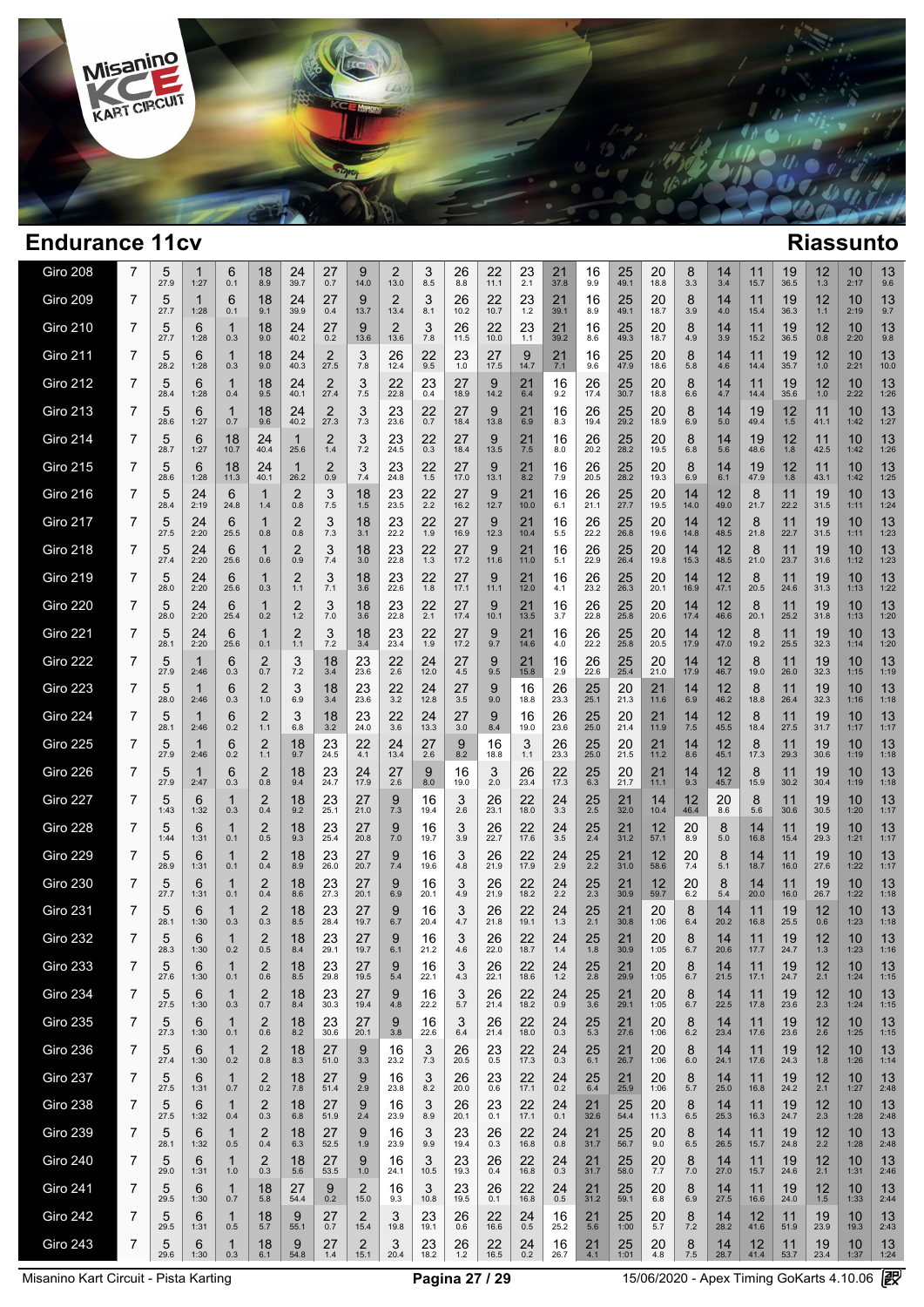# Endurance 11cv

## Riassunto

| Giro | | | | | | | | | | | | | | | | | | | | | | | | |
|---|---|---|---|---|---|---|---|---|---|---|---|---|---|---|---|---|---|---|---|---|---|---|---|---|
| Giro 208 | 7 | 5 27.9 | 1 1:27 | 6 0.1 | 18 8.9 | 24 39.7 | 27 0.7 | 9 14.0 | 2 13.0 | 3 8.5 | 26 8.8 | 22 11.1 | 23 2.1 | 21 37.8 | 16 9.9 | 25 49.1 | 20 18.8 | 8 3.3 | 14 3.4 | 11 15.7 | 19 36.5 | 12 1.3 | 10 2:17 | 13 9.6 |
| Giro 209 | 7 | 5 27.7 | 1 1:28 | 6 0.1 | 18 9.1 | 24 39.9 | 27 0.4 | 9 13.7 | 2 13.4 | 3 8.1 | 26 10.2 | 22 10.7 | 23 1.2 | 21 39.1 | 16 8.9 | 25 49.1 | 20 18.7 | 8 3.9 | 14 4.0 | 11 15.4 | 19 36.3 | 12 1.1 | 10 2:19 | 13 9.7 |
| Giro 210 | 7 | 5 27.7 | 6 1:28 | 1 0.3 | 18 9.0 | 24 40.2 | 27 0.2 | 9 13.6 | 2 13.6 | 3 7.8 | 26 11.5 | 22 10.0 | 23 1.1 | 21 39.2 | 16 8.6 | 25 49.3 | 20 18.7 | 8 4.9 | 14 3.9 | 11 15.2 | 19 36.5 | 12 0.8 | 10 2:20 | 13 9.8 |
| Giro 211 | 7 | 5 28.2 | 6 1:28 | 1 0.3 | 18 9.0 | 24 40.3 | 2 27.5 | 3 7.8 | 26 12.4 | 22 9.5 | 23 1.0 | 27 17.5 | 9 14.7 | 21 7.1 | 16 9.6 | 25 47.9 | 20 18.6 | 8 5.8 | 14 4.6 | 11 14.4 | 19 35.7 | 12 1.0 | 10 2:21 | 13 10.0 |
| Giro 212 | 7 | 5 28.4 | 6 1:28 | 1 0.4 | 18 9.5 | 24 40.1 | 2 27.4 | 3 7.5 | 23 22.8 | 22 0.4 | 27 18.9 | 9 14.2 | 21 6.4 | 16 9.2 | 26 17.4 | 25 30.7 | 20 18.8 | 8 6.6 | 14 4.7 | 11 14.4 | 19 35.6 | 12 1.0 | 10 2:22 | 13 1:26 |
| Giro 213 | 7 | 5 28.6 | 6 1:27 | 1 0.7 | 18 9.6 | 24 40.2 | 2 27.3 | 3 7.3 | 23 23.6 | 22 0.7 | 27 18.4 | 9 13.8 | 21 6.9 | 16 8.3 | 26 19.4 | 25 29.2 | 20 18.9 | 8 6.9 | 14 5.0 | 19 49.4 | 12 1.5 | 11 41.1 | 10 1:42 | 13 1:27 |
| Giro 214 | 7 | 5 28.7 | 6 1:27 | 18 10.7 | 24 40.4 | 1 25.6 | 2 1.4 | 3 7.2 | 23 24.5 | 22 0.3 | 27 18.4 | 9 13.5 | 21 7.5 | 16 8.0 | 26 20.2 | 25 28.2 | 20 19.5 | 8 6.8 | 14 5.6 | 19 48.6 | 12 1.8 | 11 42.5 | 10 1:42 | 13 1:26 |
| Giro 215 | 7 | 5 28.6 | 6 1:28 | 18 11.3 | 24 40.1 | 1 26.2 | 2 0.9 | 3 7.4 | 23 24.8 | 22 1.5 | 27 17.0 | 9 13.1 | 21 8.2 | 16 7.9 | 26 20.5 | 25 28.2 | 20 19.3 | 8 6.9 | 14 6.1 | 19 47.9 | 12 1.8 | 11 43.1 | 10 1:42 | 13 1:25 |
| Giro 216 | 7 | 5 28.4 | 24 2:19 | 6 24.8 | 1 1.4 | 2 0.8 | 3 7.5 | 18 1.5 | 23 23.5 | 22 2.2 | 27 16.2 | 9 12.7 | 21 10.0 | 16 6.1 | 26 21.1 | 25 27.7 | 20 19.5 | 14 14.0 | 12 49.0 | 8 21.7 | 11 22.2 | 19 31.5 | 10 1:11 | 13 1:24 |
| Giro 217 | 7 | 5 27.5 | 24 2:20 | 6 25.5 | 1 0.8 | 2 0.8 | 3 7.3 | 18 3.1 | 23 22.2 | 22 1.9 | 27 16.9 | 9 12.3 | 21 10.4 | 16 5.5 | 26 22.2 | 25 26.8 | 20 19.6 | 14 14.8 | 12 48.5 | 8 21.8 | 11 22.7 | 19 31.5 | 10 1:11 | 13 1:23 |
| Giro 218 | 7 | 5 27.4 | 24 2:20 | 6 25.6 | 1 0.6 | 2 0.9 | 3 7.4 | 18 3.0 | 23 22.8 | 22 1.3 | 27 17.2 | 9 11.6 | 21 11.0 | 16 5.1 | 26 22.9 | 25 26.4 | 20 19.8 | 14 15.3 | 12 48.5 | 8 21.0 | 11 23.7 | 19 31.6 | 10 1:12 | 13 1:23 |
| Giro 219 | 7 | 5 28.0 | 24 2:20 | 6 25.6 | 1 0.3 | 2 1.1 | 3 7.1 | 18 3.6 | 23 22.6 | 22 1.8 | 27 17.1 | 9 11.1 | 21 12.0 | 16 4.1 | 26 23.2 | 25 26.3 | 20 20.1 | 14 16.9 | 12 47.1 | 8 20.5 | 11 24.6 | 19 31.3 | 10 1:13 | 13 1:22 |
| Giro 220 | 7 | 5 28.0 | 24 2:20 | 6 25.4 | 1 0.2 | 2 1.2 | 3 7.0 | 18 3.6 | 23 22.8 | 22 2.1 | 27 17.4 | 9 10.1 | 21 13.5 | 16 3.7 | 26 22.8 | 25 25.8 | 20 20.6 | 14 17.4 | 12 46.6 | 8 20.1 | 11 25.2 | 19 31.8 | 10 1:13 | 13 1:20 |
| Giro 221 | 7 | 5 28.1 | 24 2:20 | 6 25.6 | 1 0.1 | 2 1.1 | 3 7.2 | 18 3.4 | 23 23.4 | 22 1.9 | 27 17.2 | 9 9.7 | 21 14.6 | 16 4.0 | 26 22.2 | 25 25.8 | 20 20.5 | 14 17.9 | 12 47.0 | 8 19.2 | 11 25.5 | 19 32.3 | 10 1:14 | 13 1:20 |
| Giro 222 | 7 | 5 27.9 | 1 2:46 | 6 0.3 | 2 0.7 | 3 7.2 | 18 3.4 | 23 23.6 | 22 2.6 | 24 12.0 | 27 4.5 | 9 9.5 | 21 15.8 | 16 2.9 | 26 22.6 | 25 25.4 | 20 21.0 | 14 17.9 | 12 46.7 | 8 19.0 | 11 26.0 | 19 32.3 | 10 1:15 | 13 1:19 |
| Giro 223 | 7 | 5 28.0 | 1 2:46 | 6 0.3 | 2 1.0 | 3 6.9 | 18 3.4 | 23 23.6 | 22 3.2 | 24 12.8 | 27 3.5 | 9 9.0 | 16 18.8 | 26 23.3 | 25 25.1 | 20 21.3 | 21 11.6 | 14 6.9 | 12 46.2 | 8 18.8 | 11 26.4 | 19 32.3 | 10 1:16 | 13 1:18 |
| Giro 224 | 7 | 5 28.1 | 1 2:46 | 6 0.2 | 2 1.1 | 3 6.8 | 18 3.2 | 23 24.0 | 22 3.6 | 24 13.3 | 27 3.0 | 9 8.4 | 16 19.0 | 26 23.6 | 25 25.0 | 20 21.4 | 21 11.9 | 14 7.5 | 12 45.5 | 8 18.4 | 11 27.5 | 19 31.7 | 10 1:17 | 13 1:17 |
| Giro 225 | 7 | 5 27.9 | 1 2:46 | 6 0.2 | 2 1.1 | 18 9.7 | 23 24.5 | 22 4.1 | 24 13.4 | 27 2.6 | 9 8.2 | 16 18.8 | 3 1.1 | 26 23.3 | 25 25.0 | 20 21.5 | 21 11.2 | 14 8.6 | 12 45.1 | 8 17.3 | 11 29.3 | 19 30.6 | 10 1:19 | 13 1:18 |
| Giro 226 | 7 | 5 27.9 | 1 2:47 | 6 0.3 | 2 0.8 | 18 9.4 | 23 24.7 | 24 17.9 | 27 2.6 | 9 8.0 | 16 19.0 | 3 2.0 | 26 23.4 | 22 17.3 | 25 6.3 | 20 21.7 | 21 11.1 | 14 9.3 | 12 45.7 | 8 15.9 | 11 30.2 | 19 30.4 | 10 1:19 | 13 1:18 |
| Giro 227 | 7 | 5 1:43 | 6 1:32 | 1 0.3 | 2 0.4 | 18 9.2 | 23 25.1 | 27 21.0 | 9 7.3 | 16 19.4 | 3 2.6 | 26 23.1 | 22 18.0 | 24 3.3 | 25 2.5 | 21 32.0 | 14 10.4 | 12 46.4 | 20 8.6 | 8 5.6 | 11 30.6 | 19 30.5 | 10 1:20 | 13 1:17 |
| Giro 228 | 7 | 5 1:44 | 6 1:31 | 1 0.1 | 2 0.5 | 18 9.3 | 23 25.4 | 27 20.8 | 9 7.0 | 16 19.7 | 3 3.9 | 26 22.7 | 22 17.6 | 24 3.5 | 25 2.4 | 21 31.2 | 12 57.1 | 20 8.9 | 8 5.0 | 14 16.8 | 11 15.4 | 19 29.3 | 10 1:21 | 13 1:17 |
| Giro 229 | 7 | 5 28.9 | 6 1:31 | 1 0.1 | 2 0.4 | 18 8.9 | 23 26.0 | 27 20.7 | 9 7.4 | 16 19.6 | 3 4.8 | 26 21.9 | 22 17.9 | 24 2.9 | 25 2.2 | 21 31.0 | 12 58.6 | 20 7.4 | 8 5.1 | 14 18.7 | 11 16.0 | 19 27.6 | 10 1:22 | 13 1:17 |
| Giro 230 | 7 | 5 27.7 | 6 1:31 | 1 0.1 | 2 0.4 | 18 8.6 | 23 27.3 | 27 20.1 | 9 6.9 | 16 20.1 | 3 4.9 | 26 21.9 | 22 18.2 | 24 2.2 | 25 2.3 | 21 30.9 | 12 59.7 | 20 6.2 | 8 5.4 | 14 20.0 | 11 16.0 | 19 26.7 | 10 1:22 | 13 1:18 |
| Giro 231 | 7 | 5 28.1 | 6 1:30 | 1 0.3 | 2 0.3 | 18 8.5 | 23 28.4 | 27 19.7 | 9 6.7 | 16 20.4 | 3 4.7 | 26 21.8 | 22 19.1 | 24 1.3 | 25 2.1 | 21 30.8 | 20 1:06 | 8 6.4 | 14 20.2 | 11 16.8 | 19 25.5 | 12 0.6 | 10 1:23 | 13 1:18 |
| Giro 232 | 7 | 5 28.3 | 6 1:30 | 1 0.2 | 2 0.5 | 18 8.4 | 23 29.1 | 27 19.7 | 9 6.1 | 16 21.2 | 3 4.6 | 26 22.0 | 22 18.7 | 24 1.4 | 25 1.8 | 21 30.9 | 20 1:05 | 8 6.7 | 14 20.6 | 11 17.7 | 19 24.7 | 12 1.3 | 10 1:23 | 13 1:16 |
| Giro 233 | 7 | 5 27.6 | 6 1:30 | 1 0.1 | 2 0.6 | 18 8.5 | 23 29.8 | 27 19.5 | 9 5.4 | 16 22.1 | 3 4.3 | 26 22.1 | 22 18.6 | 24 1.2 | 25 2.8 | 21 29.9 | 20 1:05 | 8 6.7 | 14 21.5 | 11 17.1 | 19 24.7 | 12 2.1 | 10 1:24 | 13 1:15 |
| Giro 234 | 7 | 5 27.5 | 6 1:30 | 1 0.3 | 2 0.7 | 18 8.4 | 23 30.3 | 27 19.4 | 9 4.8 | 16 22.2 | 3 5.7 | 26 21.4 | 22 18.2 | 24 0.9 | 25 3.6 | 21 29.1 | 20 1:05 | 8 6.7 | 14 22.5 | 11 17.8 | 19 23.8 | 12 2.3 | 10 1:24 | 13 1:15 |
| Giro 235 | 7 | 5 27.3 | 6 1:30 | 1 0.1 | 2 0.6 | 18 8.2 | 23 30.6 | 27 20.1 | 9 3.8 | 16 22.6 | 3 6.4 | 26 21.4 | 22 18.0 | 24 0.3 | 25 5.3 | 21 27.6 | 20 1:06 | 8 6.2 | 14 23.4 | 11 17.6 | 19 23.6 | 12 2.6 | 10 1:25 | 13 1:15 |
| Giro 236 | 7 | 5 27.4 | 6 1:30 | 1 0.2 | 2 0.8 | 18 8.3 | 27 51.0 | 9 3.3 | 16 23.2 | 3 7.3 | 26 20.5 | 23 0.5 | 22 17.3 | 24 0.3 | 25 6.1 | 21 26.7 | 20 1:06 | 8 6.0 | 14 24.1 | 11 17.6 | 19 24.3 | 12 1.8 | 10 1:26 | 13 1:14 |
| Giro 237 | 7 | 5 27.5 | 6 1:31 | 1 0.7 | 2 0.2 | 18 7.8 | 27 51.4 | 9 2.9 | 16 23.8 | 3 8.2 | 26 20.0 | 23 0.6 | 22 17.1 | 24 0.2 | 25 6.4 | 21 25.9 | 20 1:06 | 8 5.7 | 14 25.0 | 11 16.8 | 19 24.2 | 12 2.1 | 10 1:27 | 13 2:48 |
| Giro 238 | 7 | 5 27.5 | 6 1:32 | 1 0.4 | 2 0.3 | 18 6.8 | 27 51.9 | 9 2.4 | 16 23.9 | 3 8.9 | 26 20.1 | 23 0.1 | 22 17.1 | 24 0.1 | 21 32.6 | 25 54.4 | 20 11.3 | 8 6.5 | 14 25.3 | 11 16.3 | 19 24.7 | 12 2.3 | 10 1:28 | 13 2:48 |
| Giro 239 | 7 | 5 28.1 | 6 1:32 | 1 0.5 | 2 0.4 | 18 6.3 | 27 52.5 | 9 1.9 | 16 23.9 | 3 9.9 | 23 19.4 | 26 0.3 | 22 16.8 | 24 0.8 | 21 31.7 | 25 56.7 | 20 9.0 | 8 6.5 | 14 26.5 | 11 15.7 | 19 24.8 | 12 2.2 | 10 1:28 | 13 2:48 |
| Giro 240 | 7 | 5 29.0 | 6 1:31 | 1 1.0 | 2 0.3 | 18 5.6 | 27 53.5 | 9 1.0 | 16 24.1 | 3 10.5 | 23 19.3 | 26 0.4 | 22 16.8 | 24 0.3 | 21 31.7 | 25 58.0 | 20 7.7 | 8 7.0 | 14 27.0 | 11 15.7 | 19 24.6 | 12 2.1 | 10 1:31 | 13 2:46 |
| Giro 241 | 7 | 5 29.5 | 6 1:30 | 1 0.7 | 18 5.8 | 27 54.4 | 9 0.2 | 2 15.0 | 16 9.3 | 3 10.8 | 23 19.5 | 26 0.1 | 22 16.8 | 24 0.5 | 21 31.2 | 25 59.1 | 20 6.8 | 8 6.9 | 14 27.5 | 11 16.6 | 19 24.0 | 12 1.5 | 10 1:33 | 13 2:44 |
| Giro 242 | 7 | 5 29.5 | 6 1:31 | 1 0.5 | 18 5.7 | 9 55.1 | 27 0.7 | 2 15.4 | 3 19.8 | 23 19.1 | 26 0.6 | 22 16.6 | 24 0.5 | 16 25.2 | 21 5.6 | 25 1:00 | 20 5.7 | 8 7.2 | 14 28.2 | 12 41.6 | 11 51.9 | 19 23.9 | 10 19.3 | 13 2:43 |
| Giro 243 | 7 | 5 29.6 | 6 1:30 | 1 0.3 | 18 6.1 | 9 54.8 | 27 1.4 | 2 15.1 | 3 20.4 | 23 18.2 | 26 1.2 | 22 16.5 | 24 0.2 | 16 26.7 | 21 4.1 | 25 1:01 | 20 4.8 | 8 7.5 | 14 28.7 | 12 41.4 | 11 53.7 | 19 23.4 | 10 1:37 | 13 1:24 |

Misanino Kart Circuit - Pista Karting | Pagina 27 / 29 | 15/06/2020 - Apex Timing GoKarts 4.10.06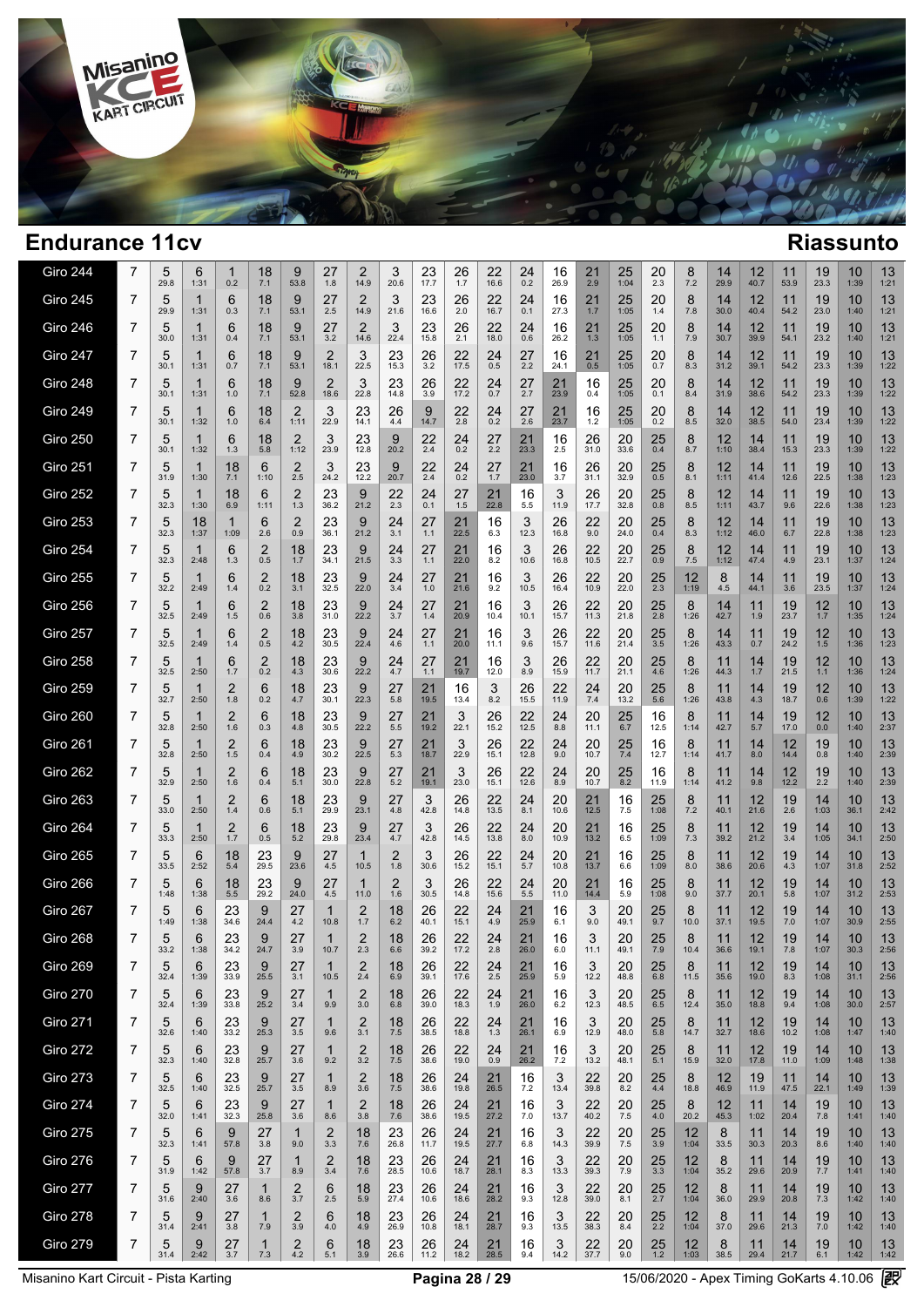# Endurance 11cv

## Riassunto

| Giro | | | | | | | | | | | | | | | | | | | | | | | | |
|---|---|---|---|---|---|---|---|---|---|---|---|---|---|---|---|---|---|---|---|---|---|---|---|---|
| Giro 244 | 7 | 5 29.8 | 6 1:31 | 1 0.2 | 18 7.1 | 9 53.8 | 27 1.8 | 2 14.9 | 3 20.6 | 23 17.7 | 26 1.7 | 22 16.6 | 24 0.2 | 16 26.9 | 21 2.9 | 25 1:04 | 20 2.3 | 8 7.2 | 14 29.9 | 12 40.7 | 11 53.9 | 19 23.3 | 10 1:39 | 13 1:21 |
| Giro 245 | 7 | 5 29.9 | 1 1:31 | 6 0.3 | 18 7.1 | 9 53.1 | 27 2.5 | 2 14.9 | 3 21.6 | 23 16.6 | 26 2.0 | 22 16.7 | 24 0.1 | 16 27.3 | 21 1.7 | 25 1:05 | 20 1.4 | 8 7.8 | 14 30.0 | 12 40.4 | 11 54.2 | 19 23.0 | 10 1:40 | 13 1:21 |
| Giro 246 | 7 | 5 30.0 | 1 1:31 | 6 0.4 | 18 7.1 | 9 53.1 | 27 3.2 | 2 14.6 | 3 22.4 | 23 15.8 | 26 2.1 | 22 18.0 | 24 0.6 | 16 26.2 | 21 1.3 | 25 1:05 | 20 1.1 | 8 7.9 | 14 30.7 | 12 39.9 | 11 54.1 | 19 23.2 | 10 1:40 | 13 1:21 |
| Giro 247 | 7 | 5 30.1 | 1 1:31 | 6 0.7 | 18 7.1 | 9 53.1 | 2 18.1 | 3 22.5 | 23 15.3 | 26 3.2 | 22 17.5 | 24 0.5 | 27 2.2 | 16 24.1 | 21 0.5 | 25 1:05 | 20 0.7 | 8 8.3 | 14 31.2 | 12 39.1 | 11 54.2 | 19 23.3 | 10 1:39 | 13 1:22 |
| Giro 248 | 7 | 5 30.1 | 1 1:31 | 6 1.0 | 18 7.1 | 9 52.8 | 2 18.6 | 3 22.8 | 23 14.8 | 26 3.9 | 22 17.2 | 24 0.7 | 27 2.7 | 21 23.9 | 16 0.4 | 25 1:05 | 20 0.1 | 8 8.4 | 14 31.9 | 12 38.6 | 11 54.2 | 19 23.3 | 10 1:39 | 13 1:22 |
| Giro 249 | 7 | 5 30.1 | 1 1:32 | 6 1.0 | 18 6.4 | 2 1:11 | 3 22.9 | 23 14.1 | 26 4.4 | 9 14.7 | 22 2.8 | 24 0.2 | 27 2.6 | 21 23.7 | 16 1.2 | 25 1:05 | 20 0.2 | 8 8.5 | 14 32.0 | 12 38.5 | 11 54.0 | 19 23.4 | 10 1:39 | 13 1:22 |
| Giro 250 | 7 | 5 30.1 | 1 1:32 | 6 1.3 | 18 5.8 | 2 1:12 | 3 23.9 | 23 12.8 | 9 20.2 | 22 2.4 | 24 0.2 | 27 2.2 | 21 23.3 | 16 2.5 | 26 31.0 | 20 33.6 | 25 0.4 | 8 8.7 | 12 1:10 | 14 38.4 | 11 15.3 | 19 23.3 | 10 1:39 | 13 1:22 |
| Giro 251 | 7 | 5 31.9 | 1 1:30 | 18 7.1 | 6 1:10 | 2 2.5 | 3 24.2 | 23 12.2 | 9 20.7 | 22 2.4 | 24 0.2 | 27 1.7 | 21 23.0 | 16 3.7 | 26 31.1 | 20 32.9 | 25 0.5 | 8 8.1 | 12 1:11 | 14 41.4 | 11 12.6 | 19 22.5 | 10 1:38 | 13 1:23 |
| Giro 252 | 7 | 5 32.3 | 1 1:30 | 18 6.9 | 6 1:11 | 2 1.3 | 23 36.2 | 9 21.2 | 22 2.3 | 24 0.1 | 27 1.5 | 21 22.8 | 16 5.5 | 3 11.9 | 26 17.7 | 20 32.8 | 25 0.8 | 8 8.5 | 12 1:11 | 14 43.7 | 11 9.6 | 19 22.6 | 10 1:38 | 13 1:23 |
| Giro 253 | 7 | 5 32.3 | 18 1:37 | 1 1:09 | 6 2.6 | 2 0.9 | 23 36.1 | 9 21.2 | 24 3.1 | 27 1.1 | 21 22.5 | 16 6.3 | 3 12.3 | 26 16.8 | 22 9.0 | 20 24.0 | 25 0.4 | 8 8.3 | 12 1:12 | 14 46.0 | 11 6.7 | 19 22.8 | 10 1:38 | 13 1:23 |
| Giro 254 | 7 | 5 32.3 | 1 2:48 | 6 1.3 | 2 0.5 | 18 1.7 | 23 34.1 | 9 21.5 | 24 3.3 | 27 1.1 | 21 22.0 | 16 8.2 | 3 10.6 | 26 16.8 | 22 10.5 | 20 22.7 | 25 0.9 | 8 7.5 | 12 1:12 | 14 47.4 | 11 4.9 | 19 23.1 | 10 1:37 | 13 1:24 |
| Giro 255 | 7 | 5 32.2 | 1 2:49 | 6 1.4 | 2 0.2 | 18 3.1 | 23 32.5 | 9 22.0 | 24 3.4 | 27 1.0 | 21 21.6 | 16 9.2 | 3 10.5 | 26 16.4 | 22 10.9 | 20 22.0 | 25 2.3 | 12 1:19 | 8 1.6 | 14 44.1 | 11 3.6 | 19 23.5 | 10 1:37 | 13 1:24 |
| Giro 256 | 7 | 5 32.5 | 1 2:49 | 6 1.5 | 2 0.6 | 18 3.8 | 23 31.0 | 9 22.2 | 24 3.7 | 27 1.4 | 21 20.9 | 16 10.4 | 3 10.1 | 26 15.7 | 22 11.3 | 20 21.8 | 25 2.8 | 8 1:26 | 14 42.7 | 11 1.9 | 19 23.7 | 12 1.7 | 10 1:35 | 13 1:24 |
| Giro 257 | 7 | 5 32.5 | 1 2:49 | 6 1.4 | 2 0.5 | 18 4.2 | 23 30.5 | 9 22.4 | 24 4.6 | 27 1.1 | 21 20.0 | 16 11.1 | 3 9.6 | 26 15.7 | 22 11.6 | 20 21.4 | 25 3.5 | 8 1:26 | 14 43.3 | 11 0.7 | 19 24.2 | 12 1.5 | 10 1:36 | 13 1:23 |
| Giro 258 | 7 | 5 32.5 | 1 2:50 | 6 1.7 | 2 0.2 | 18 4.3 | 23 30.6 | 9 22.2 | 24 4.7 | 27 1.1 | 21 19.7 | 16 12.0 | 3 8.9 | 26 15.9 | 22 11.7 | 20 21.1 | 25 4.6 | 8 1:26 | 11 44.3 | 14 1.7 | 19 21.5 | 12 1.1 | 10 1:36 | 13 1:24 |
| Giro 259 | 7 | 5 32.7 | 1 2:50 | 2 1.8 | 6 0.2 | 18 4.7 | 23 30.1 | 9 22.3 | 27 5.8 | 21 19.5 | 16 13.4 | 3 8.2 | 26 15.5 | 22 11.9 | 24 7.4 | 20 13.2 | 25 5.6 | 8 1:26 | 11 43.8 | 14 4.3 | 19 18.7 | 12 0.6 | 10 1:39 | 13 1:22 |
| Giro 260 | 7 | 5 32.8 | 1 2:50 | 2 1.6 | 6 0.3 | 18 4.8 | 23 30.5 | 9 22.2 | 27 5.5 | 21 19.2 | 3 22.1 | 26 15.2 | 22 12.5 | 24 8.8 | 20 11.1 | 25 6.7 | 16 12.5 | 8 1:14 | 11 42.7 | 14 5.7 | 19 17.0 | 12 0.0 | 10 1:40 | 13 2:37 |
| Giro 261 | 7 | 5 32.8 | 1 2:50 | 2 1.5 | 6 0.4 | 18 4.9 | 23 30.2 | 9 22.5 | 27 5.3 | 21 18.7 | 3 22.9 | 26 15.1 | 22 12.8 | 24 9.0 | 20 10.7 | 25 7.4 | 16 12.7 | 8 1:14 | 11 41.7 | 14 8.0 | 12 14.4 | 19 0.8 | 10 1:40 | 13 2:39 |
| Giro 262 | 7 | 5 32.9 | 1 2:50 | 2 1.6 | 6 0.4 | 18 5.1 | 23 30.0 | 9 22.8 | 27 5.2 | 21 19.1 | 3 23.0 | 26 15.1 | 22 12.6 | 24 8.9 | 20 10.7 | 25 8.2 | 16 11.9 | 8 1:14 | 11 41.2 | 14 9.8 | 12 12.2 | 19 2.2 | 10 1:40 | 13 2:39 |
| Giro 263 | 7 | 5 33.0 | 1 2:50 | 2 1.4 | 6 0.6 | 18 5.1 | 23 29.9 | 9 23.1 | 27 4.8 | 3 42.8 | 26 14.8 | 22 13.5 | 24 8.1 | 20 10.6 | 21 12.5 | 16 7.5 | 25 1:08 | 8 7.2 | 11 40.1 | 12 21.6 | 19 2.6 | 14 1:03 | 10 36.1 | 13 2:42 |
| Giro 264 | 7 | 5 33.3 | 1 2:50 | 2 1.7 | 6 0.5 | 18 5.2 | 23 29.8 | 9 23.4 | 27 4.7 | 3 42.8 | 26 14.5 | 22 13.8 | 24 8.0 | 20 10.9 | 21 13.2 | 16 6.5 | 25 1:09 | 8 7.3 | 11 39.2 | 12 21.2 | 19 3.4 | 14 1:05 | 10 34.1 | 13 2:50 |
| Giro 265 | 7 | 5 33.5 | 6 2:52 | 18 5.4 | 23 29.5 | 9 23.6 | 27 4.5 | 1 10.5 | 2 1.8 | 3 30.6 | 26 15.2 | 22 15.1 | 24 5.7 | 20 10.8 | 21 13.7 | 16 6.6 | 25 1:09 | 8 8.0 | 11 38.6 | 12 20.6 | 19 4.3 | 14 1:07 | 10 31.8 | 13 2:52 |
| Giro 266 | 7 | 5 1:48 | 6 1:38 | 18 5.5 | 23 29.2 | 9 24.0 | 27 4.5 | 1 11.0 | 2 1.6 | 3 30.5 | 26 14.8 | 22 15.6 | 24 5.5 | 20 11.0 | 21 14.4 | 16 5.9 | 25 1:08 | 8 9.0 | 11 37.7 | 12 20.1 | 19 5.8 | 14 1:07 | 10 31.2 | 13 2:53 |
| Giro 267 | 7 | 5 1:49 | 6 1:38 | 23 34.6 | 9 24.4 | 27 4.2 | 1 10.8 | 2 1.7 | 18 6.2 | 26 40.1 | 22 15.1 | 24 4.9 | 21 25.9 | 16 6.1 | 3 9.0 | 20 49.1 | 25 9.7 | 8 10.0 | 11 37.1 | 12 19.5 | 19 7.0 | 14 1:07 | 10 30.9 | 13 2:55 |
| Giro 268 | 7 | 5 33.2 | 6 1:38 | 23 34.2 | 9 24.7 | 27 3.9 | 1 10.7 | 2 2.3 | 18 6.6 | 26 39.2 | 22 17.2 | 24 2.8 | 21 26.0 | 16 6.0 | 3 11.1 | 20 49.1 | 25 7.9 | 8 10.4 | 11 36.6 | 12 19.1 | 19 7.8 | 14 1:07 | 10 30.3 | 13 2:56 |
| Giro 269 | 7 | 5 32.4 | 6 1:39 | 23 33.9 | 9 25.5 | 27 3.1 | 1 10.5 | 2 2.4 | 18 6.9 | 26 39.1 | 22 17.6 | 24 2.5 | 21 25.9 | 16 5.9 | 3 12.2 | 20 48.8 | 25 6.8 | 8 11.5 | 11 35.6 | 12 19.0 | 19 8.3 | 14 1:08 | 10 31.1 | 13 2:56 |
| Giro 270 | 7 | 5 32.4 | 6 1:39 | 23 33.8 | 9 25.2 | 27 3.4 | 1 9.9 | 2 3.0 | 18 6.8 | 26 39.0 | 22 18.3 | 24 1.9 | 21 26.0 | 16 6.2 | 3 12.3 | 20 48.5 | 25 6.5 | 8 12.4 | 11 35.0 | 12 18.8 | 19 9.4 | 14 1:08 | 10 30.0 | 13 2:57 |
| Giro 271 | 7 | 5 32.6 | 6 1:40 | 23 33.2 | 9 25.3 | 27 3.5 | 1 9.6 | 2 3.1 | 18 7.5 | 26 38.5 | 22 18.8 | 24 1.3 | 21 26.1 | 16 6.9 | 3 12.9 | 20 48.0 | 25 5.8 | 8 14.7 | 11 32.7 | 12 18.6 | 19 10.2 | 14 1:08 | 10 1:47 | 13 1:40 |
| Giro 272 | 7 | 5 32.3 | 6 1:40 | 23 32.8 | 9 25.7 | 27 3.6 | 1 9.2 | 2 3.2 | 18 7.5 | 26 38.6 | 22 19.0 | 24 0.9 | 21 26.2 | 16 7.2 | 3 13.2 | 20 48.1 | 25 5.1 | 8 15.9 | 11 32.0 | 12 17.8 | 19 11.0 | 14 1:09 | 10 1:48 | 13 1:38 |
| Giro 273 | 7 | 5 32.5 | 6 1:40 | 23 32.5 | 9 25.7 | 27 3.5 | 1 8.9 | 2 3.6 | 18 7.5 | 26 38.6 | 24 19.8 | 21 26.5 | 16 7.2 | 3 13.4 | 22 39.8 | 20 8.2 | 25 4.4 | 8 18.8 | 12 46.9 | 19 11.9 | 11 47.5 | 14 22.1 | 10 1:49 | 13 1:39 |
| Giro 274 | 7 | 5 32.0 | 6 1:41 | 23 32.3 | 9 25.8 | 27 3.6 | 1 8.6 | 2 3.8 | 18 7.6 | 26 38.6 | 24 19.5 | 21 27.2 | 16 7.0 | 3 13.7 | 22 40.2 | 20 7.5 | 25 4.0 | 8 20.2 | 12 45.3 | 11 1:02 | 14 20.4 | 19 7.8 | 10 1:41 | 13 1:40 |
| Giro 275 | 7 | 5 32.3 | 6 1:41 | 9 57.8 | 27 3.8 | 1 9.0 | 2 3.3 | 18 7.6 | 23 26.8 | 26 11.7 | 24 19.5 | 21 27.7 | 16 6.8 | 3 14.3 | 22 39.9 | 20 7.5 | 25 3.9 | 12 1:04 | 8 33.5 | 11 30.3 | 14 20.3 | 19 8.6 | 10 1:40 | 13 1:40 |
| Giro 276 | 7 | 5 31.9 | 6 1:42 | 9 57.8 | 27 3.7 | 1 8.9 | 2 3.4 | 18 7.6 | 23 28.5 | 26 10.6 | 24 18.7 | 21 28.1 | 16 8.3 | 3 13.3 | 22 39.3 | 20 7.9 | 25 3.3 | 12 1:04 | 8 35.2 | 11 29.6 | 14 20.9 | 19 7.7 | 10 1:41 | 13 1:40 |
| Giro 277 | 7 | 5 31.6 | 9 2:40 | 27 3.6 | 1 8.6 | 2 3.7 | 6 2.5 | 18 5.9 | 23 27.4 | 26 10.6 | 24 18.6 | 21 28.2 | 16 9.3 | 3 12.8 | 22 39.0 | 20 8.1 | 25 2.7 | 12 1:04 | 8 36.0 | 11 29.9 | 14 20.8 | 19 7.3 | 10 1:42 | 13 1:40 |
| Giro 278 | 7 | 5 31.4 | 9 2:41 | 27 3.8 | 1 7.9 | 2 3.9 | 6 4.0 | 18 4.9 | 23 26.9 | 26 10.8 | 24 18.1 | 21 28.7 | 16 9.3 | 3 13.5 | 22 38.3 | 20 8.4 | 25 2.2 | 12 1:04 | 8 37.0 | 11 29.6 | 14 21.3 | 19 7.0 | 10 1:42 | 13 1:40 |
| Giro 279 | 7 | 5 31.4 | 9 2:42 | 27 3.7 | 1 7.3 | 2 4.2 | 6 5.1 | 18 3.9 | 23 26.6 | 26 11.2 | 24 18.2 | 21 28.5 | 16 9.4 | 3 14.2 | 22 37.7 | 20 9.0 | 25 1.2 | 12 1:03 | 8 38.5 | 11 29.4 | 14 21.7 | 19 6.1 | 10 1:42 | 13 1:42 |

Misanino Kart Circuit - Pista Karting | 15/06/2020 - Apex Timing GoKarts 4.10.06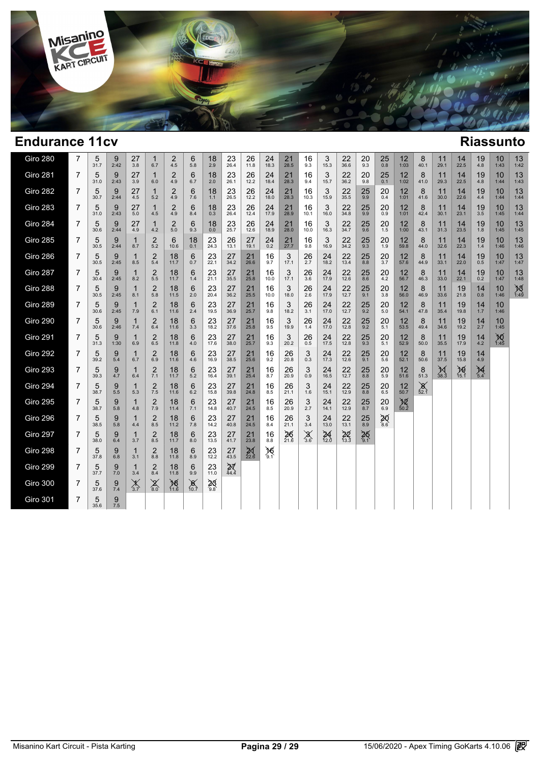# Endurance 11cv

## Riassunto

| | | | | | | | | | | | | | | | | | | | | | | | | |
|---|---|---|---|---|---|---|---|---|---|---|---|---|---|---|---|---|---|---|---|---|---|---|---|---|
| Giro 280 | 7 | 5 31.7 | 9 2:42 | 27 3.8 | 1 6.7 | 2 4.5 | 6 5.8 | 18 2.9 | 23 26.4 | 26 11.8 | 24 18.3 | 21 28.5 | 16 9.3 | 3 15.3 | 22 36.6 | 20 9.3 | 25 0.8 | 12 1:03 | 8 40.1 | 11 29.1 | 14 22.5 | 19 4.8 | 10 1:43 | 13 1:42 |
| Giro 281 | 7 | 5 31.0 | 9 2:43 | 27 3.9 | 1 6.0 | 2 4.9 | 6 6.7 | 18 2.0 | 23 26.1 | 26 12.2 | 24 18.4 | 21 28.3 | 16 9.4 | 3 15.7 | 22 36.2 | 20 9.8 | 25 0.1 | 12 1:02 | 8 41.0 | 11 29.3 | 14 22.5 | 19 4.8 | 10 1:44 | 13 1:43 |
| Giro 282 | 7 | 5 30.7 | 9 2:44 | 27 4.5 | 1 5.2 | 2 4.9 | 6 7.6 | 18 1.1 | 23 26.5 | 26 12.2 | 24 18.0 | 21 28.3 | 16 10.3 | 3 15.9 | 22 35.5 | 25 9.9 | 20 0.4 | 12 1:01 | 8 41.6 | 11 30.0 | 14 22.6 | 19 4.4 | 10 1:44 | 13 1:44 |
| Giro 283 | 7 | 5 31.0 | 9 2:43 | 27 5.0 | 1 4.5 | 2 4.9 | 6 8.4 | 18 0.3 | 23 26.4 | 26 12.4 | 24 17.9 | 21 28.9 | 16 10.1 | 3 16.0 | 22 34.8 | 25 9.9 | 20 0.9 | 12 1:01 | 8 42.4 | 11 30.1 | 14 23.1 | 19 3.5 | 10 1:45 | 13 1:44 |
| Giro 284 | 7 | 5 30.6 | 9 2:44 | 27 4.9 | 1 4.2 | 2 5.0 | 6 9.3 | 18 0.0 | 23 25.7 | 26 12.6 | 24 18.9 | 21 28.0 | 16 10.0 | 3 16.3 | 22 34.7 | 25 9.6 | 20 1.5 | 12 1:00 | 8 43.1 | 11 31.3 | 14 23.5 | 19 1.8 | 10 1:45 | 13 1:45 |
| Giro 285 | 7 | 5 30.5 | 9 2:44 | 1 8.7 | 2 5.2 | 6 10.6 | 18 0.1 | 23 24.3 | 26 13.1 | 27 19.1 | 24 0.2 | 21 27.7 | 16 9.8 | 3 16.9 | 22 34.2 | 25 9.3 | 20 1.9 | 12 59.8 | 8 44.0 | 11 32.6 | 14 22.3 | 19 1.4 | 10 1:46 | 13 1:46 |
| Giro 286 | 7 | 5 30.5 | 9 2:45 | 1 8.5 | 2 5.4 | 18 11.7 | 6 0.7 | 23 22.1 | 27 34.2 | 21 26.6 | 16 9.7 | 3 17.1 | 26 2.7 | 24 18.2 | 22 13.4 | 25 8.8 | 20 3.7 | 12 57.6 | 8 44.9 | 11 33.1 | 14 22.0 | 19 0.5 | 10 1:47 | 13 1:47 |
| Giro 287 | 7 | 5 30.4 | 9 2:45 | 1 8.2 | 2 5.5 | 18 11.7 | 6 1.4 | 23 21.1 | 27 35.5 | 21 25.8 | 16 10.0 | 3 17.1 | 26 3.6 | 24 17.9 | 22 12.6 | 25 8.6 | 20 4.2 | 12 56.7 | 8 46.3 | 11 33.0 | 14 22.1 | 19 0.2 | 10 1:47 | 13 1:48 |
| Giro 288 | 7 | 5 30.5 | 9 2:45 | 1 8.1 | 2 5.8 | 18 11.5 | 6 2.0 | 23 20.4 | 27 36.2 | 21 25.5 | 16 10.0 | 3 18.0 | 26 2.6 | 24 17.9 | 22 12.7 | 25 9.1 | 20 3.8 | 12 56.0 | 8 46.9 | 11 33.6 | 19 21.8 | 14 0.8 | 10 1:46 | ~~13~~ 1:49 |
| Giro 289 | 7 | 5 30.6 | 9 2:45 | 1 7.9 | 2 6.1 | 18 11.6 | 6 2.4 | 23 19.5 | 27 36.9 | 21 25.7 | 16 9.8 | 3 18.2 | 26 3.1 | 24 17.0 | 22 12.7 | 25 9.2 | 20 5.0 | 12 54.1 | 8 47.8 | 11 35.4 | 19 19.8 | 14 1.7 | 10 1:46 | |
| Giro 290 | 7 | 5 30.6 | 9 2:46 | 1 7.4 | 2 6.4 | 18 11.6 | 6 3.3 | 23 18.2 | 27 37.6 | 21 25.8 | 16 9.5 | 3 19.9 | 26 1.4 | 24 17.0 | 22 12.8 | 25 9.2 | 20 5.1 | 12 53.5 | 8 49.4 | 11 34.6 | 19 19.2 | 14 2.7 | 10 1:45 | |
| Giro 291 | 7 | 5 31.3 | 9 1:30 | 1 6.9 | 2 6.5 | 18 11.8 | 6 4.0 | 23 17.6 | 27 38.0 | 21 25.7 | 16 9.3 | 3 20.2 | 26 0.5 | 24 17.5 | 22 12.8 | 25 9.3 | 20 5.1 | 12 52.9 | 8 50.0 | 11 35.5 | 19 17.9 | 14 4.2 | ~~10~~ 1:45 | |
| Giro 292 | 7 | 5 39.2 | 9 5.4 | 1 6.7 | 2 6.9 | 18 11.6 | 6 4.6 | 23 16.9 | 27 38.5 | 21 25.6 | 16 9.2 | 26 20.8 | 3 0.3 | 24 17.3 | 22 12.6 | 25 9.1 | 20 5.6 | 12 52.1 | 8 50.6 | 11 37.5 | 19 15.8 | 14 4.9 | | |
| Giro 293 | 7 | 5 39.3 | 9 4.7 | 1 6.4 | 2 7.1 | 18 11.7 | 6 5.2 | 23 16.4 | 27 39.1 | 21 25.4 | 16 8.7 | 26 20.9 | 3 0.9 | 24 16.5 | 22 12.7 | 25 8.8 | 20 5.9 | 12 51.6 | 8 51.3 | ~~11~~ 38.3 | ~~19~~ 15.1 | ~~14~~ 5.4 | | |
| Giro 294 | 7 | 5 38.7 | 9 5.5 | 1 5.3 | 2 7.5 | 18 11.6 | 6 6.2 | 23 15.8 | 27 39.8 | 21 24.8 | 16 8.5 | 26 21.1 | 3 1.6 | 24 15.1 | 22 12.9 | 25 8.8 | 20 6.5 | 12 50.7 | ~~8~~ 52.1 | | | | | |
| Giro 295 | 7 | 5 38.7 | 9 5.8 | 1 4.8 | 2 7.9 | 18 11.4 | 6 7.1 | 23 14.8 | 27 40.7 | 21 24.5 | 16 8.5 | 26 20.9 | 3 2.7 | 24 14.1 | 22 12.9 | 25 8.7 | 20 6.9 | ~~12~~ 50.2 | | | | | | |
| Giro 296 | 7 | 5 38.5 | 9 5.8 | 1 4.4 | 2 8.5 | 18 11.2 | 6 7.8 | 23 14.2 | 27 40.8 | 21 24.5 | 16 8.4 | 26 21.1 | 3 3.4 | 24 13.0 | 22 13.1 | 25 8.9 | ~~20~~ 8.6 | | | | | | | |
| Giro 297 | 7 | 5 38.0 | 9 6.4 | 1 3.7 | 2 8.5 | 18 11.7 | 6 8.0 | 23 13.5 | 27 41.7 | 21 23.8 | 16 8.8 | ~~26~~ 21.6 | ~~3~~ 3.6 | ~~24~~ 12.0 | ~~22~~ 13.3 | ~~25~~ 9.1 | | | | | | | | |
| Giro 298 | 7 | 5 37.8 | 9 6.8 | 1 3.1 | 2 8.8 | 18 11.8 | 6 8.9 | 23 12.2 | 27 43.5 | ~~21~~ 22.6 | ~~16~~ 9.1 | | | | | | | | | | | | | |
| Giro 299 | 7 | 5 37.7 | 9 7.0 | 1 3.4 | 2 8.4 | 18 11.8 | 6 9.9 | 23 11.0 | ~~27~~ 44.4 | | | | | | | | | | | | | | | |
| Giro 300 | 7 | 5 37.6 | 9 7.4 | ~~1~~ 3.7 | ~~2~~ 8.0 | ~~18~~ 11.6 | ~~6~~ 10.7 | ~~23~~ 9.8 | | | | | | | | | | | | | | | | |
| Giro 301 | 7 | 5 35.6 | 9 7.5 | | | | | | | | | | | | | | | | | | | | | |